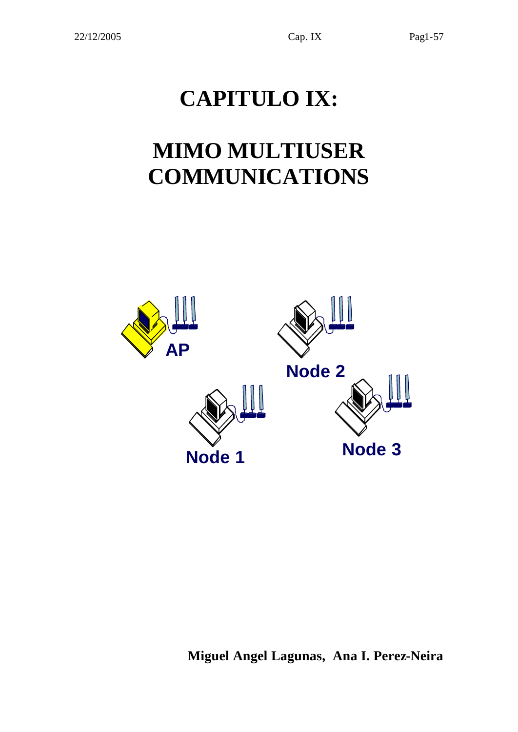# CAPITULO IX:

# MIMO MULTIUSER COMMUNICATIONS

**Miguel Angel Lagunas, Ana I. Perez-Neira**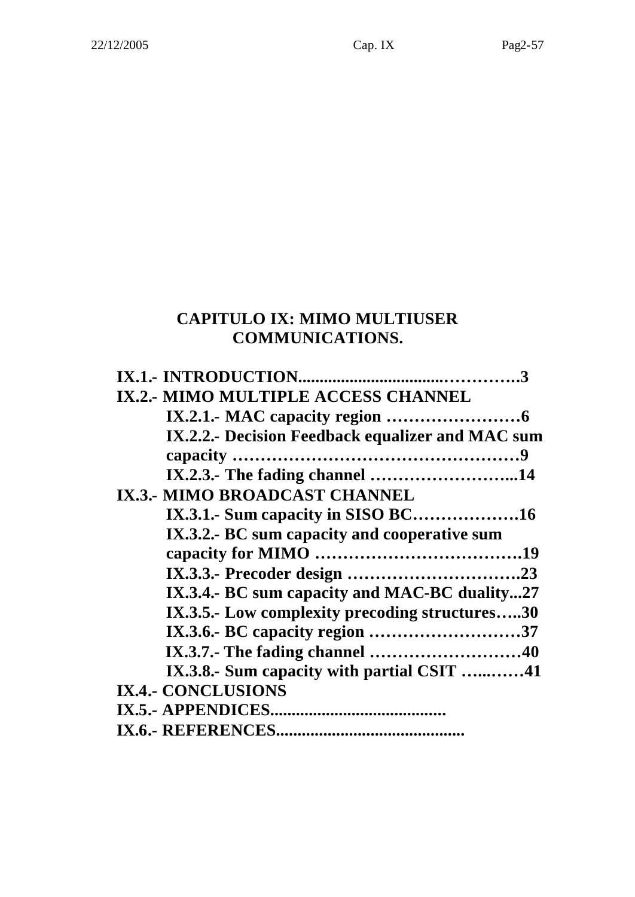# CAPITULO IX: MIMO MULTIUSER COMMUNICATIONS.

**IX.1.- INTRODUCTION..................................…………..3**

**IX.2.- MIMO MULTIPLE ACCESS CHANNEL**

- **IX.2.1.- MAC capacity region ……………………6**
- **IX.2.2.- Decision Feedback equalizer and MAC sum capacity ……………………………………………9**
- **IX.2.3.- The fading channel ……………………...14**

**IX.3.- MIMO BROADCAST CHANNEL**

- **IX.3.1.- Sum capacity in SISO BC……………….16**
- **IX.3.2.- BC sum capacity and cooperative sum capacity for MIMO ……………………………….19**
- **IX.3.3.- Precoder design ………………………….23**
- **IX.3.4.- BC sum capacity and MAC-BC duality...27**
- **IX.3.5.- Low complexity precoding structures…..30**
- **IX.3.6.- BC capacity region ………………………37**
- **IX.3.7.- The fading channel ………………………40**
- **IX.3.8.- Sum capacity with partial CSIT …...……41**

**IX.4.- CONCLUSIONS**

**IX.5.- APPENDICES.........................................**

**IX.6.- REFERENCES............................................**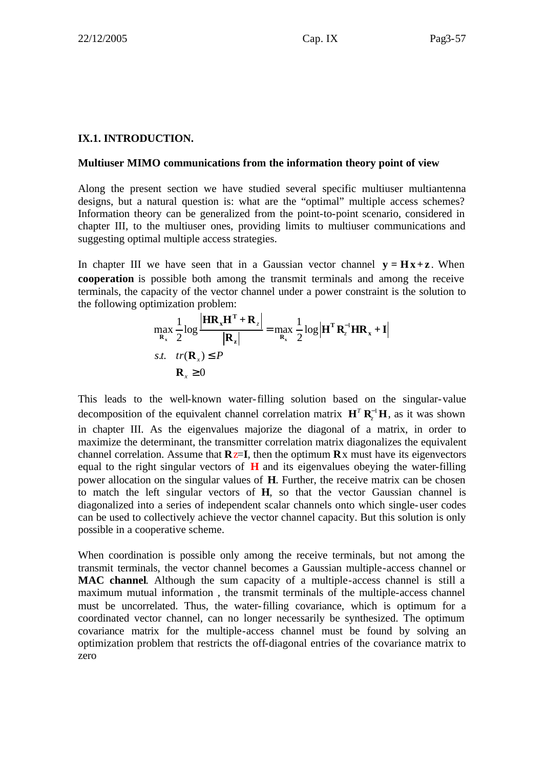## IX.1. INTRODUCTION.

### Multiuser MIMO communications from the information theory point of view

Along the present section we have studied several specific multiuser multiantenna designs, but a natural question is: what are the "optimal" multiple access schemes? Information theory can be generalized from the point-to-point scenario, considered in chapter III, to the multiuser ones, providing limits to multiuser communications and suggesting optimal multiple access strategies.

In chapter III we have seen that in a Gaussian vector channel $\mathbf{y} = \mathbf{H}\mathbf{x} + \mathbf{z}$. When **cooperation** is possible both among the transmit terminals and among the receive terminals, the capacity of the vector channel under a power constraint is the solution to the following optimization problem:

$$\max_{\mathbf{R_x}} \frac{1}{2}\log\frac{\left|\mathbf{H}\mathbf{R_x}\mathbf{H^T} + \mathbf{R}_z\right|}{\left|\mathbf{R_z}\right|} = \max_{\mathbf{R_x}} \frac{1}{2}\log\left|\mathbf{H^T}\mathbf{R}_z^{-1}\mathbf{H}\mathbf{R_x} + \mathbf{I}\right|$$

$$s.t. \quad tr(\mathbf{R}_x) \leq P$$

$$\mathbf{R}_x \geq 0$$

This leads to the well-known water-filling solution based on the singular-value decomposition of the equivalent channel correlation matrix $\mathbf{H}^T\mathbf{R}_z^{-1}\mathbf{H}$, as it was shown in chapter III. As the eigenvalues majorize the diagonal of a matrix, in order to maximize the determinant, the transmitter correlation matrix diagonalizes the equivalent channel correlation. Assume that $\mathbf{R}_z=\mathbf{I}$, then the optimum $\mathbf{R}_x$ must have its eigenvectors equal to the right singular vectors of **H** and its eigenvalues obeying the water-filling power allocation on the singular values of **H**. Further, the receive matrix can be chosen to match the left singular vectors of **H**, so that the vector Gaussian channel is diagonalized into a series of independent scalar channels onto which single-user codes can be used to collectively achieve the vector channel capacity. But this solution is only possible in a cooperative scheme.

When coordination is possible only among the receive terminals, but not among the transmit terminals, the vector channel becomes a Gaussian multiple-access channel or **MAC channel**. Although the sum capacity of a multiple-access channel is still a maximum mutual information , the transmit terminals of the multiple-access channel must be uncorrelated. Thus, the water-filling covariance, which is optimum for a coordinated vector channel, can no longer necessarily be synthesized. The optimum covariance matrix for the multiple-access channel must be found by solving an optimization problem that restricts the off-diagonal entries of the covariance matrix to zero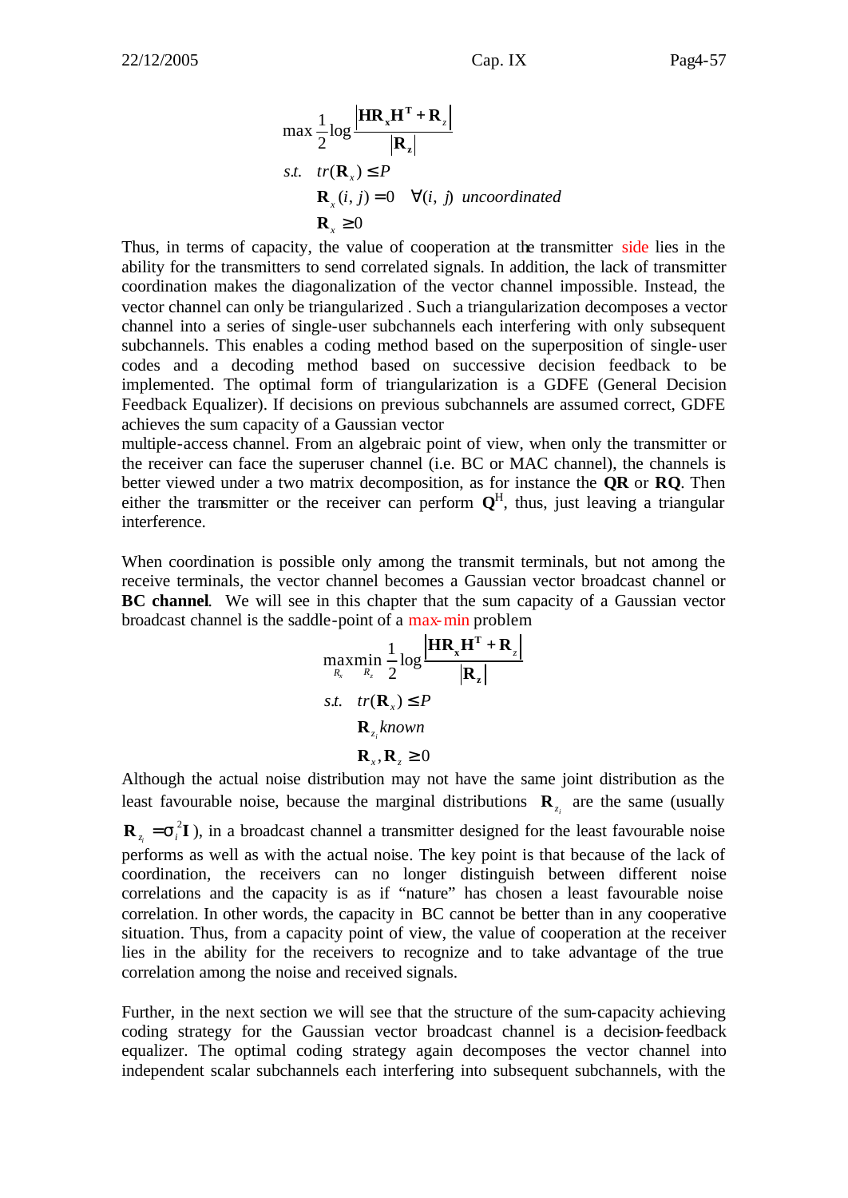$$
\begin{aligned}
&\max \frac{1}{2}\log \frac{\left|\mathbf{H}\mathbf{R}_{\mathbf{x}}\mathbf{H}^{\mathbf{T}}+\mathbf{R}_{z}\right|}{\left|\mathbf{R}_{\mathbf{z}}\right|} \\
&s.t. \quad tr(\mathbf{R}_{x}) \le P \\
&\qquad \mathbf{R}_{x}(i,j)=0 \quad \forall (i,j) \ \textit{uncoordinated} \\
&\qquad \mathbf{R}_{x} \ge 0
\end{aligned}
$$

Thus, in terms of capacity, the value of cooperation at the transmitter side lies in the ability for the transmitters to send correlated signals. In addition, the lack of transmitter coordination makes the diagonalization of the vector channel impossible. Instead, the vector channel can only be triangularized . Such a triangularization decomposes a vector channel into a series of single-user subchannels each interfering with only subsequent subchannels. This enables a coding method based on the superposition of single-user codes and a decoding method based on successive decision feedback to be implemented. The optimal form of triangularization is a GDFE (General Decision Feedback Equalizer). If decisions on previous subchannels are assumed correct, GDFE achieves the sum capacity of a Gaussian vector
multiple-access channel. From an algebraic point of view, when only the transmitter or the receiver can face the superuser channel (i.e. BC or MAC channel), the channels is better viewed under a two matrix decomposition, as for instance the **QR** or **RQ**. Then either the transmitter or the receiver can perform $\mathbf{Q}^{H}$, thus, just leaving a triangular interference.

When coordination is possible only among the transmit terminals, but not among the receive terminals, the vector channel becomes a Gaussian vector broadcast channel or **BC channel**. We will see in this chapter that the sum capacity of a Gaussian vector broadcast channel is the saddle-point of a max-min problem

$$
\begin{aligned}
&\max_{R_x}\min_{R_z} \frac{1}{2}\log \frac{\left|\mathbf{H}\mathbf{R}_{\mathbf{x}}\mathbf{H}^{\mathbf{T}}+\mathbf{R}_{z}\right|}{\left|\mathbf{R}_{\mathbf{z}}\right|} \\
&s.t. \quad tr(\mathbf{R}_{x}) \le P \\
&\qquad \mathbf{R}_{z_i} \ \textit{known} \\
&\qquad \mathbf{R}_{x}, \mathbf{R}_{z} \ge 0
\end{aligned}
$$

Although the actual noise distribution may not have the same joint distribution as the least favourable noise, because the marginal distributions $\mathbf{R}_{z_i}$ are the same (usually $\mathbf{R}_{z_i} = \sigma_i^2 \mathbf{I}$), in a broadcast channel a transmitter designed for the least favourable noise performs as well as with the actual noise. The key point is that because of the lack of coordination, the receivers can no longer distinguish between different noise correlations and the capacity is as if "nature" has chosen a least favourable noise correlation. In other words, the capacity in BC cannot be better than in any cooperative situation. Thus, from a capacity point of view, the value of cooperation at the receiver lies in the ability for the receivers to recognize and to take advantage of the true correlation among the noise and received signals.

Further, in the next section we will see that the structure of the sum-capacity achieving coding strategy for the Gaussian vector broadcast channel is a decision-feedback equalizer. The optimal coding strategy again decomposes the vector channel into independent scalar subchannels each interfering into subsequent subchannels, with the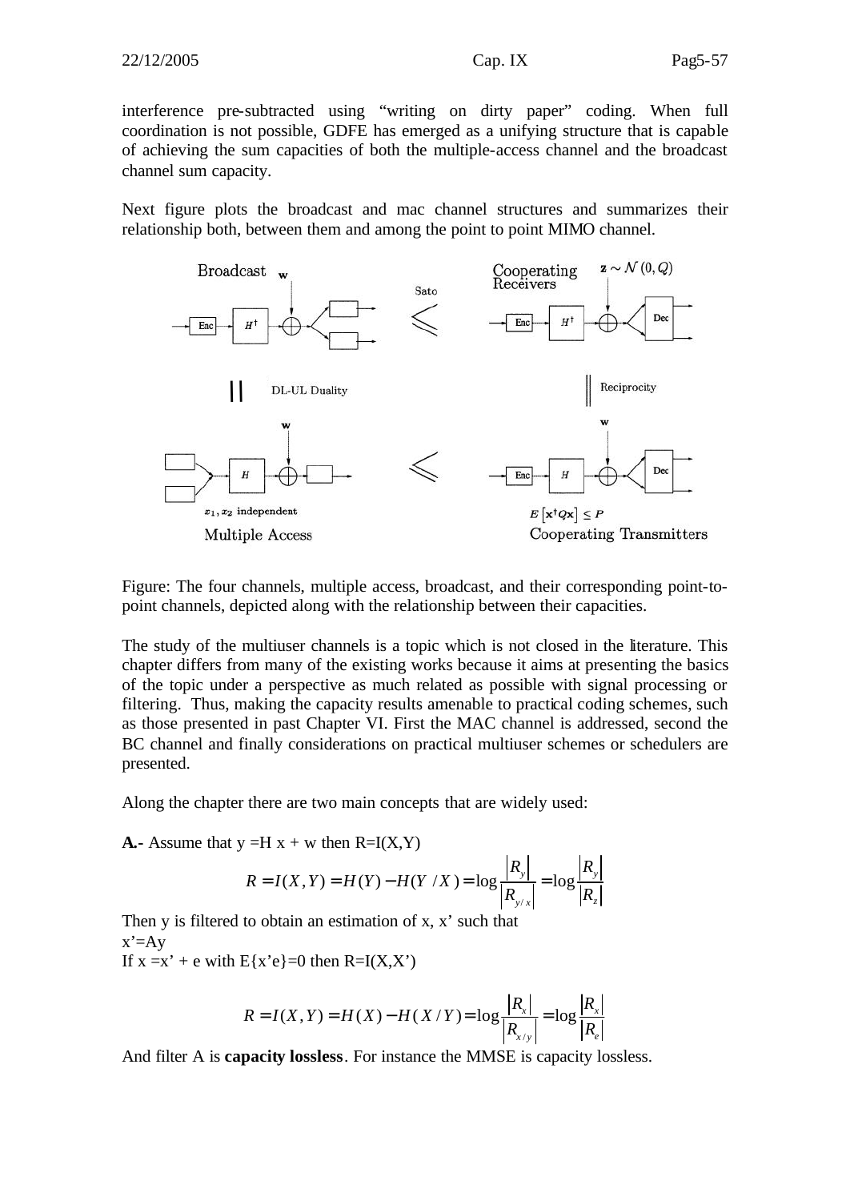interference pre-subtracted using "writing on dirty paper" coding. When full coordination is not possible, GDFE has emerged as a unifying structure that is capable of achieving the sum capacities of both the multiple-access channel and the broadcast channel sum capacity.

Next figure plots the broadcast and mac channel structures and summarizes their relationship both, between them and among the point to point MIMO channel.

Figure: The four channels, multiple access, broadcast, and their corresponding point-to-point channels, depicted along with the relationship between their capacities.

The study of the multiuser channels is a topic which is not closed in the literature. This chapter differs from many of the existing works because it aims at presenting the basics of the topic under a perspective as much related as possible with signal processing or filtering. Thus, making the capacity results amenable to practical coding schemes, such as those presented in past Chapter VI. First the MAC channel is addressed, second the BC channel and finally considerations on practical multiuser schemes or schedulers are presented.

Along the chapter there are two main concepts that are widely used:

**A.-** Assume that y =H x + w then R=I(X,Y)

$$R = I(X,Y) = H(Y) - H(Y/X) = \log\frac{|R_y|}{|R_{y/x}|} = \log\frac{|R_y|}{|R_z|}$$

Then y is filtered to obtain an estimation of x, x' such that

x'=Ay

If x =x' + e with E{x'e}=0 then R=I(X,X')

$$R = I(X,Y) = H(X) - H(X/Y) = \log\frac{|R_x|}{|R_{x/y}|} = \log\frac{|R_x|}{|R_e|}$$

And filter A is **capacity lossless**. For instance the MMSE is capacity lossless.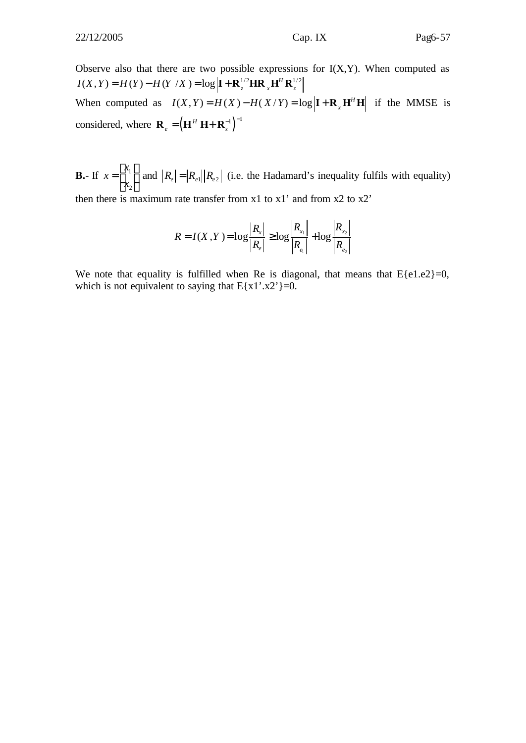Observe also that there are two possible expressions for I(X,Y). When computed as $I(X,Y) = H(Y) - H(Y/X) = \log\left|\mathbf{I} + \mathbf{R}_z^{1/2}\mathbf{H}\mathbf{R}_x\mathbf{H}^H\mathbf{R}_z^{1/2}\right|$

When computed as $I(X,Y) = H(X) - H(X/Y) = \log\left|\mathbf{I} + \mathbf{R}_x\mathbf{H}^H\mathbf{H}\right|$ if the MMSE is considered, where $\mathbf{R}_e = \left(\mathbf{H}^H\mathbf{H} + \mathbf{R}_x^{-1}\right)^{-1}$

**B.-** If $x = \begin{bmatrix} x_1 \\ x_2 \end{bmatrix}$ and $\left|R_e\right| = \left|R_{e1}\right|\left|R_{e2}\right|$ (i.e. the Hadamard's inequality fulfils with equality) then there is maximum rate transfer from x1 to x1' and from x2 to x2'

$$R = I(X,Y) = \log\frac{\left|R_x\right|}{\left|R_e\right|} \geq \log\frac{\left|R_{x_1}\right|}{\left|R_{e_1}\right|} + \log\frac{\left|R_{x_2}\right|}{\left|R_{e_2}\right|}$$

We note that equality is fulfilled when Re is diagonal, that means that E{e1.e2}=0, which is not equivalent to saying that E{x1'.x2'}=0.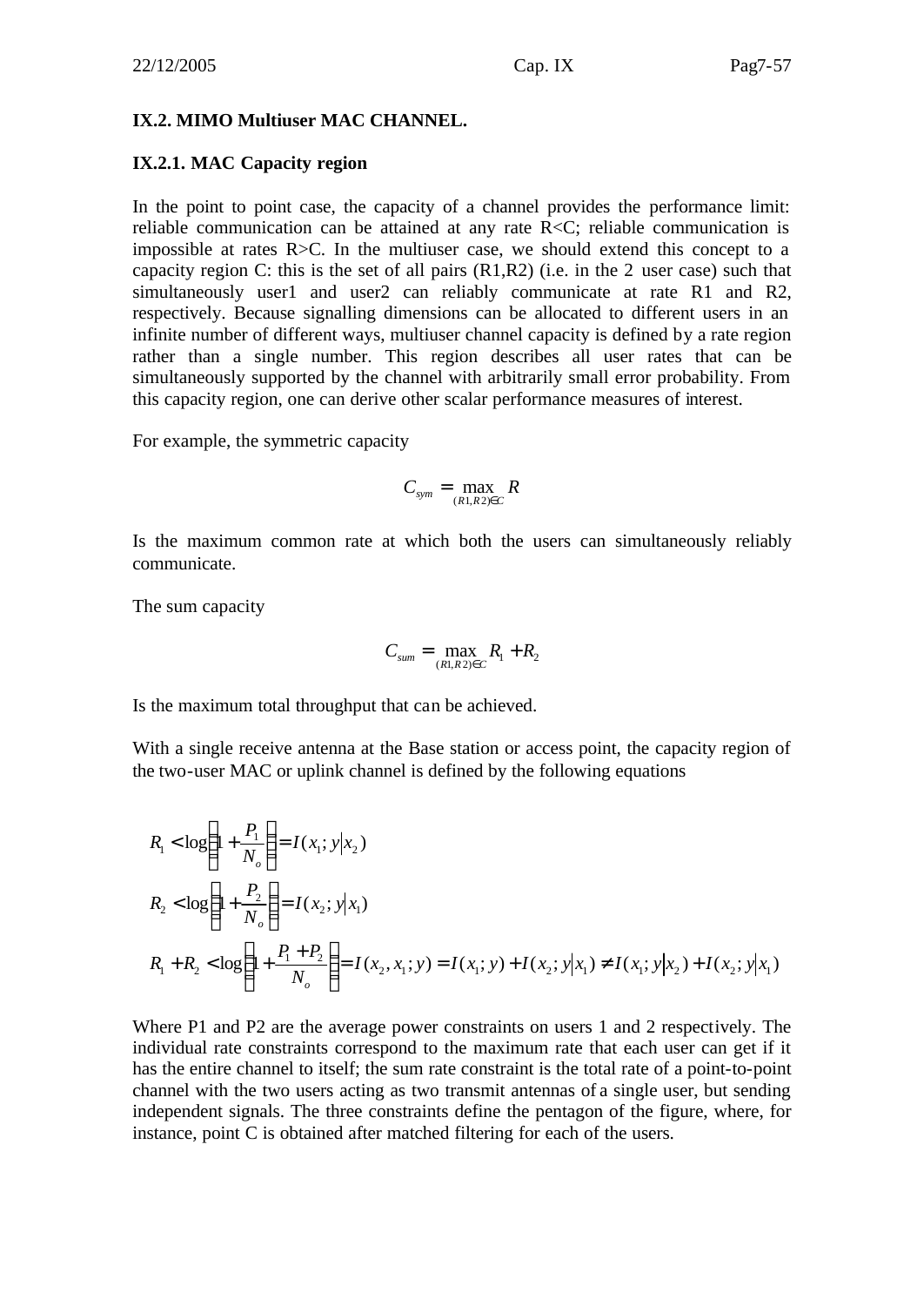### IX.2. MIMO Multiuser MAC CHANNEL.

#### IX.2.1. MAC Capacity region

In the point to point case, the capacity of a channel provides the performance limit: reliable communication can be attained at any rate R<C; reliable communication is impossible at rates R>C. In the multiuser case, we should extend this concept to a capacity region C: this is the set of all pairs (R1,R2) (i.e. in the 2 user case) such that simultaneously user1 and user2 can reliably communicate at rate R1 and R2, respectively. Because signalling dimensions can be allocated to different users in an infinite number of different ways, multiuser channel capacity is defined by a rate region rather than a single number. This region describes all user rates that can be simultaneously supported by the channel with arbitrarily small error probability. From this capacity region, one can derive other scalar performance measures of interest.

For example, the symmetric capacity

$$C_{sym} = \max_{(R1,R2)\in C} R$$

Is the maximum common rate at which both the users can simultaneously reliably communicate.

The sum capacity

$$C_{sum} = \max_{(R1,R2)\in C} R_1 + R_2$$

Is the maximum total throughput that can be achieved.

With a single receive antenna at the Base station or access point, the capacity region of the two-user MAC or uplink channel is defined by the following equations

$$R_1 < \log\left(1 + \frac{P_1}{N_o}\right) = I(x_1; y|x_2)$$

$$R_2 < \log\left(1 + \frac{P_2}{N_o}\right) = I(x_2; y|x_1)$$

$$R_1 + R_2 < \log\left(1 + \frac{P_1 + P_2}{N_o}\right) = I(x_2, x_1; y) = I(x_1; y) + I(x_2; y|x_1) \neq I(x_1; y|x_2) + I(x_2; y|x_1)$$

Where P1 and P2 are the average power constraints on users 1 and 2 respectively. The individual rate constraints correspond to the maximum rate that each user can get if it has the entire channel to itself; the sum rate constraint is the total rate of a point-to-point channel with the two users acting as two transmit antennas of a single user, but sending independent signals. The three constraints define the pentagon of the figure, where, for instance, point C is obtained after matched filtering for each of the users.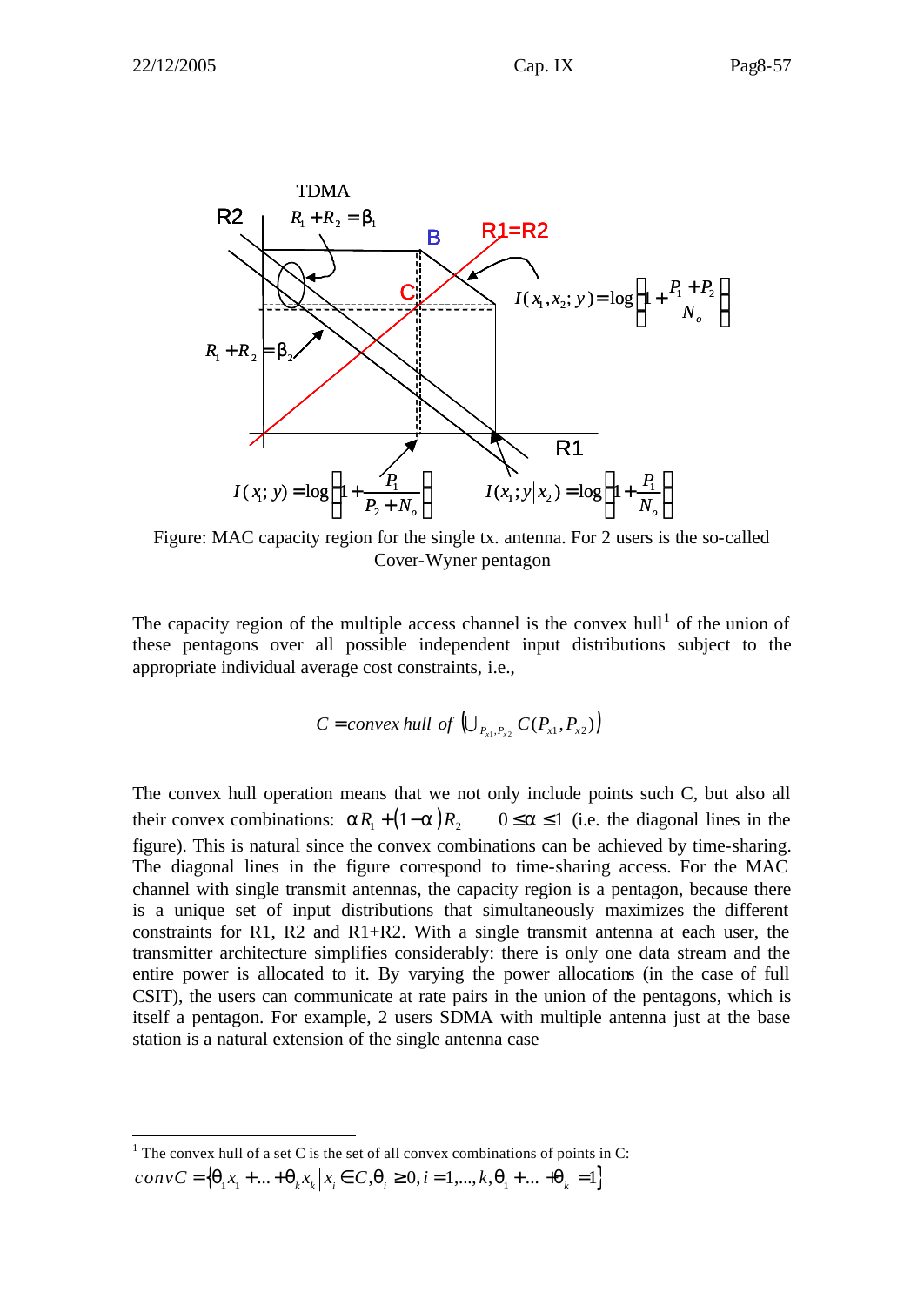TDMA

R2

$R_1 + R_2 = \beta_1$

B

R1=R2

C

$I(x_1, x_2; y) = \log\left(1 + \frac{P_1 + P_2}{N_o}\right)$

$R_1 + R_2 = \beta_2$

R1

$I(x_1; y) = \log\left(1 + \frac{P_1}{P_2 + N_o}\right)$ $I(x_1; y|x_2) = \log\left(1 + \frac{P_1}{N_o}\right)$

Figure: MAC capacity region for the single tx. antenna. For 2 users is the so-called Cover-Wyner pentagon

The capacity region of the multiple access channel is the convex hull[1] of the union of these pentagons over all possible independent input distributions subject to the appropriate individual average cost constraints, i.e.,

$$C = convex\ hull\ of\ \left(\cup_{P_{x1}, P_{x2}} C(P_{x1}, P_{x2})\right)$$

The convex hull operation means that we not only include points such C, but also all their convex combinations: $\alpha R_1 + (1-\alpha) R_2 \quad 0 \le \alpha \le 1$ (i.e. the diagonal lines in the figure). This is natural since the convex combinations can be achieved by time-sharing. The diagonal lines in the figure correspond to time-sharing access. For the MAC channel with single transmit antennas, the capacity region is a pentagon, because there is a unique set of input distributions that simultaneously maximizes the different constraints for R1, R2 and R1+R2. With a single transmit antenna at each user, the transmitter architecture simplifies considerably: there is only one data stream and the entire power is allocated to it. By varying the power allocations (in the case of full CSIT), the users can communicate at rate pairs in the union of the pentagons, which is itself a pentagon. For example, 2 users SDMA with multiple antenna just at the base station is a natural extension of the single antenna case

---

[1] The convex hull of a set C is the set of all convex combinations of points in C:

$$convC = \{\theta_1 x_1 + ... + \theta_k x_k \mid x_i \in C, \theta_i \ge 0, i = 1,...,k, \theta_1 + ... + \theta_k = 1\}$$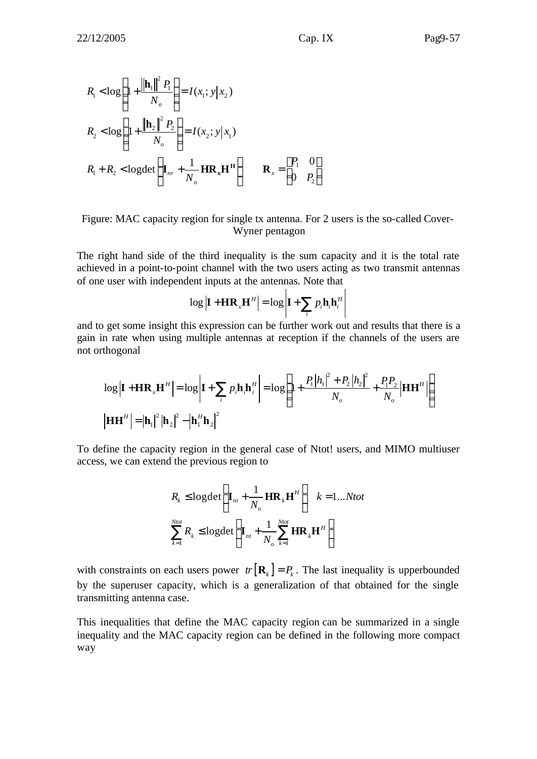$$R_1 < \log\left(1+\frac{\|\mathbf{h}_1\|^2 P_1}{N_o}\right) = I(x_1; y | x_2)$$

$$R_2 < \log\left(1+\frac{\|\mathbf{h}_2\|^2 P_2}{N_o}\right) = I(x_2; y | x_1)$$

$$R_1 + R_2 < \log\det\left(\mathbf{I}_{nr} + \frac{1}{N_o}\mathbf{H}\mathbf{R}_x\mathbf{H}^H\right) \qquad \mathbf{R}_x = \begin{pmatrix} P_1 & 0 \\ 0 & P_2 \end{pmatrix}$$

Figure: MAC capacity region for single tx antenna. For 2 users is the so-called Cover-Wyner pentagon

The right hand side of the third inequality is the sum capacity and it is the total rate achieved in a point-to-point channel with the two users acting as two transmit antennas of one user with independent inputs at the antennas. Note that

$$\log\left|\mathbf{I} + \mathbf{H}\mathbf{R}_x\mathbf{H}^H\right| = \log\left|\mathbf{I} + \sum_i p_i \mathbf{h}_i \mathbf{h}_i^H\right|$$

and to get some insight this expression can be further work out and results that there is a gain in rate when using multiple antennas at reception if the channels of the users are not orthogonal

$$\log\left|\mathbf{I} + \mathbf{H}\mathbf{R}_x\mathbf{H}^H\right| = \log\left|\mathbf{I} + \sum_i p_i \mathbf{h}_i \mathbf{h}_i^H\right| = \log\left(1 + \frac{P_1|h_1|^2 + P_2|h_2|^2}{N_o} + \frac{P_1 P_2}{N_o}\left|\mathbf{H}\mathbf{H}^H\right|\right)$$

$$\left|\mathbf{H}\mathbf{H}^H\right| = |\mathbf{h}_1|^2 |\mathbf{h}_2|^2 - \left|\mathbf{h}_1^H \mathbf{h}_2\right|^2$$

To define the capacity region in the general case of Ntot! users, and MIMO multiuser access, we can extend the previous region to

$$R_k \leq \log\det\left(\mathbf{I}_{nt} + \frac{1}{N_o}\mathbf{H}\mathbf{R}_k\mathbf{H}^H\right) \quad k = 1 \ldots Ntot$$

$$\sum_{k=1}^{Ntot} R_k \leq \log\det\left(\mathbf{I}_{nt} + \frac{1}{N_o}\sum_{k=1}^{Ntot}\mathbf{H}\mathbf{R}_k\mathbf{H}^H\right)$$

with constraints on each users power $tr\left[\mathbf{R}_k\right] = P_k$. The last inequality is upperbounded by the superuser capacity, which is a generalization of that obtained for the single transmitting antenna case.

This inequalities that define the MAC capacity region can be summarized in a single inequality and the MAC capacity region can be defined in the following more compact way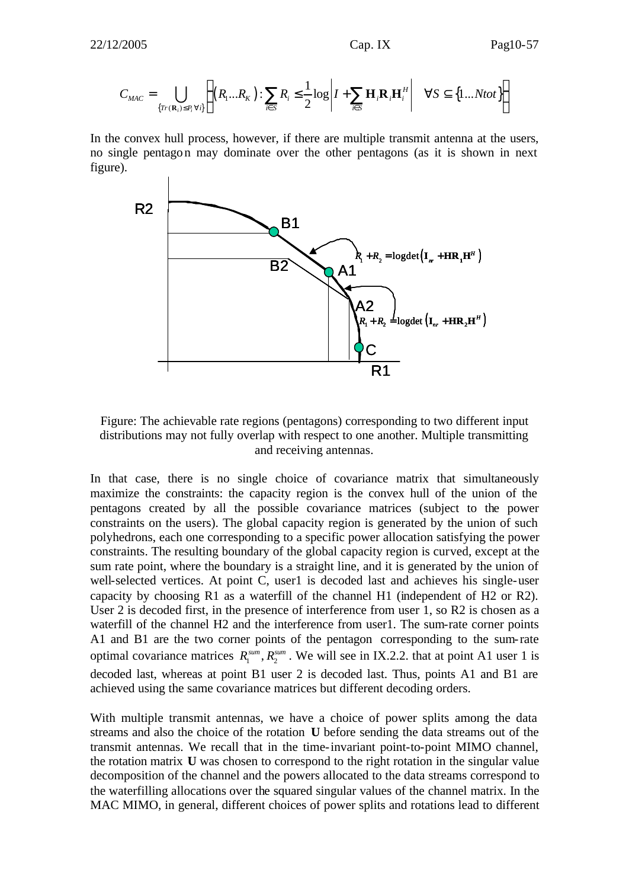$$C_{MAC} = \bigcup_{\{Tr(\mathbf{R}_i)\le P_i \forall i\}} \left\{ (R_1 ... R_K) : \sum_{i \in S} R_i \le \frac{1}{2} \log \left| I + \sum_{i \in S} \mathbf{H}_i \mathbf{R}_i \mathbf{H}_i^H \right| \quad \forall S \subseteq \{1 ... Ntot\} \right\}$$

In the convex hull process, however, if there are multiple transmit antenna at the users, no single pentagon may dominate over the other pentagons (as it is shown in next figure).

Figure: The achievable rate regions (pentagons) corresponding to two different input distributions may not fully overlap with respect to one another. Multiple transmitting and receiving antennas.

In that case, there is no single choice of covariance matrix that simultaneously maximize the constraints: the capacity region is the convex hull of the union of the pentagons created by all the possible covariance matrices (subject to the power constraints on the users). The global capacity region is generated by the union of such polyhedrons, each one corresponding to a specific power allocation satisfying the power constraints. The resulting boundary of the global capacity region is curved, except at the sum rate point, where the boundary is a straight line, and it is generated by the union of well-selected vertices. At point C, user1 is decoded last and achieves his single-user capacity by choosing R1 as a waterfill of the channel H1 (independent of H2 or R2). User 2 is decoded first, in the presence of interference from user 1, so R2 is chosen as a waterfill of the channel H2 and the interference from user1. The sum-rate corner points A1 and B1 are the two corner points of the pentagon corresponding to the sum-rate optimal covariance matrices $R_1^{sum}, R_2^{sum}$. We will see in IX.2.2. that at point A1 user 1 is decoded last, whereas at point B1 user 2 is decoded last. Thus, points A1 and B1 are achieved using the same covariance matrices but different decoding orders.

With multiple transmit antennas, we have a choice of power splits among the data streams and also the choice of the rotation **U** before sending the data streams out of the transmit antennas. We recall that in the time-invariant point-to-point MIMO channel, the rotation matrix **U** was chosen to correspond to the right rotation in the singular value decomposition of the channel and the powers allocated to the data streams correspond to the waterfilling allocations over the squared singular values of the channel matrix. In the MAC MIMO, in general, different choices of power splits and rotations lead to different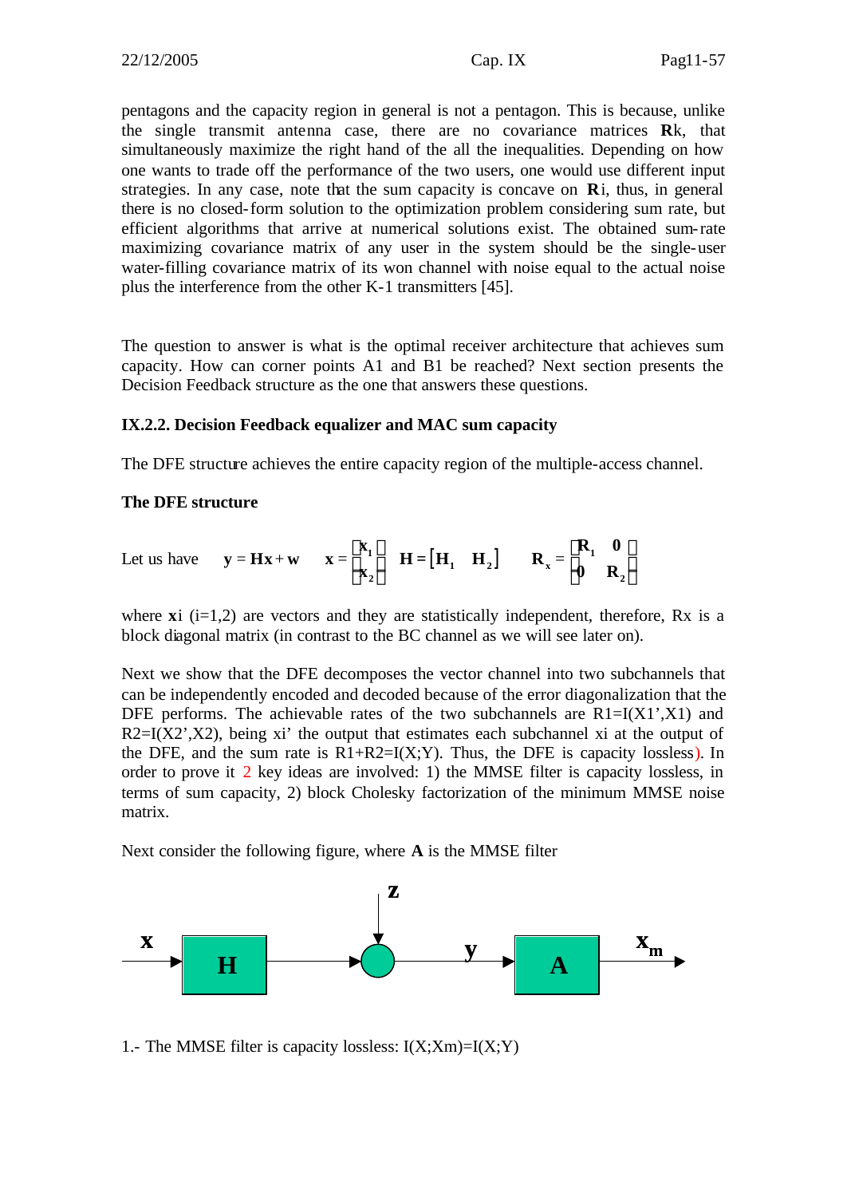pentagons and the capacity region in general is not a pentagon. This is because, unlike the single transmit antenna case, there are no covariance matrices $\mathbf{R}k$, that simultaneously maximize the right hand of the all the inequalities. Depending on how one wants to trade off the performance of the two users, one would use different input strategies. In any case, note that the sum capacity is concave on $\mathbf{R}i$, thus, in general there is no closed-form solution to the optimization problem considering sum rate, but efficient algorithms that arrive at numerical solutions exist. The obtained sum-rate maximizing covariance matrix of any user in the system should be the single-user water-filling covariance matrix of its won channel with noise equal to the actual noise plus the interference from the other K-1 transmitters [45].

The question to answer is what is the optimal receiver architecture that achieves sum capacity. How can corner points A1 and B1 be reached? Next section presents the Decision Feedback structure as the one that answers these questions.

### IX.2.2. Decision Feedback equalizer and MAC sum capacity

The DFE structure achieves the entire capacity region of the multiple-access channel.

#### The DFE structure

Let us have $\quad \mathbf{y} = \mathbf{H}\mathbf{x} + \mathbf{w} \quad \mathbf{x} = \begin{bmatrix} \mathbf{x}_1 \\ \mathbf{x}_2 \end{bmatrix} \quad \mathbf{H} = \begin{bmatrix} \mathbf{H}_1 & \mathbf{H}_2 \end{bmatrix} \quad \mathbf{R}_x = \begin{bmatrix} \mathbf{R}_1 & \mathbf{0} \\ \mathbf{0} & \mathbf{R}_2 \end{bmatrix}$

where $\mathbf{x}i$ (i=1,2) are vectors and they are statistically independent, therefore, Rx is a block diagonal matrix (in contrast to the BC channel as we will see later on).

Next we show that the DFE decomposes the vector channel into two subchannels that can be independently encoded and decoded because of the error diagonalization that the DFE performs. The achievable rates of the two subchannels are R1=I(X1',X1) and R2=I(X2',X2), being xi' the output that estimates each subchannel xi at the output of the DFE, and the sum rate is R1+R2=I(X;Y). Thus, the DFE is capacity lossless). In order to prove it 2 key ideas are involved: 1) the MMSE filter is capacity lossless, in terms of sum capacity, 2) block Cholesky factorization of the minimum MMSE noise matrix.

Next consider the following figure, where $\mathbf{A}$ is the MMSE filter

1.- The MMSE filter is capacity lossless: I(X;Xm)=I(X;Y)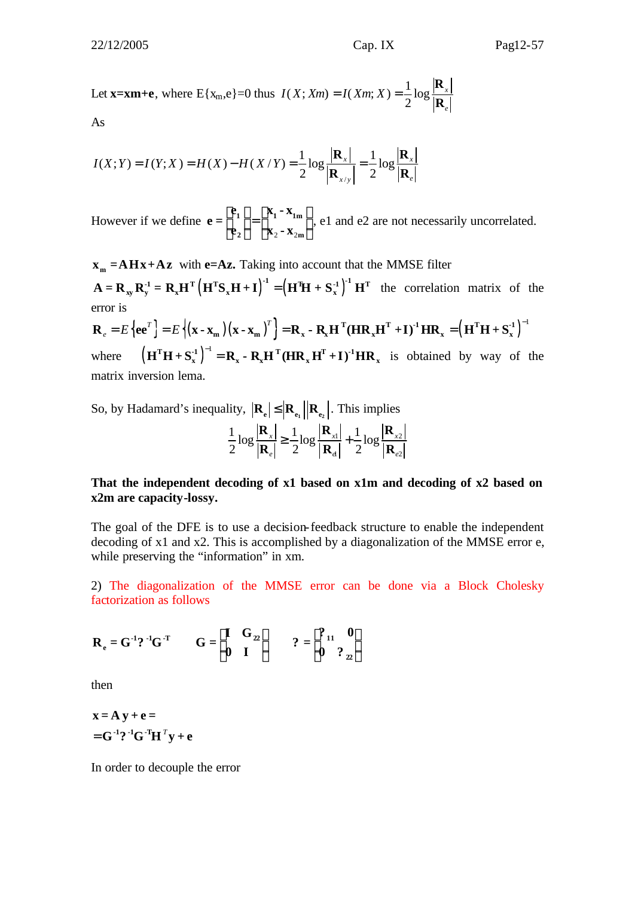Let $\mathbf{x}=\mathbf{x}\mathbf{m}+\mathbf{e}$, where $E\{x_m,e\}=0$ thus $I(X;Xm)=I(Xm;X)=\frac{1}{2}\log\frac{|\mathbf{R}_x|}{|\mathbf{R}_e|}$

As

$$I(X;Y)=I(Y;X)=H(X)-H(X/Y)=\frac{1}{2}\log\frac{|\mathbf{R}_x|}{|\mathbf{R}_{x/y}|}=\frac{1}{2}\log\frac{|\mathbf{R}_x|}{|\mathbf{R}_e|}$$

However if we define $\mathbf{e}=\begin{bmatrix}\mathbf{e}_1\\ \mathbf{e}_2\end{bmatrix}=\begin{bmatrix}\mathbf{x}_1-\mathbf{x}_{1m}\\ \mathbf{x}_2-\mathbf{x}_{2m}\end{bmatrix}$, e1 and e2 are not necessarily uncorrelated.

$\mathbf{x}_m=\mathbf{AHx}+\mathbf{Az}$ with $\mathbf{e}=\mathbf{Az}$. Taking into account that the MMSE filter $\mathbf{A}=\mathbf{R}_{xy}\mathbf{R}_y^{-1}=\mathbf{R}_x\mathbf{H}^T\left(\mathbf{H}^T\mathbf{S}_x\mathbf{H}+\mathbf{I}\right)^{-1}=\left(\mathbf{H}^T\mathbf{H}+\mathbf{S}_x^{-1}\right)^{-1}\mathbf{H}^T$ the correlation matrix of the error is

$$\mathbf{R}_e=E\left\{\mathbf{e}\mathbf{e}^T\right\}=E\left\{(\mathbf{x}-\mathbf{x}_m)(\mathbf{x}-\mathbf{x}_m)^T\right\}=\mathbf{R}_x-\mathbf{R}_x\mathbf{H}^T(\mathbf{H}\mathbf{R}_x\mathbf{H}^T+\mathbf{I})^{-1}\mathbf{H}\mathbf{R}_x=\left(\mathbf{H}^T\mathbf{H}+\mathbf{S}_x^{-1}\right)^{-1}$$

where $\left(\mathbf{H}^T\mathbf{H}+\mathbf{S}_x^{-1}\right)^{-1}=\mathbf{R}_x-\mathbf{R}_x\mathbf{H}^T(\mathbf{H}\mathbf{R}_x\mathbf{H}^T+\mathbf{I})^{-1}\mathbf{H}\mathbf{R}_x$ is obtained by way of the matrix inversion lema.

So, by Hadamard's inequality, $|\mathbf{R}_e|\leq|\mathbf{R}_{e_1}||\mathbf{R}_{e_2}|$. This implies

$$\frac{1}{2}\log\frac{|\mathbf{R}_x|}{|\mathbf{R}_e|}\geq\frac{1}{2}\log\frac{|\mathbf{R}_{x1}|}{|\mathbf{R}_{e1}|}+\frac{1}{2}\log\frac{|\mathbf{R}_{x2}|}{|\mathbf{R}_{e2}|}$$

**That the independent decoding of x1 based on x1m and decoding of x2 based on x2m are capacity-lossy.**

The goal of the DFE is to use a decision-feedback structure to enable the independent decoding of x1 and x2. This is accomplished by a diagonalization of the MMSE error e, while preserving the "information" in xm.

2) The diagonalization of the MMSE error can be done via a Block Cholesky factorization as follows

$$\mathbf{R}_e=\mathbf{G}^{-1}\Delta^{-1}\mathbf{G}^{-T}\qquad \mathbf{G}=\begin{bmatrix}\mathbf{I} & \mathbf{G}_{22}\\ \mathbf{0} & \mathbf{I}\end{bmatrix}\qquad \Delta=\begin{bmatrix}\Delta_{11} & \mathbf{0}\\ \mathbf{0} & \Delta_{22}\end{bmatrix}$$

then

$$\mathbf{x}=\mathbf{A}\,\mathbf{y}+\mathbf{e}=$$
$$=\mathbf{G}^{-1}\Delta^{-1}\mathbf{G}^{-T}\mathbf{H}^T\mathbf{y}+\mathbf{e}$$

In order to decouple the error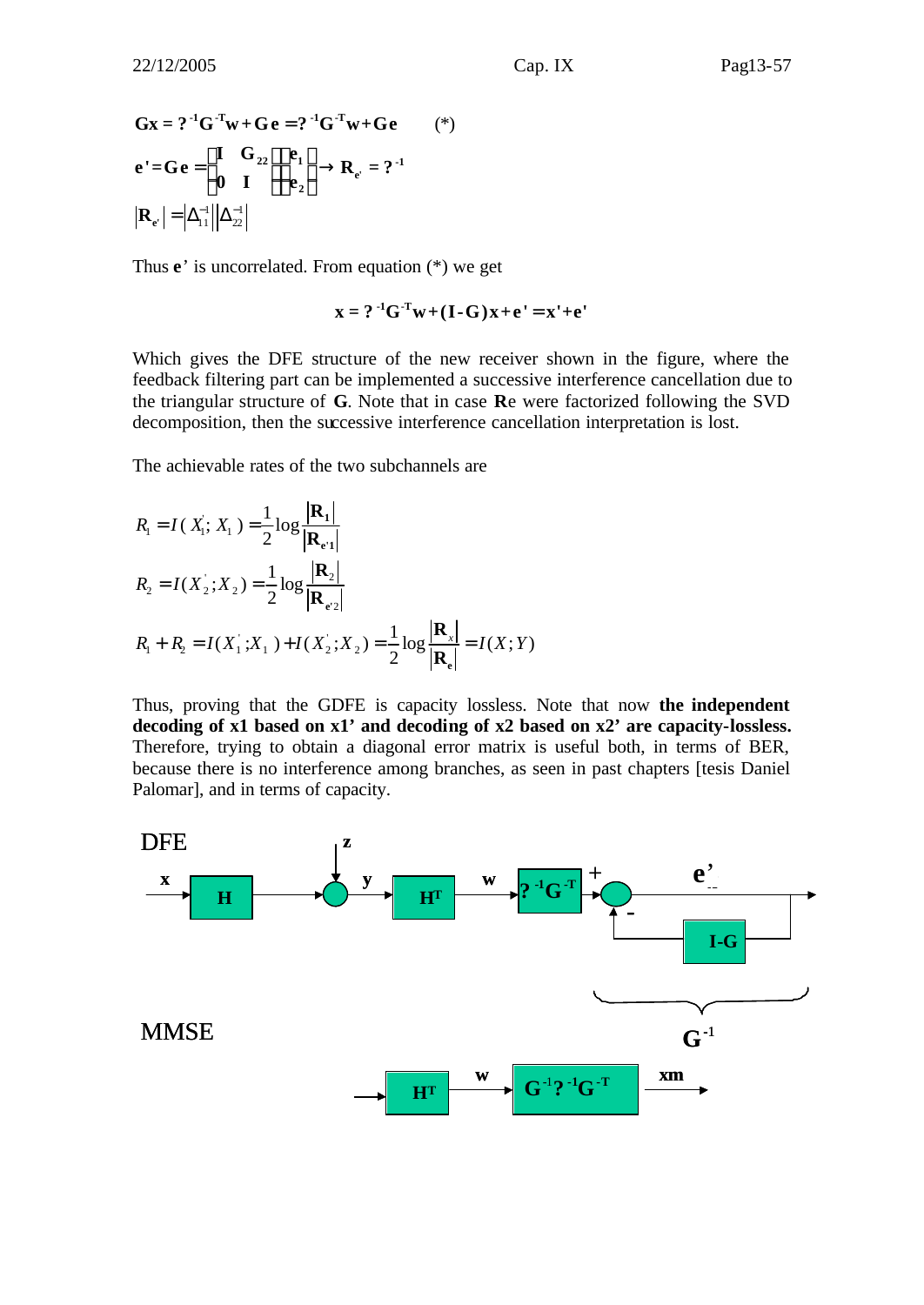$$\mathbf{Gx} = ?^{-1}\mathbf{G}^{-T}\mathbf{w} + \mathbf{G}\,\mathbf{e} = ?^{-1}\mathbf{G}^{-T}\mathbf{w} + \mathbf{G}\mathbf{e} \qquad (*)$$

$$\mathbf{e}' = \mathbf{G}\,\mathbf{e} = \begin{bmatrix} \mathbf{I} & \mathbf{G}_{22} \\ \mathbf{0} & \mathbf{I} \end{bmatrix} \begin{bmatrix} \mathbf{e}_1 \\ \mathbf{e}_2 \end{bmatrix} \rightarrow \mathbf{R}_{\mathbf{e}'} = ?^{-1}$$

$$\left|\mathbf{R}_{\mathbf{e}'}\right| = \left|\Delta_{11}^{-1}\right|\left|\Delta_{22}^{-1}\right|$$

Thus $\mathbf{e}'$ is uncorrelated. From equation (*) we get

$$\mathbf{x} = ?^{-1}\mathbf{G}^{-T}\mathbf{w} + (\mathbf{I} - \mathbf{G})\mathbf{x} + \mathbf{e}' = \mathbf{x}' + \mathbf{e}'$$

Which gives the DFE structure of the new receiver shown in the figure, where the feedback filtering part can be implemented a successive interference cancellation due to the triangular structure of $\mathbf{G}$. Note that in case $\mathbf{R}$e were factorized following the SVD decomposition, then the successive interference cancellation interpretation is lost.

The achievable rates of the two subchannels are

$$R_1 = I(X_1'; X_1) = \frac{1}{2}\log\frac{\left|\mathbf{R}_1\right|}{\left|\mathbf{R}_{\mathbf{e}'1}\right|}$$

$$R_2 = I(X_2'; X_2) = \frac{1}{2}\log\frac{\left|\mathbf{R}_2\right|}{\left|\mathbf{R}_{\mathbf{e}'2}\right|}$$

$$R_1 + R_2 = I(X_1'; X_1) + I(X_2'; X_2) = \frac{1}{2}\log\frac{\left|\mathbf{R}_x\right|}{\left|\mathbf{R}_{\mathbf{e}}\right|} = I(X;Y)$$

Thus, proving that the GDFE is capacity lossless. Note that now **the independent decoding of x1 based on x1' and decoding of x2 based on x2' are capacity-lossless.** Therefore, trying to obtain a diagonal error matrix is useful both, in terms of BER, because there is no interference among branches, as seen in past chapters [tesis Daniel Palomar], and in terms of capacity.

DFE

x → H → (+ z) → y → $\mathbf{H}^T$ → w → $?^{-1}\mathbf{G}^{-T}$ → (+, − from I-G feedback) → $\mathbf{e}'$ ; feedback block: I-G ; together: $\mathbf{G}^{-1}$

MMSE

→ $\mathbf{H}^T$ → w → $\mathbf{G}^{-1}?^{-1}\mathbf{G}^{-T}$ → xm →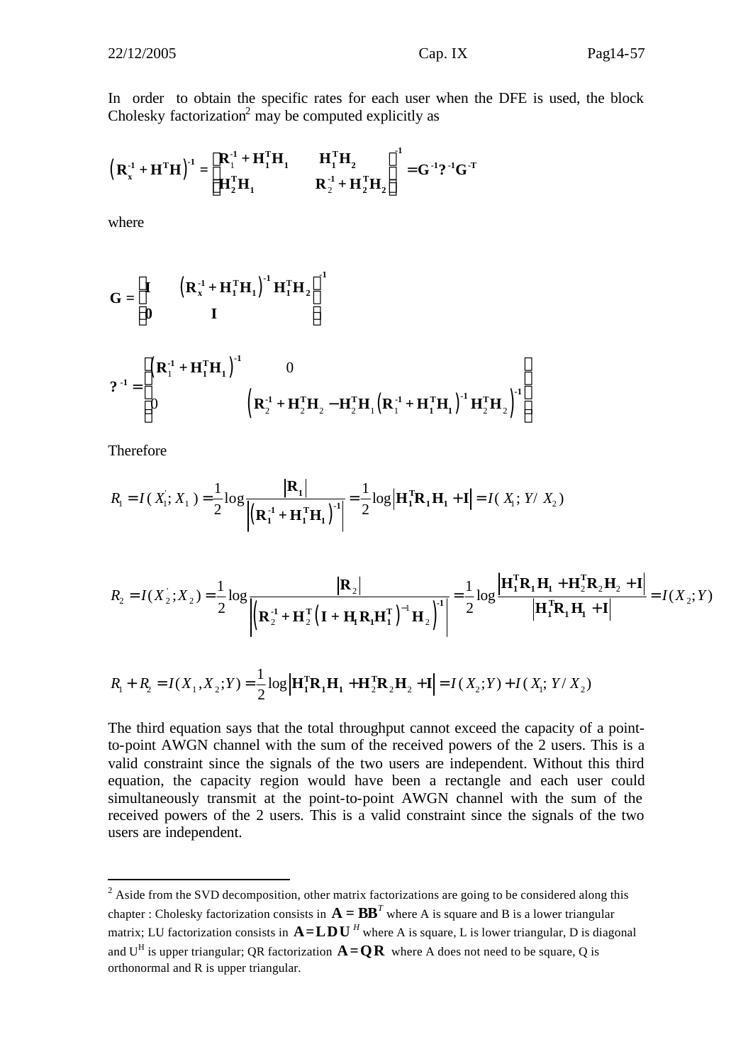In order to obtain the specific rates for each user when the DFE is used, the block Cholesky factorization[2] may be computed explicitly as

$$\left(\mathbf{R}_x^{-1}+\mathbf{H}^T\mathbf{H}\right)^{-1}=\begin{bmatrix}\mathbf{R}_1^{-1}+\mathbf{H}_1^T\mathbf{H}_1 & \mathbf{H}_1^T\mathbf{H}_2\\ \mathbf{H}_2^T\mathbf{H}_1 & \mathbf{R}_2^{-1}+\mathbf{H}_2^T\mathbf{H}_2\end{bmatrix}^{-1}=\mathbf{G}^{-1}?^{-1}\mathbf{G}^{-T}$$

where

$$\mathbf{G}=\begin{bmatrix}\mathbf{I} & \left(\mathbf{R}_x^{-1}+\mathbf{H}_1^T\mathbf{H}_1\right)^{-1}\mathbf{H}_1^T\mathbf{H}_2\\ \mathbf{0} & \mathbf{I}\end{bmatrix}^{-1}$$

$$?^{-1}=\begin{bmatrix}\left(\mathbf{R}_1^{-1}+\mathbf{H}_1^T\mathbf{H}_1\right)^{-1} & 0\\ 0 & \left(\mathbf{R}_2^{-1}+\mathbf{H}_2^T\mathbf{H}_2-\mathbf{H}_2^T\mathbf{H}_1\left(\mathbf{R}_1^{-1}+\mathbf{H}_1^T\mathbf{H}_1\right)^{-1}\mathbf{H}_2^T\mathbf{H}_2\right)^{-1}\end{bmatrix}$$

Therefore

$$R_1=I(X_1^{'};X_1)=\frac{1}{2}\log\frac{\left|\mathbf{R}_1\right|}{\left|\left(\mathbf{R}_1^{-1}+\mathbf{H}_1^T\mathbf{H}_1\right)^{-1}\right|}=\frac{1}{2}\log\left|\mathbf{H}_1^T\mathbf{R}_1\mathbf{H}_1+\mathbf{I}\right|=I(X_1;Y/X_2)$$

$$R_2=I(X_2^{'};X_2)=\frac{1}{2}\log\frac{\left|\mathbf{R}_2\right|}{\left|\left(\mathbf{R}_2^{-1}+\mathbf{H}_2^T\left(\mathbf{I}+\mathbf{H}_1\mathbf{R}_1\mathbf{H}_1^T\right)^{-1}\mathbf{H}_2\right)^{-1}\right|}=\frac{1}{2}\log\frac{\left|\mathbf{H}_1^T\mathbf{R}_1\mathbf{H}_1+\mathbf{H}_2^T\mathbf{R}_2\mathbf{H}_2+\mathbf{I}\right|}{\left|\mathbf{H}_1^T\mathbf{R}_1\mathbf{H}_1+\mathbf{I}\right|}=I(X_2;Y)$$

$$R_1+R_2=I(X_1,X_2;Y)=\frac{1}{2}\log\left|\mathbf{H}_1^T\mathbf{R}_1\mathbf{H}_1+\mathbf{H}_2^T\mathbf{R}_2\mathbf{H}_2+\mathbf{I}\right|=I(X_2;Y)+I(X_1;Y/X_2)$$

The third equation says that the total throughput cannot exceed the capacity of a point-to-point AWGN channel with the sum of the received powers of the 2 users. This is a valid constraint since the signals of the two users are independent. Without this third equation, the capacity region would have been a rectangle and each user could simultaneously transmit at the point-to-point AWGN channel with the sum of the received powers of the 2 users. This is a valid constraint since the signals of the two users are independent.

---

[2] Aside from the SVD decomposition, other matrix factorizations are going to be considered along this chapter : Cholesky factorization consists in $\mathbf{A}=\mathbf{B}\mathbf{B}^T$ where A is square and B is a lower triangular matrix; LU factorization consists in $\mathbf{A}=\mathbf{L}\mathbf{D}\mathbf{U}^H$ where A is square, L is lower triangular, D is diagonal and $U^H$ is upper triangular; QR factorization $\mathbf{A}=\mathbf{Q}\mathbf{R}$ where A does not need to be square, Q is orthonormal and R is upper triangular.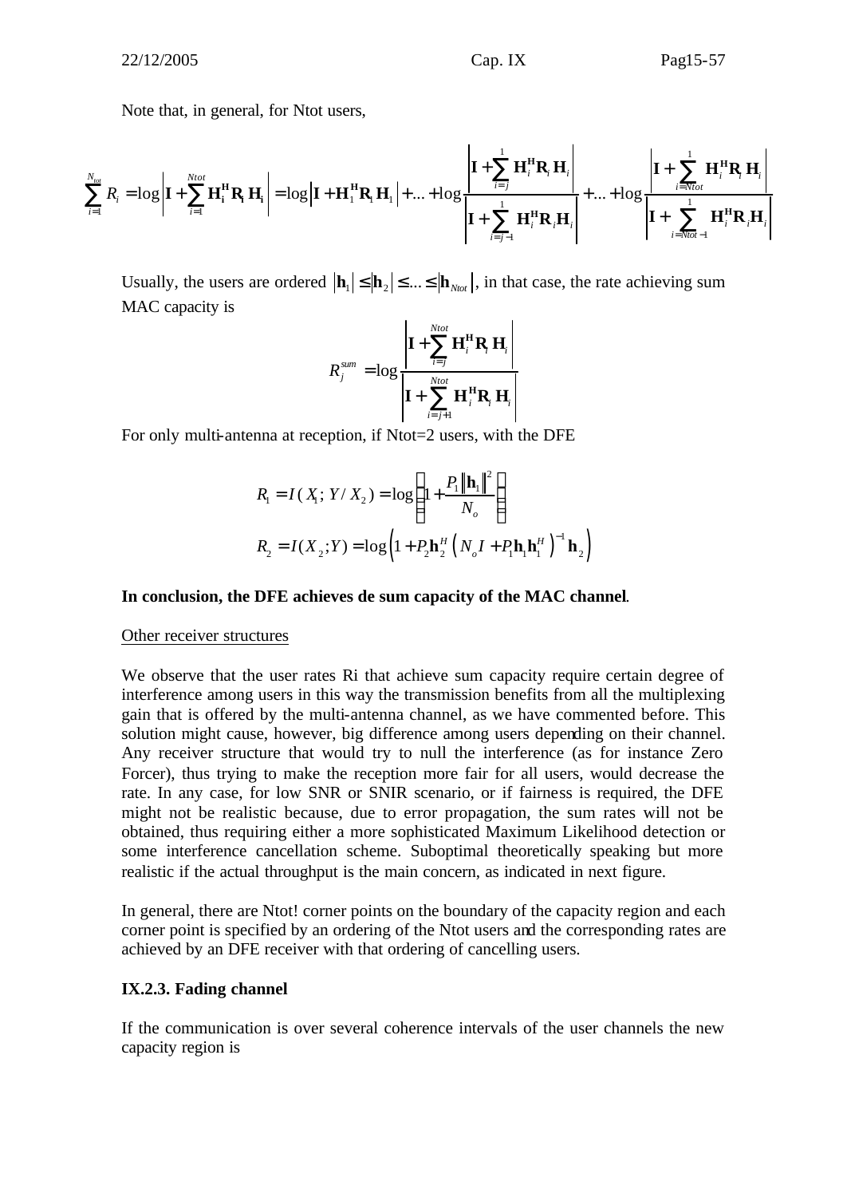Note that, in general, for Ntot users,

$$\sum_{i=1}^{N_{tot}} R_i = \log\left|\mathbf{I} + \sum_{i=1}^{Ntot} \mathbf{H_i^H R_i H_i}\right| = \log\left|\mathbf{I} + \mathbf{H}_1^{\mathbf{H}} \mathbf{R}_1 \mathbf{H}_1\right| + ... + \log\frac{\left|\mathbf{I} + \sum_{i=j}^{1} \mathbf{H}_i^{\mathbf{H}} \mathbf{R}_i \mathbf{H}_i\right|}{\left|\mathbf{I} + \sum_{i=j-1}^{1} \mathbf{H}_i^{\mathbf{H}} \mathbf{R}_i \mathbf{H}_i\right|} + ... + \log\frac{\left|\mathbf{I} + \sum_{i=Ntot}^{1} \mathbf{H}_i^{\mathbf{H}} \mathbf{R}_i \mathbf{H}_i\right|}{\left|\mathbf{I} + \sum_{i=Ntot-1}^{1} \mathbf{H}_i^{\mathbf{H}} \mathbf{R}_i \mathbf{H}_i\right|}$$

Usually, the users are ordered $|\mathbf{h}_1| \le |\mathbf{h}_2| \le ... \le |\mathbf{h}_{Ntot}|$, in that case, the rate achieving sum MAC capacity is

$$R_j^{sum} = \log\frac{\left|\mathbf{I} + \sum_{i=j}^{Ntot} \mathbf{H}_i^{\mathbf{H}} \mathbf{R}_i \mathbf{H}_i\right|}{\left|\mathbf{I} + \sum_{i=j+1}^{Ntot} \mathbf{H}_i^{\mathbf{H}} \mathbf{R}_i \mathbf{H}_i\right|}$$

For only multi-antenna at reception, if Ntot=2 users, with the DFE

$$R_1 = I(X_1; Y / X_2) = \log\left(1 + \frac{P_1 \|\mathbf{h}_1\|^2}{N_o}\right)$$

$$R_2 = I(X_2; Y) = \log\left(1 + P_2 \mathbf{h}_2^H \left(N_o I + P_1 \mathbf{h}_1 \mathbf{h}_1^H\right)^{-1} \mathbf{h}_2\right)$$

**In conclusion, the DFE achieves de sum capacity of the MAC channel**.

Other receiver structures

We observe that the user rates Ri that achieve sum capacity require certain degree of interference among users in this way the transmission benefits from all the multiplexing gain that is offered by the multi-antenna channel, as we have commented before. This solution might cause, however, big difference among users depending on their channel. Any receiver structure that would try to null the interference (as for instance Zero Forcer), thus trying to make the reception more fair for all users, would decrease the rate. In any case, for low SNR or SNIR scenario, or if fairness is required, the DFE might not be realistic because, due to error propagation, the sum rates will not be obtained, thus requiring either a more sophisticated Maximum Likelihood detection or some interference cancellation scheme. Suboptimal theoretically speaking but more realistic if the actual throughput is the main concern, as indicated in next figure.

In general, there are Ntot! corner points on the boundary of the capacity region and each corner point is specified by an ordering of the Ntot users and the corresponding rates are achieved by an DFE receiver with that ordering of cancelling users.

### IX.2.3. Fading channel

If the communication is over several coherence intervals of the user channels the new capacity region is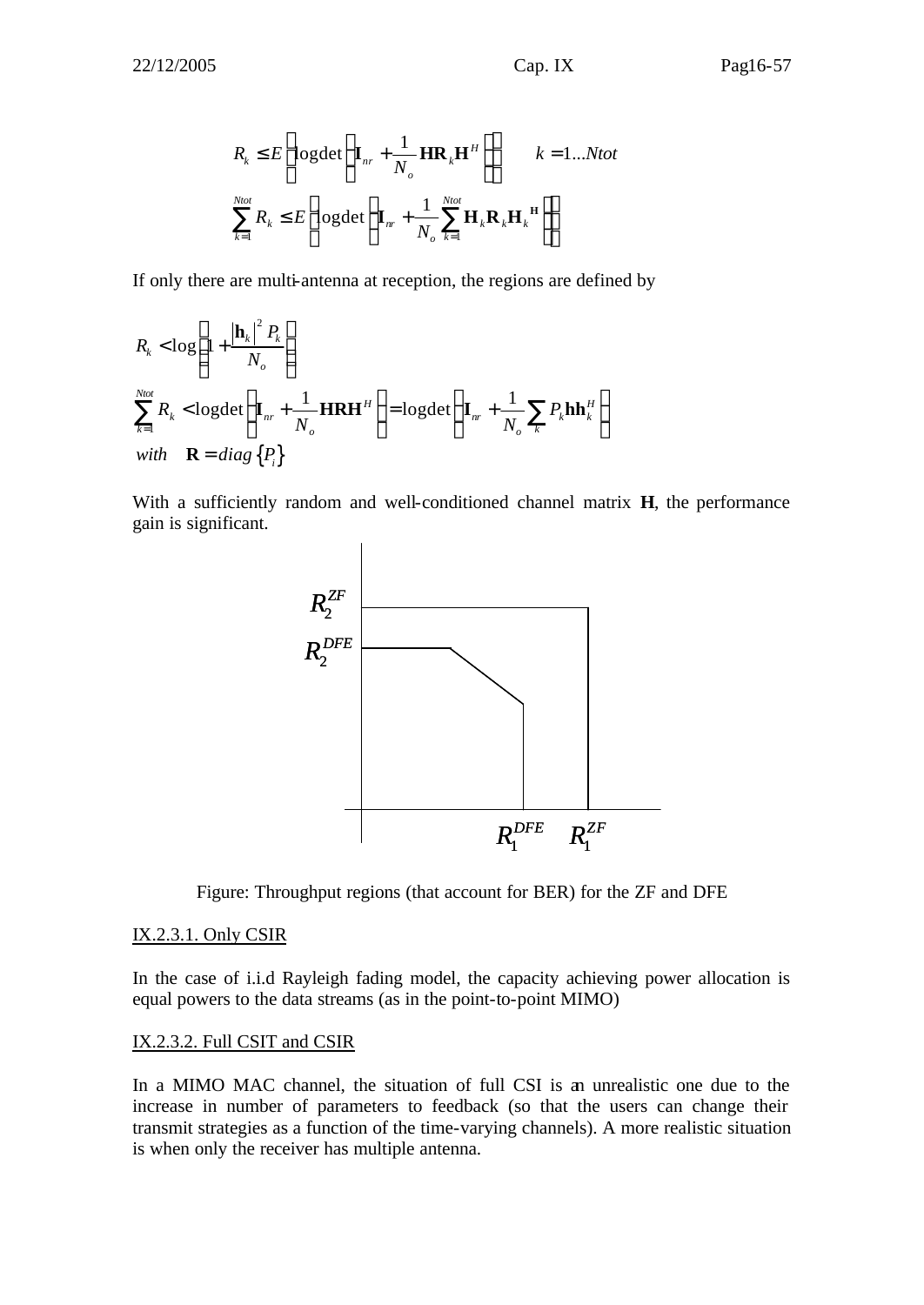$$R_k \leq E\left[\log\det\left(\mathbf{I}_{nr} + \frac{1}{N_o}\mathbf{H}\mathbf{R}_k\mathbf{H}^H\right)\right] \qquad k = 1...Ntot$$

$$\sum_{k=1}^{Ntot} R_k \leq E\left[\log\det\left(\mathbf{I}_{nr} + \frac{1}{N_o}\sum_{k=1}^{Ntot}\mathbf{H}_k\mathbf{R}_k\mathbf{H}_k^{\mathbf{H}}\right)\right]$$

If only there are multi-antenna at reception, the regions are defined by

$$R_k < \log\left(1 + \frac{\left|\mathbf{h}_k\right|^2 P_k}{N_o}\right)$$

$$\sum_{k=1}^{Ntot} R_k < \log\det\left(\mathbf{I}_{nr} + \frac{1}{N_o}\mathbf{H}\mathbf{R}\mathbf{H}^H\right) = \log\det\left(\mathbf{I}_{nr} + \frac{1}{N_o}\sum_k P_k\mathbf{h}\mathbf{h}_k^H\right)$$

$$with \quad \mathbf{R} = diag\left\{P_i\right\}$$

With a sufficiently random and well-conditioned channel matrix **H**, the performance gain is significant.

Figure: Throughput regions (that account for BER) for the ZF and DFE

### IX.2.3.1. Only CSIR

In the case of i.i.d Rayleigh fading model, the capacity achieving power allocation is equal powers to the data streams (as in the point-to-point MIMO)

### IX.2.3.2. Full CSIT and CSIR

In a MIMO MAC channel, the situation of full CSI is an unrealistic one due to the increase in number of parameters to feedback (so that the users can change their transmit strategies as a function of the time-varying channels). A more realistic situation is when only the receiver has multiple antenna.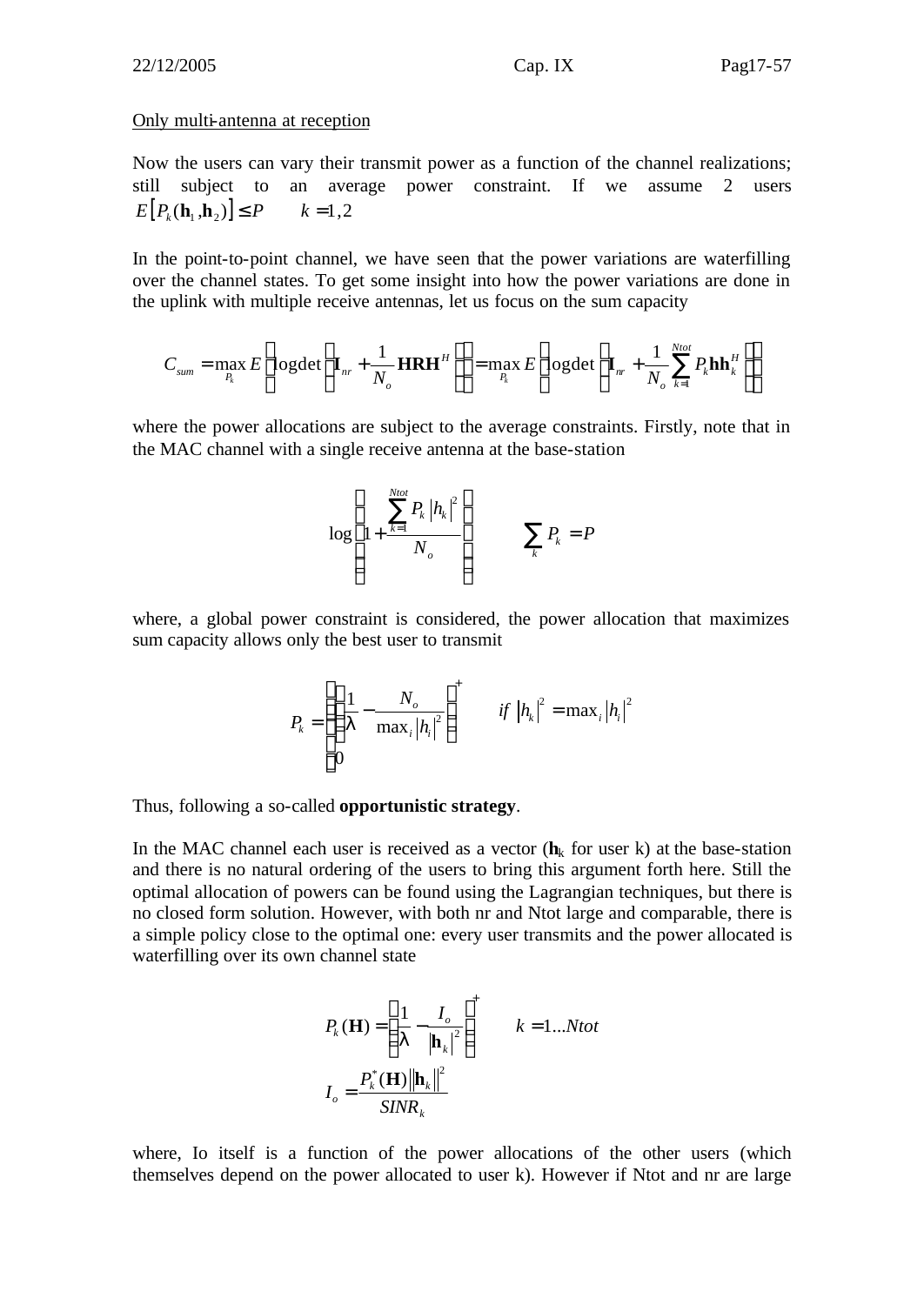Only multi-antenna at reception

Now the users can vary their transmit power as a function of the channel realizations; still subject to an average power constraint. If we assume 2 users $E\left[P_k(\mathbf{h}_1,\mathbf{h}_2)\right] \leq P \qquad k=1,2$

In the point-to-point channel, we have seen that the power variations are waterfilling over the channel states. To get some insight into how the power variations are done in the uplink with multiple receive antennas, let us focus on the sum capacity

$$C_{sum} = \max_{P_k} E\left[\log\det\left(\mathbf{I}_{nr} + \frac{1}{N_o}\mathbf{HRH}^H\right)\right] = \max_{P_k} E\left[\log\det\left(\mathbf{I}_{nr} + \frac{1}{N_o}\sum_{k=1}^{Ntot} P_k \mathbf{h}\mathbf{h}_k^H\right)\right]$$

where the power allocations are subject to the average constraints. Firstly, note that in the MAC channel with a single receive antenna at the base-station

$$\log\left(1 + \frac{\sum_{k=1}^{Ntot} P_k |h_k|^2}{N_o}\right) \qquad \sum_k P_k = P$$

where, a global power constraint is considered, the power allocation that maximizes sum capacity allows only the best user to transmit

$$P_k = \begin{cases} \left(\dfrac{1}{\lambda} - \dfrac{N_o}{\max_i |h_i|^2}\right)^+ & \text{if } |h_k|^2 = \max_i |h_i|^2 \\ 0 & \end{cases}$$

Thus, following a so-called **opportunistic strategy**.

In the MAC channel each user is received as a vector ($\mathbf{h}_k$ for user k) at the base-station and there is no natural ordering of the users to bring this argument forth here. Still the optimal allocation of powers can be found using the Lagrangian techniques, but there is no closed form solution. However, with both nr and Ntot large and comparable, there is a simple policy close to the optimal one: every user transmits and the power allocated is waterfilling over its own channel state

$$P_k(\mathbf{H}) = \left(\frac{1}{\lambda} - \frac{I_o}{|\mathbf{h}_k|^2}\right)^+ \qquad k = 1...Ntot$$

$$I_o = \frac{P_k^*(\mathbf{H})\left\|\mathbf{h}_k\right\|^2}{SINR_k}$$

where, Io itself is a function of the power allocations of the other users (which themselves depend on the power allocated to user k). However if Ntot and nr are large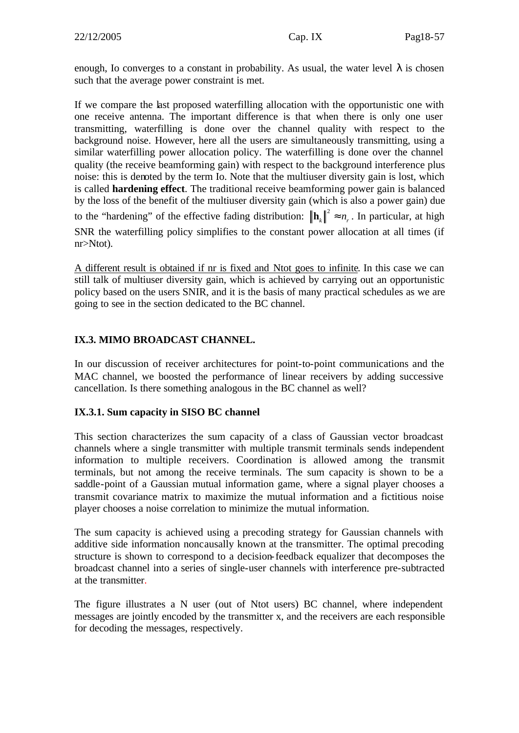enough, Io converges to a constant in probability. As usual, the water level $\lambda$ is chosen such that the average power constraint is met.

If we compare the last proposed waterfilling allocation with the opportunistic one with one receive antenna. The important difference is that when there is only one user transmitting, waterfilling is done over the channel quality with respect to the background noise. However, here all the users are simultaneously transmitting, using a similar waterfilling power allocation policy. The waterfilling is done over the channel quality (the receive beamforming gain) with respect to the background interference plus noise: this is denoted by the term Io. Note that the multiuser diversity gain is lost, which is called **hardening effect**. The traditional receive beamforming power gain is balanced by the loss of the benefit of the multiuser diversity gain (which is also a power gain) due to the "hardening" of the effective fading distribution: $\|\mathbf{h}_k\|^2 \approx n_r$. In particular, at high SNR the waterfilling policy simplifies to the constant power allocation at all times (if nr>Ntot).

<u>A different result is obtained if nr is fixed and Ntot goes to infinite</u>. In this case we can still talk of multiuser diversity gain, which is achieved by carrying out an opportunistic policy based on the users SNIR, and it is the basis of many practical schedules as we are going to see in the section dedicated to the BC channel.

### IX.3. MIMO BROADCAST CHANNEL.

In our discussion of receiver architectures for point-to-point communications and the MAC channel, we boosted the performance of linear receivers by adding successive cancellation. Is there something analogous in the BC channel as well?

#### IX.3.1. Sum capacity in SISO BC channel

This section characterizes the sum capacity of a class of Gaussian vector broadcast channels where a single transmitter with multiple transmit terminals sends independent information to multiple receivers. Coordination is allowed among the transmit terminals, but not among the receive terminals. The sum capacity is shown to be a saddle-point of a Gaussian mutual information game, where a signal player chooses a transmit covariance matrix to maximize the mutual information and a fictitious noise player chooses a noise correlation to minimize the mutual information.

The sum capacity is achieved using a precoding strategy for Gaussian channels with additive side information noncausally known at the transmitter. The optimal precoding structure is shown to correspond to a decision-feedback equalizer that decomposes the broadcast channel into a series of single-user channels with interference pre-subtracted at the transmitter.

The figure illustrates a N user (out of Ntot users) BC channel, where independent messages are jointly encoded by the transmitter x, and the receivers are each responsible for decoding the messages, respectively.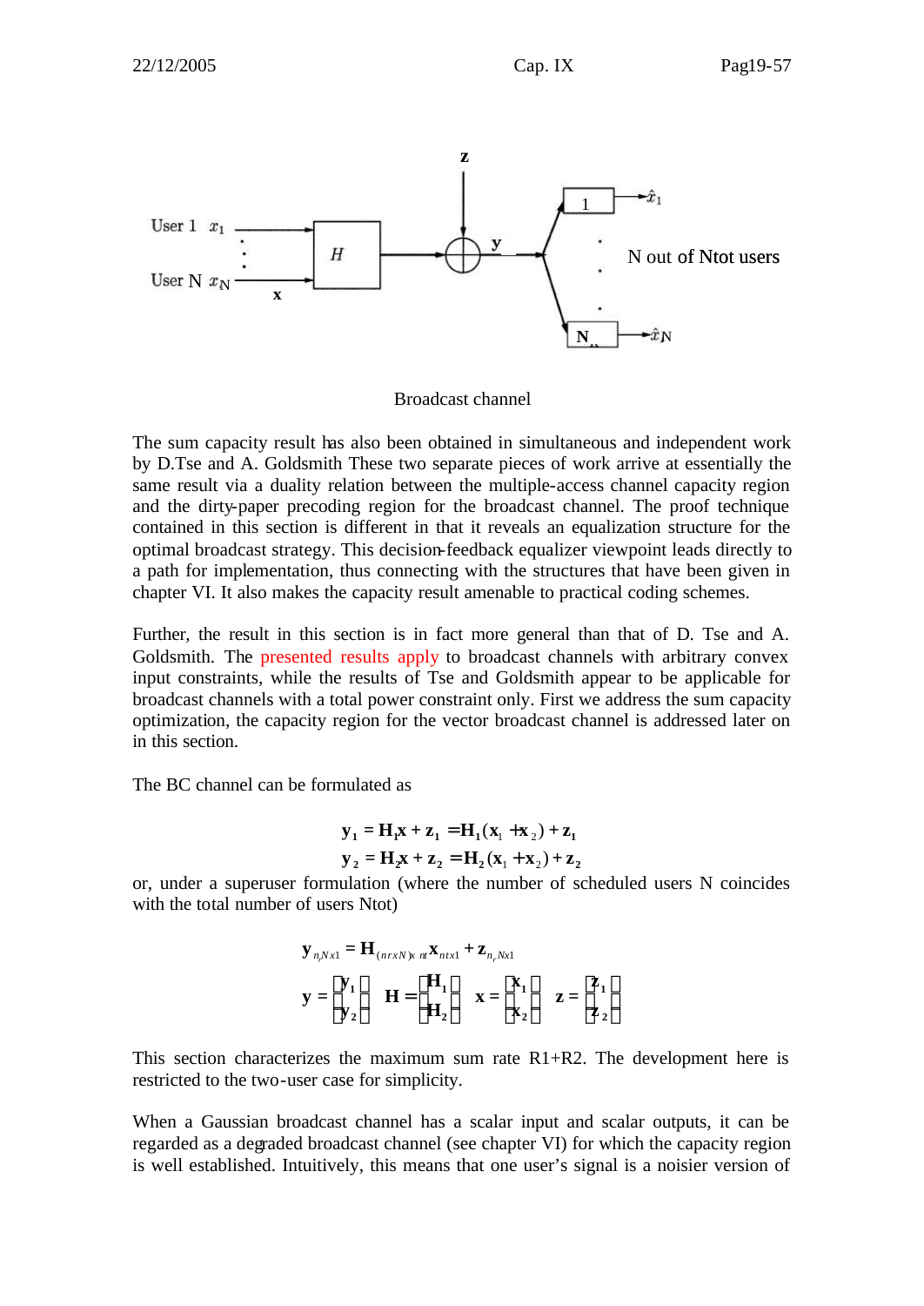Broadcast channel

The sum capacity result has also been obtained in simultaneous and independent work by D.Tse and A. Goldsmith These two separate pieces of work arrive at essentially the same result via a duality relation between the multiple-access channel capacity region and the dirty-paper precoding region for the broadcast channel. The proof technique contained in this section is different in that it reveals an equalization structure for the optimal broadcast strategy. This decision-feedback equalizer viewpoint leads directly to a path for implementation, thus connecting with the structures that have been given in chapter VI. It also makes the capacity result amenable to practical coding schemes.

Further, the result in this section is in fact more general than that of D. Tse and A. Goldsmith. The presented results apply to broadcast channels with arbitrary convex input constraints, while the results of Tse and Goldsmith appear to be applicable for broadcast channels with a total power constraint only. First we address the sum capacity optimization, the capacity region for the vector broadcast channel is addressed later on in this section.

The BC channel can be formulated as

$$\mathbf{y}_1 = \mathbf{H}_1\mathbf{x} + \mathbf{z}_1 = \mathbf{H}_1(\mathbf{x}_1 + \mathbf{x}_2) + \mathbf{z}_1$$
$$\mathbf{y}_2 = \mathbf{H}_2\mathbf{x} + \mathbf{z}_2 = \mathbf{H}_2(\mathbf{x}_1 + \mathbf{x}_2) + \mathbf{z}_2$$

or, under a superuser formulation (where the number of scheduled users N coincides with the total number of users Ntot)

$$\mathbf{y}_{n_r N x1} = \mathbf{H}_{(nrxN)x\,nt}\mathbf{x}_{ntx1} + \mathbf{z}_{n_r Nx1}$$
$$\mathbf{y} = \begin{bmatrix}\mathbf{y}_1 \\ \mathbf{y}_2\end{bmatrix} \quad \mathbf{H} = \begin{bmatrix}\mathbf{H}_1 \\ \mathbf{H}_2\end{bmatrix} \quad \mathbf{x} = \begin{bmatrix}\mathbf{x}_1 \\ \mathbf{x}_2\end{bmatrix} \quad \mathbf{z} = \begin{bmatrix}\mathbf{z}_1 \\ \mathbf{z}_2\end{bmatrix}$$

This section characterizes the maximum sum rate R1+R2. The development here is restricted to the two-user case for simplicity.

When a Gaussian broadcast channel has a scalar input and scalar outputs, it can be regarded as a degraded broadcast channel (see chapter VI) for which the capacity region is well established. Intuitively, this means that one user's signal is a noisier version of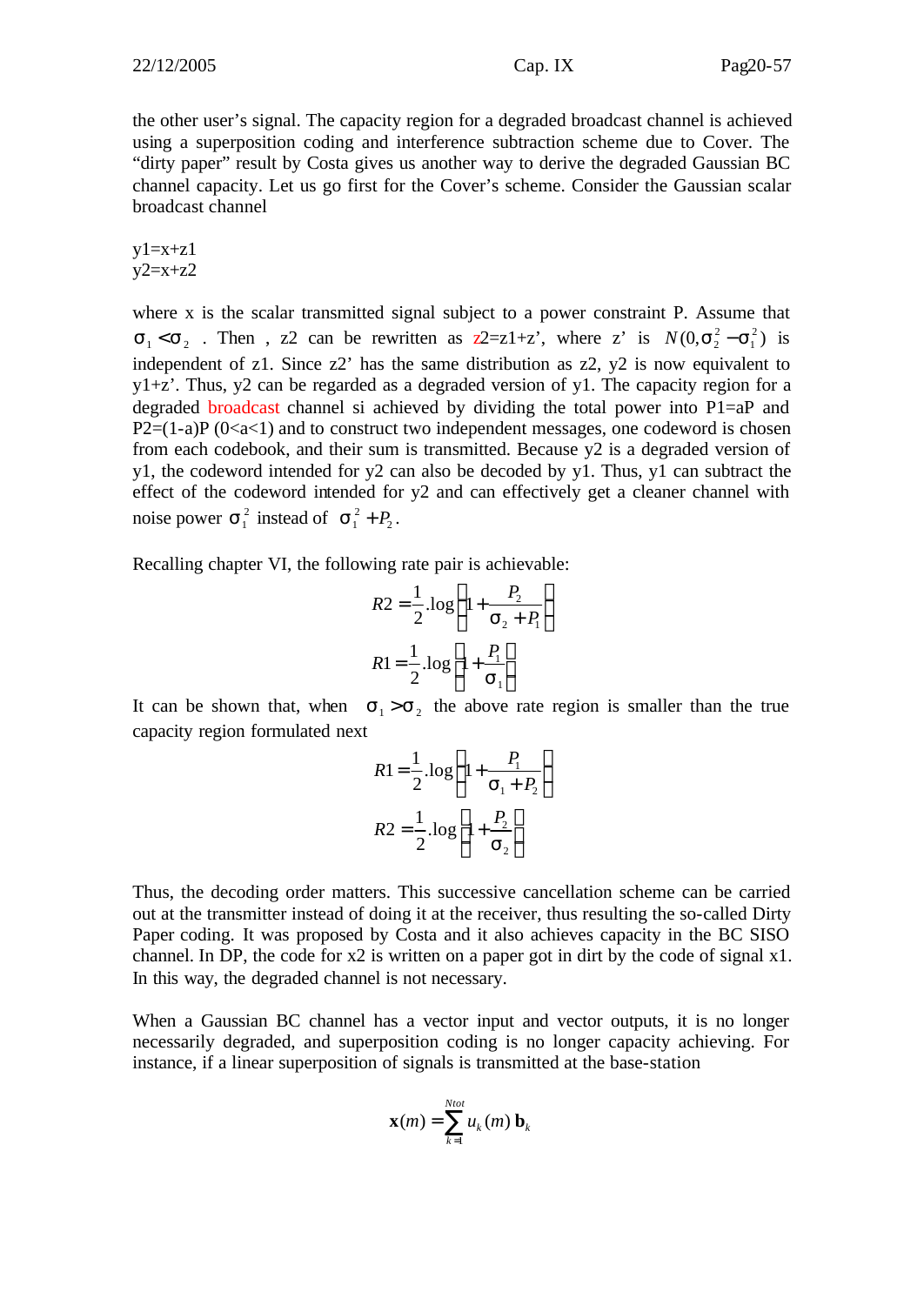the other user's signal. The capacity region for a degraded broadcast channel is achieved using a superposition coding and interference subtraction scheme due to Cover. The "dirty paper" result by Costa gives us another way to derive the degraded Gaussian BC channel capacity. Let us go first for the Cover's scheme. Consider the Gaussian scalar broadcast channel

y1=x+z1
y2=x+z2

where x is the scalar transmitted signal subject to a power constraint P. Assume that $\sigma_1 < \sigma_2$ . Then , z2 can be rewritten as z2=z1+z', where z' is $N(0,\sigma_2^2 - \sigma_1^2)$ is independent of z1. Since z2' has the same distribution as z2, y2 is now equivalent to y1+z'. Thus, y2 can be regarded as a degraded version of y1. The capacity region for a degraded broadcast channel si achieved by dividing the total power into P1=aP and P2=(1-a)P (0<a<1) and to construct two independent messages, one codeword is chosen from each codebook, and their sum is transmitted. Because y2 is a degraded version of y1, the codeword intended for y2 can also be decoded by y1. Thus, y1 can subtract the effect of the codeword intended for y2 and can effectively get a cleaner channel with noise power $\sigma_1^2$ instead of $\sigma_1^2 + P_2$.

Recalling chapter VI, the following rate pair is achievable:

$$R2 = \frac{1}{2}.\log\left(1 + \frac{P_2}{\sigma_2 + P_1}\right)$$

$$R1 = \frac{1}{2}.\log\left(1 + \frac{P_1}{\sigma_1}\right)$$

It can be shown that, when $\sigma_1 > \sigma_2$ the above rate region is smaller than the true capacity region formulated next

$$R1 = \frac{1}{2}.\log\left(1 + \frac{P_1}{\sigma_1 + P_2}\right)$$

$$R2 = \frac{1}{2}.\log\left(1 + \frac{P_2}{\sigma_2}\right)$$

Thus, the decoding order matters. This successive cancellation scheme can be carried out at the transmitter instead of doing it at the receiver, thus resulting the so-called Dirty Paper coding. It was proposed by Costa and it also achieves capacity in the BC SISO channel. In DP, the code for x2 is written on a paper got in dirt by the code of signal x1. In this way, the degraded channel is not necessary.

When a Gaussian BC channel has a vector input and vector outputs, it is no longer necessarily degraded, and superposition coding is no longer capacity achieving. For instance, if a linear superposition of signals is transmitted at the base-station

$$\mathbf{x}(m) = \sum_{k=1}^{Ntot} u_k(m)\,\mathbf{b}_k$$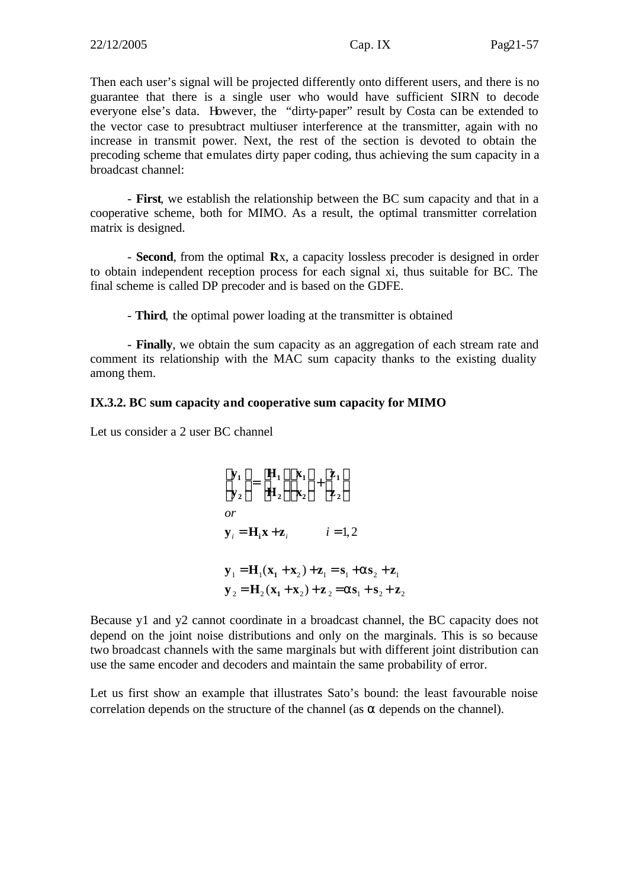Then each user's signal will be projected differently onto different users, and there is no guarantee that there is a single user who would have sufficient SIRN to decode everyone else's data. However, the "dirty-paper" result by Costa can be extended to the vector case to presubtract multiuser interference at the transmitter, again with no increase in transmit power. Next, the rest of the section is devoted to obtain the precoding scheme that emulates dirty paper coding, thus achieving the sum capacity in a broadcast channel:

- **First**, we establish the relationship between the BC sum capacity and that in a cooperative scheme, both for MIMO. As a result, the optimal transmitter correlation matrix is designed.

- **Second**, from the optimal $\mathbf{R}x$, a capacity lossless precoder is designed in order to obtain independent reception process for each signal xi, thus suitable for BC. The final scheme is called DP precoder and is based on the GDFE.

- **Third**, the optimal power loading at the transmitter is obtained

- **Finally**, we obtain the sum capacity as an aggregation of each stream rate and comment its relationship with the MAC sum capacity thanks to the existing duality among them.

### IX.3.2. BC sum capacity and cooperative sum capacity for MIMO

Let us consider a 2 user BC channel

$$\begin{bmatrix}\mathbf{y_1}\\ \mathbf{y_2}\end{bmatrix} = \begin{bmatrix}\mathbf{H_1}\\ \mathbf{H_2}\end{bmatrix}\begin{bmatrix}\mathbf{x_1}\\ \mathbf{x_2}\end{bmatrix} + \begin{bmatrix}\mathbf{z_1}\\ \mathbf{z_2}\end{bmatrix}$$

*or*

$$\mathbf{y}_i = \mathbf{H_i x} + \mathbf{z}_i \qquad i = 1,2$$

$$\mathbf{y}_1 = \mathbf{H}_1(\mathbf{x_1} + \mathbf{x}_2) + \mathbf{z}_1 = \mathbf{s}_1 + \alpha \mathbf{s}_2 + \mathbf{z}_1$$
$$\mathbf{y}_2 = \mathbf{H}_2(\mathbf{x_1} + \mathbf{x_2}) + \mathbf{z}_2 = \alpha \mathbf{s}_1 + \mathbf{s}_2 + \mathbf{z}_2$$

Because y1 and y2 cannot coordinate in a broadcast channel, the BC capacity does not depend on the joint noise distributions and only on the marginals. This is so because two broadcast channels with the same marginals but with different joint distribution can use the same encoder and decoders and maintain the same probability of error.

Let us first show an example that illustrates Sato's bound: the least favourable noise correlation depends on the structure of the channel (as $\alpha$ depends on the channel).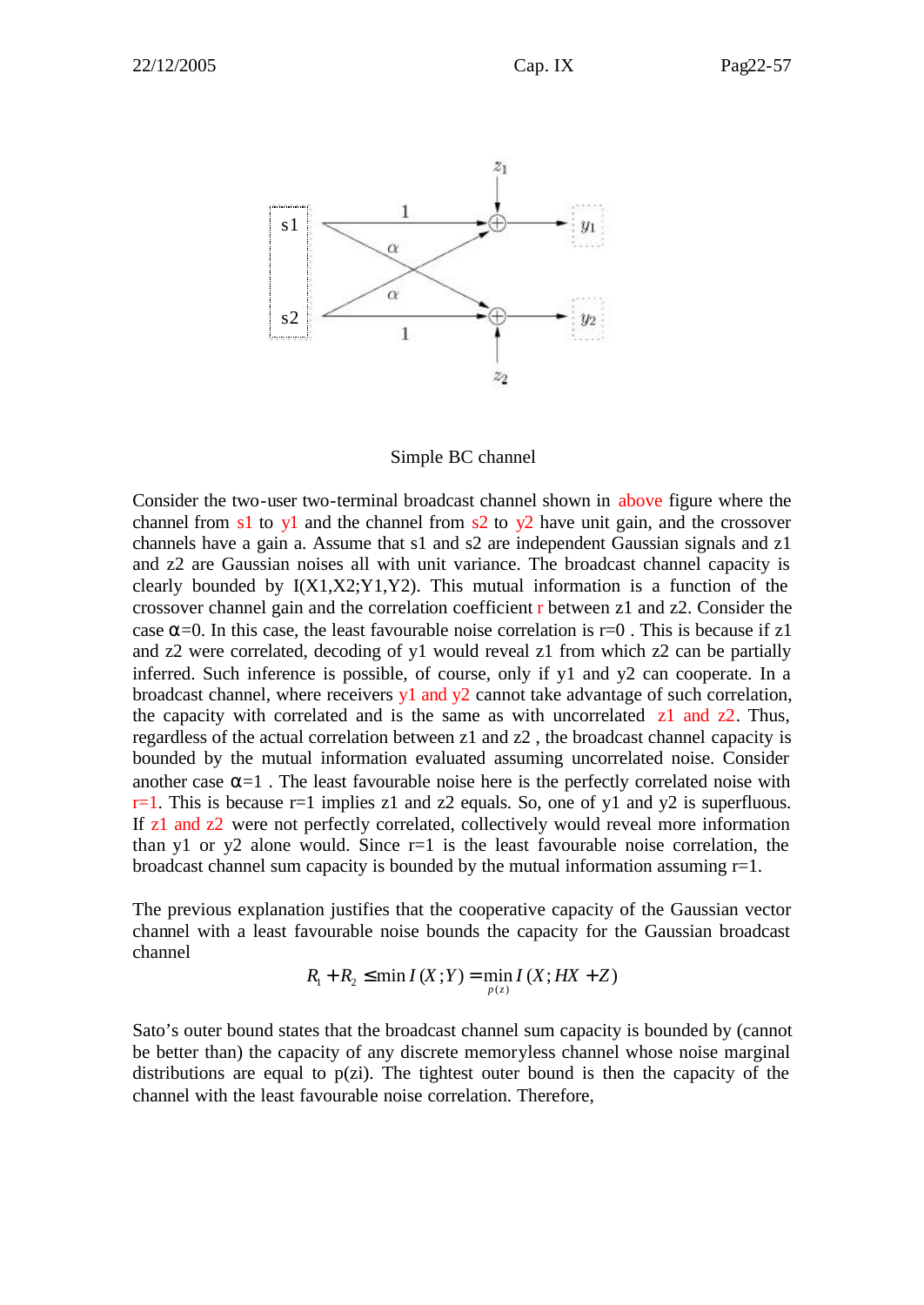Simple BC channel

Consider the two-user two-terminal broadcast channel shown in above figure where the channel from s1 to y1 and the channel from s2 to y2 have unit gain, and the crossover channels have a gain a. Assume that s1 and s2 are independent Gaussian signals and z1 and z2 are Gaussian noises all with unit variance. The broadcast channel capacity is clearly bounded by I(X1,X2;Y1,Y2). This mutual information is a function of the crossover channel gain and the correlation coefficient r between z1 and z2. Consider the case $\alpha$=0. In this case, the least favourable noise correlation is r=0 . This is because if z1 and z2 were correlated, decoding of y1 would reveal z1 from which z2 can be partially inferred. Such inference is possible, of course, only if y1 and y2 can cooperate. In a broadcast channel, where receivers y1 and y2 cannot take advantage of such correlation, the capacity with correlated and is the same as with uncorrelated z1 and z2. Thus, regardless of the actual correlation between z1 and z2 , the broadcast channel capacity is bounded by the mutual information evaluated assuming uncorrelated noise. Consider another case $\alpha$=1 . The least favourable noise here is the perfectly correlated noise with r=1. This is because r=1 implies z1 and z2 equals. So, one of y1 and y2 is superfluous. If z1 and z2 were not perfectly correlated, collectively would reveal more information than y1 or y2 alone would. Since r=1 is the least favourable noise correlation, the broadcast channel sum capacity is bounded by the mutual information assuming r=1.

The previous explanation justifies that the cooperative capacity of the Gaussian vector channel with a least favourable noise bounds the capacity for the Gaussian broadcast channel

$$R_1 + R_2 \leq \min I(X;Y) = \min_{p(z)} I(X; HX + Z)$$

Sato's outer bound states that the broadcast channel sum capacity is bounded by (cannot be better than) the capacity of any discrete memoryless channel whose noise marginal distributions are equal to p(zi). The tightest outer bound is then the capacity of the channel with the least favourable noise correlation. Therefore,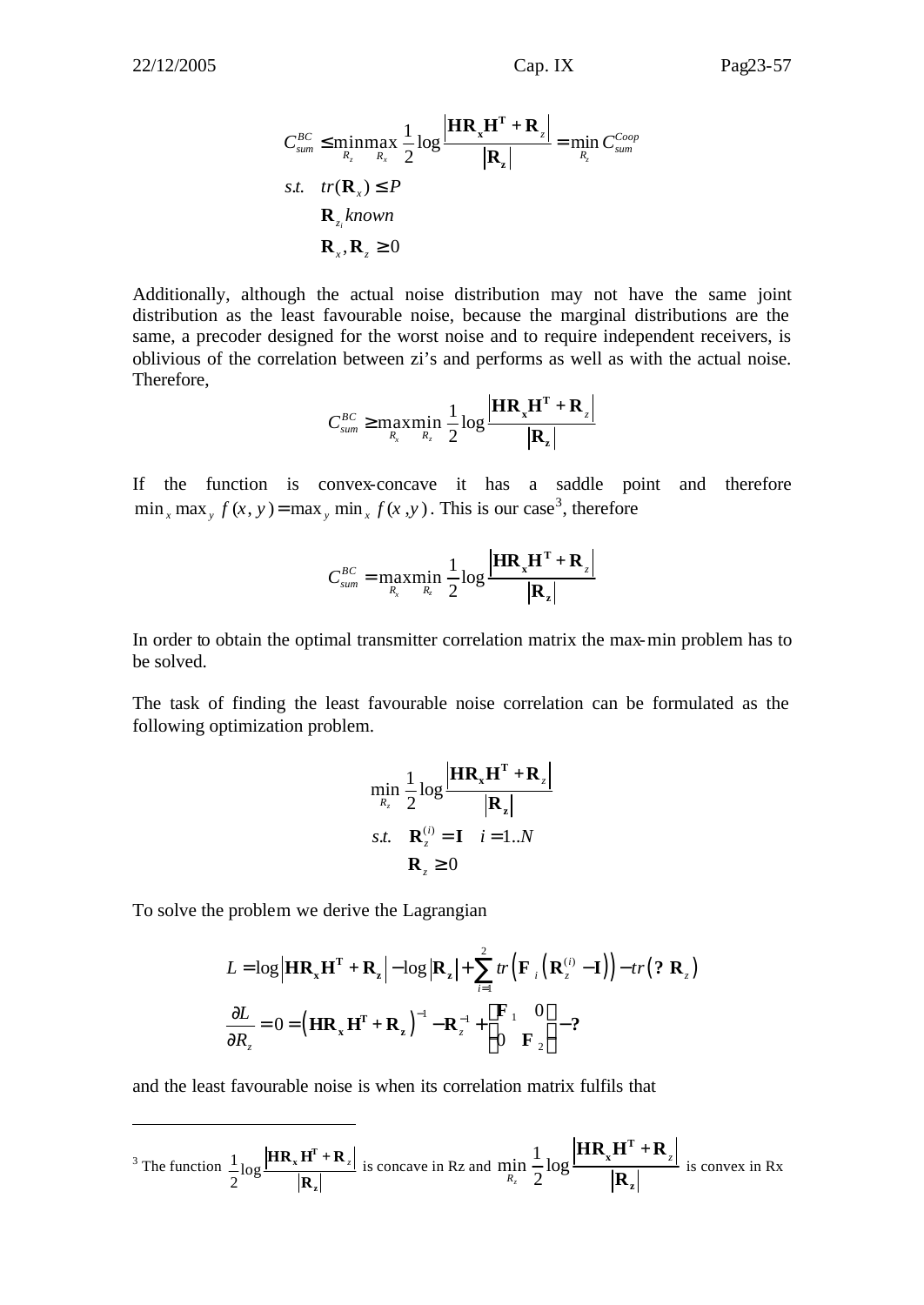$$
\begin{aligned}
C_{sum}^{BC} &\leq \min_{R_z} \max_{R_x} \frac{1}{2} \log \frac{\left| \mathbf{H R_x H^T} + \mathbf{R}_z \right|}{\left| \mathbf{R_z} \right|} = \min_{R_z} C_{sum}^{Coop} \\
s.t. \quad & tr(\mathbf{R}_x) \leq P \\
& \mathbf{R}_{z_i} \, known \\
& \mathbf{R}_x, \mathbf{R}_z \geq 0
\end{aligned}
$$

Additionally, although the actual noise distribution may not have the same joint distribution as the least favourable noise, because the marginal distributions are the same, a precoder designed for the worst noise and to require independent receivers, is oblivious of the correlation between zi's and performs as well as with the actual noise. Therefore,

$$
C_{sum}^{BC} \geq \max_{R_x} \min_{R_z} \frac{1}{2} \log \frac{\left| \mathbf{H R_x H^T} + \mathbf{R}_z \right|}{\left| \mathbf{R_z} \right|}
$$

If the function is convex-concave it has a saddle point and therefore $\min_x \max_y f(x,y) = \max_y \min_x f(x,y)$. This is our case[3], therefore

$$
C_{sum}^{BC} = \max_{R_x} \min_{R_z} \frac{1}{2} \log \frac{\left| \mathbf{H R_x H^T} + \mathbf{R}_z \right|}{\left| \mathbf{R_z} \right|}
$$

In order to obtain the optimal transmitter correlation matrix the max-min problem has to be solved.

The task of finding the least favourable noise correlation can be formulated as the following optimization problem.

$$
\begin{aligned}
& \min_{R_z} \frac{1}{2} \log \frac{\left| \mathbf{H R_x H^T} + \mathbf{R}_z \right|}{\left| \mathbf{R_z} \right|} \\
& s.t. \quad \mathbf{R}_z^{(i)} = \mathbf{I} \quad i = 1..N \\
& \qquad \mathbf{R}_z \geq 0
\end{aligned}
$$

To solve the problem we derive the Lagrangian

$$
L = \log \left| \mathbf{H R_x H^T} + \mathbf{R_z} \right| - \log \left| \mathbf{R}_z \right| + \sum_{i=1}^{2} tr\left( \mathbf{F}_i \left( \mathbf{R}_z^{(i)} - \mathbf{I} \right) \right) - tr\left( ? \, \mathbf{R}_z \right)
$$

$$
\frac{\partial L}{\partial R_z} = 0 = \left( \mathbf{H R_x H^T} + \mathbf{R}_z \right)^{-1} - \mathbf{R}_z^{-1} + \begin{pmatrix} \mathbf{F}_1 & 0 \\ 0 & \mathbf{F}_2 \end{pmatrix} - ?
$$

and the least favourable noise is when its correlation matrix fulfils that

---

[3] The function $\frac{1}{2} \log \frac{\left| \mathbf{H R_x H^T} + \mathbf{R}_z \right|}{\left| \mathbf{R_z} \right|}$ is concave in Rz and $\min_{R_z} \frac{1}{2} \log \frac{\left| \mathbf{H R_x H^T} + \mathbf{R}_z \right|}{\left| \mathbf{R_z} \right|}$ is convex in Rx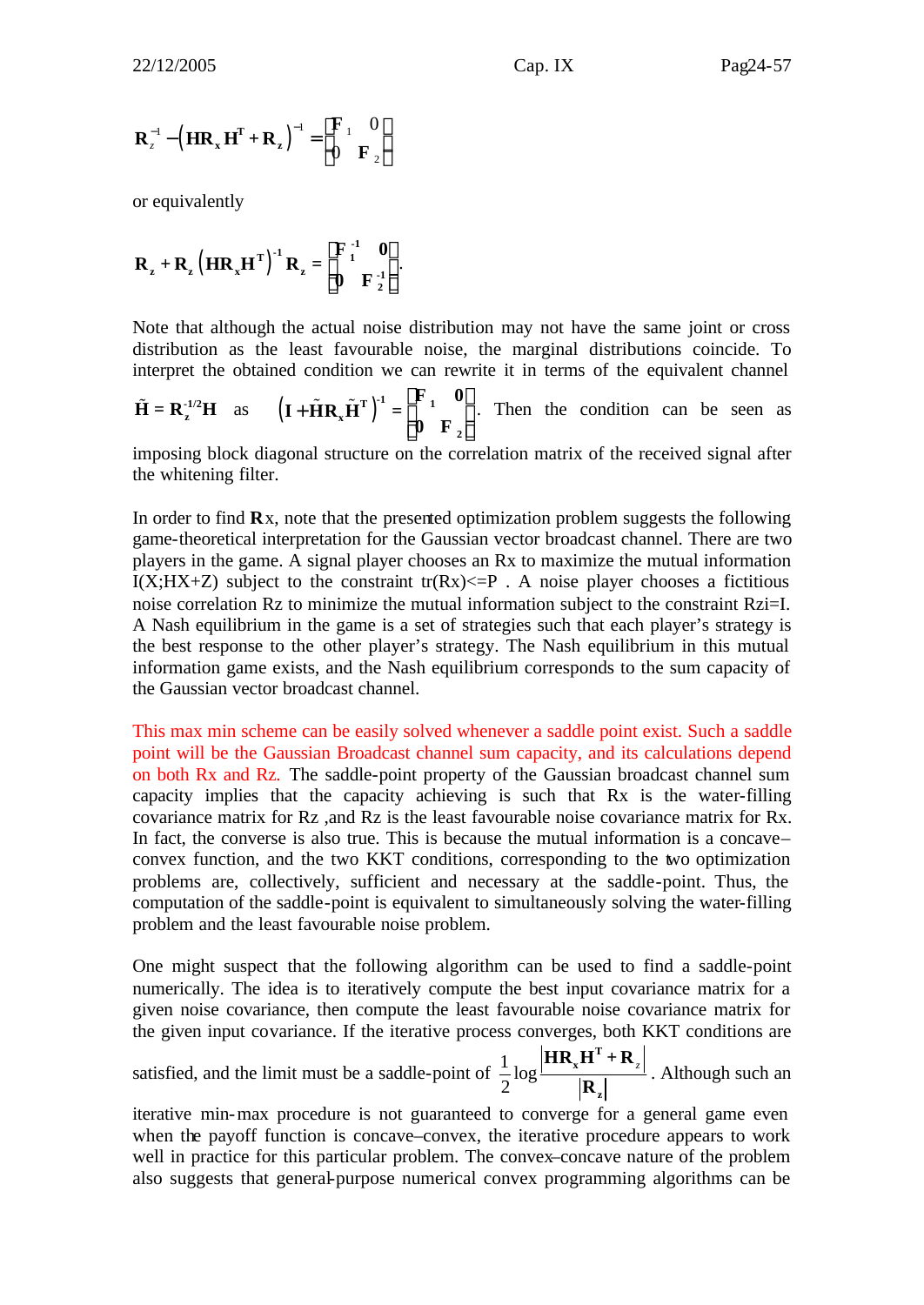$$\mathbf{R}_z^{-1} - \left(\mathbf{H}\mathbf{R}_x\mathbf{H}^T + \mathbf{R}_z\right)^{-1} = \begin{bmatrix} \mathbf{F}_1 & 0 \\ 0 & \mathbf{F}_2 \end{bmatrix}$$

or equivalently

$$\mathbf{R}_z + \mathbf{R}_z\left(\mathbf{H}\mathbf{R}_x\mathbf{H}^T\right)^{-1}\mathbf{R}_z = \begin{bmatrix} \mathbf{F}_1^{-1} & \mathbf{0} \\ \mathbf{0} & \mathbf{F}_2^{-1} \end{bmatrix}.$$

Note that although the actual noise distribution may not have the same joint or cross distribution as the least favourable noise, the marginal distributions coincide. To interpret the obtained condition we can rewrite it in terms of the equivalent channel $\tilde{\mathbf{H}} = \mathbf{R}_z^{-1/2}\mathbf{H}$ as $\left(\mathbf{I} + \tilde{\mathbf{H}}\mathbf{R}_x\tilde{\mathbf{H}}^T\right)^{-1} = \begin{bmatrix} \mathbf{F}_1 & \mathbf{0} \\ \mathbf{0} & \mathbf{F}_2 \end{bmatrix}$. Then the condition can be seen as imposing block diagonal structure on the correlation matrix of the received signal after the whitening filter.

In order to find $\mathbf{R}$x, note that the presented optimization problem suggests the following game-theoretical interpretation for the Gaussian vector broadcast channel. There are two players in the game. A signal player chooses an Rx to maximize the mutual information I(X;HX+Z) subject to the constraint tr(Rx)<=P . A noise player chooses a fictitious noise correlation Rz to minimize the mutual information subject to the constraint Rzi=I. A Nash equilibrium in the game is a set of strategies such that each player's strategy is the best response to the other player's strategy. The Nash equilibrium in this mutual information game exists, and the Nash equilibrium corresponds to the sum capacity of the Gaussian vector broadcast channel.

This max min scheme can be easily solved whenever a saddle point exist. Such a saddle point will be the Gaussian Broadcast channel sum capacity, and its calculations depend on both Rx and Rz. The saddle-point property of the Gaussian broadcast channel sum capacity implies that the capacity achieving is such that Rx is the water-filling covariance matrix for Rz ,and Rz is the least favourable noise covariance matrix for Rx. In fact, the converse is also true. This is because the mutual information is a concave–convex function, and the two KKT conditions, corresponding to the two optimization problems are, collectively, sufficient and necessary at the saddle-point. Thus, the computation of the saddle-point is equivalent to simultaneously solving the water-filling problem and the least favourable noise problem.

One might suspect that the following algorithm can be used to find a saddle-point numerically. The idea is to iteratively compute the best input covariance matrix for a given noise covariance, then compute the least favourable noise covariance matrix for the given input covariance. If the iterative process converges, both KKT conditions are satisfied, and the limit must be a saddle-point of $\frac{1}{2}\log\frac{\left|\mathbf{H}\mathbf{R}_x\mathbf{H}^T + \mathbf{R}_z\right|}{\left|\mathbf{R}_z\right|}$. Although such an iterative min-max procedure is not guaranteed to converge for a general game even when the payoff function is concave–convex, the iterative procedure appears to work well in practice for this particular problem. The convex–concave nature of the problem also suggests that general-purpose numerical convex programming algorithms can be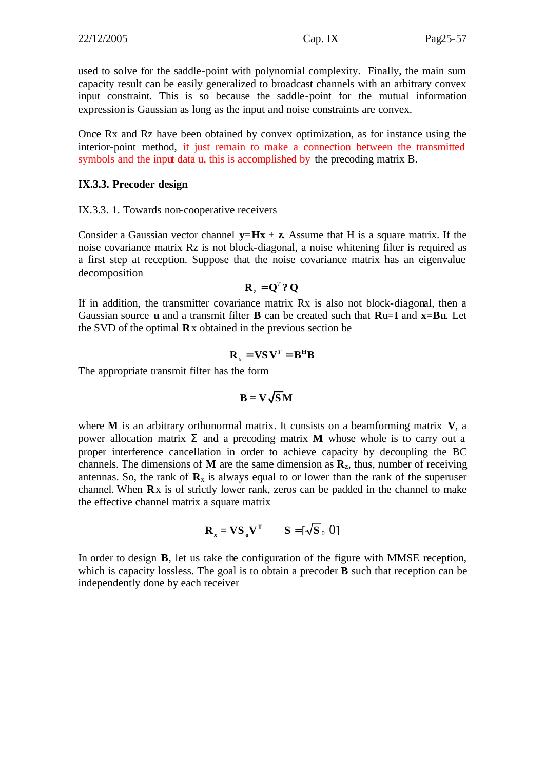used to solve for the saddle-point with polynomial complexity. Finally, the main sum capacity result can be easily generalized to broadcast channels with an arbitrary convex input constraint. This is so because the saddle-point for the mutual information expression is Gaussian as long as the input and noise constraints are convex.

Once Rx and Rz have been obtained by convex optimization, as for instance using the interior-point method, it just remain to make a connection between the transmitted symbols and the input data u, this is accomplished by the precoding matrix B.

### IX.3.3. Precoder design

IX.3.3. 1. Towards non-cooperative receivers

Consider a Gaussian vector channel $\mathbf{y}=\mathbf{Hx}+\mathbf{z}$. Assume that H is a square matrix. If the noise covariance matrix Rz is not block-diagonal, a noise whitening filter is required as a first step at reception. Suppose that the noise covariance matrix has an eigenvalue decomposition

$$\mathbf{R}_z = \mathbf{Q}^T ? \mathbf{Q}$$

If in addition, the transmitter covariance matrix Rx is also not block-diagonal, then a Gaussian source $\mathbf{u}$ and a transmit filter $\mathbf{B}$ can be created such that $\mathbf{R}u=\mathbf{I}$ and $\mathbf{x}=\mathbf{Bu}$. Let the SVD of the optimal $\mathbf{R}x$ obtained in the previous section be

$$\mathbf{R}_x = \mathbf{V}\mathbf{S}\mathbf{V}^T = \mathbf{B}^H\mathbf{B}$$

The appropriate transmit filter has the form

$$\mathbf{B} = \mathbf{V}\sqrt{\mathbf{S}}\mathbf{M}$$

where $\mathbf{M}$ is an arbitrary orthonormal matrix. It consists on a beamforming matrix $\mathbf{V}$, a power allocation matrix $\Sigma$ and a precoding matrix $\mathbf{M}$ whose whole is to carry out a proper interference cancellation in order to achieve capacity by decoupling the BC channels. The dimensions of $\mathbf{M}$ are the same dimension as $\mathbf{R}_z$, thus, number of receiving antennas. So, the rank of $\mathbf{R}_x$ is always equal to or lower than the rank of the superuser channel. When $\mathbf{R}x$ is of strictly lower rank, zeros can be padded in the channel to make the effective channel matrix a square matrix

$$\mathbf{R}_x = \mathbf{V}\mathbf{S}_o\mathbf{V}^T \qquad \mathbf{S} = [\sqrt{\mathbf{S}_0} \;\; 0]$$

In order to design $\mathbf{B}$, let us take the configuration of the figure with MMSE reception, which is capacity lossless. The goal is to obtain a precoder $\mathbf{B}$ such that reception can be independently done by each receiver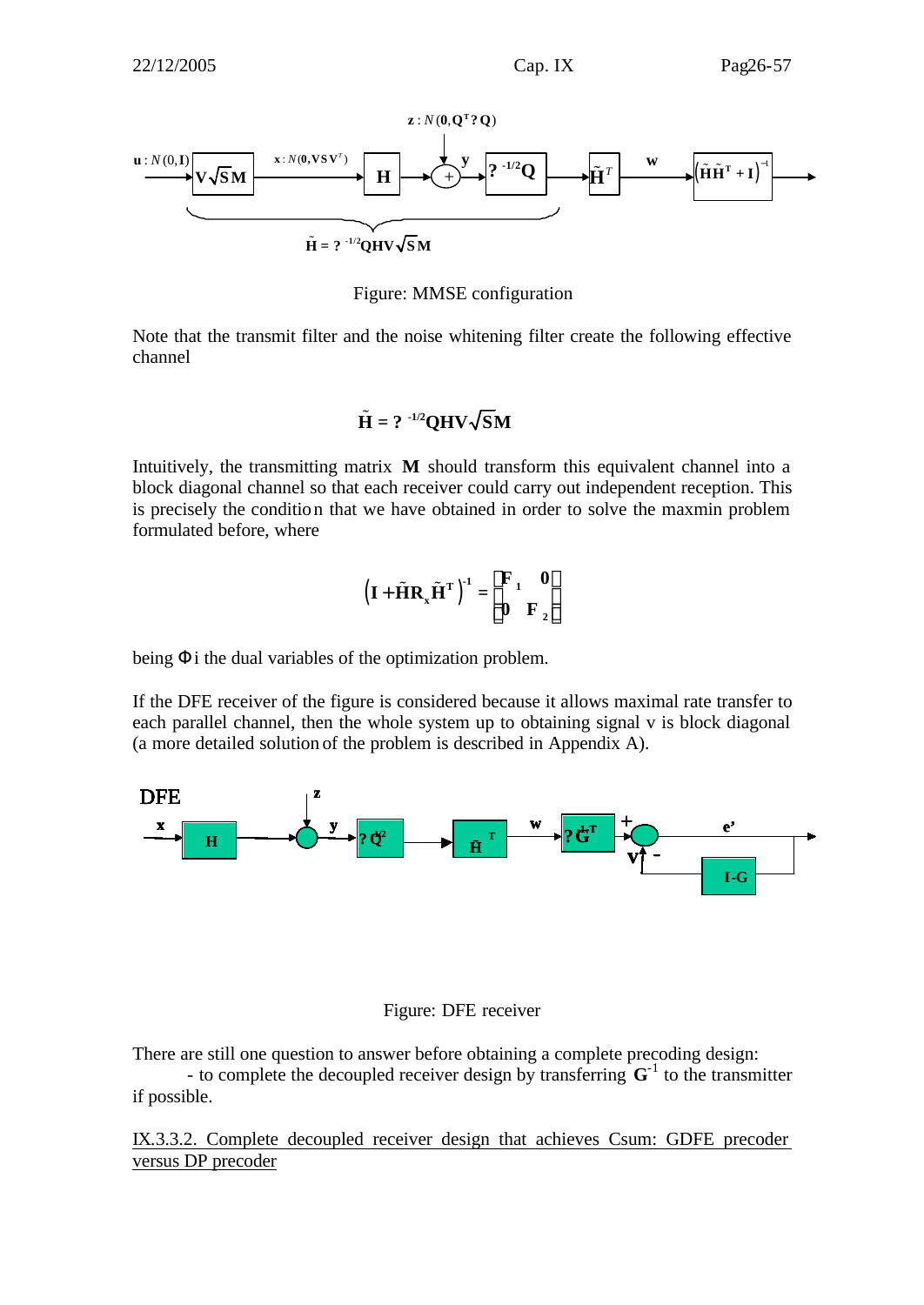Figure: MMSE configuration

Note that the transmit filter and the noise whitening filter create the following effective channel

$$\tilde{\mathbf{H}} = ?^{-1/2}\mathbf{Q}\mathbf{H}\mathbf{V}\sqrt{\mathbf{S}}\mathbf{M}$$

Intuitively, the transmitting matrix **M** should transform this equivalent channel into a block diagonal channel so that each receiver could carry out independent reception. This is precisely the condition that we have obtained in order to solve the maxmin problem formulated before, where

$$\left(\mathbf{I} + \tilde{\mathbf{H}}\mathbf{R}_x\tilde{\mathbf{H}}^T\right)^{-1} = \begin{bmatrix} \mathbf{F}_1 & \mathbf{0} \\ \mathbf{0} & \mathbf{F}_2 \end{bmatrix}$$

being $\Phi$i the dual variables of the optimization problem.

If the DFE receiver of the figure is considered because it allows maximal rate transfer to each parallel channel, then the whole system up to obtaining signal v is block diagonal (a more detailed solution of the problem is described in Appendix A).

Figure: DFE receiver

There are still one question to answer before obtaining a complete precoding design:
- to complete the decoupled receiver design by transferring $\mathbf{G}^{-1}$ to the transmitter if possible.

IX.3.3.2. Complete decoupled receiver design that achieves Csum: GDFE precoder versus DP precoder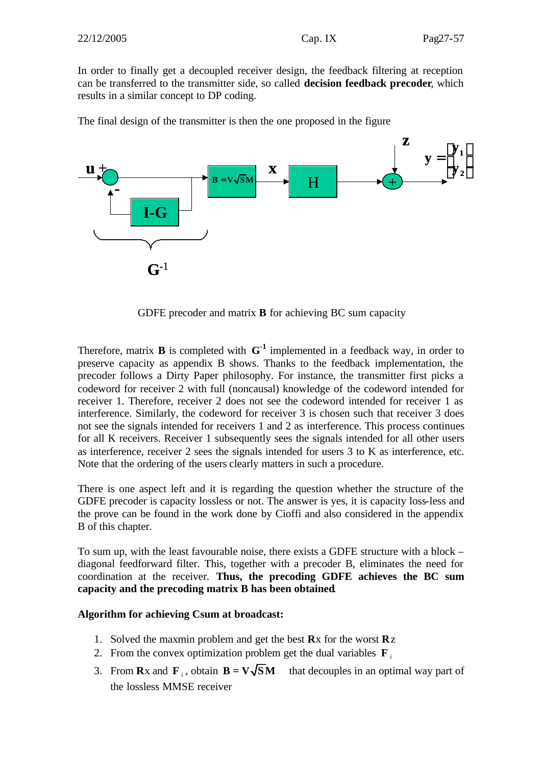In order to finally get a decoupled receiver design, the feedback filtering at reception can be transferred to the transmitter side, so called **decision feedback precoder**, which results in a similar concept to DP coding.

The final design of the transmitter is then the one proposed in the figure

GDFE precoder and matrix **B** for achieving BC sum capacity

Therefore, matrix **B** is completed with $\mathbf{G}^{-1}$ implemented in a feedback way, in order to preserve capacity as appendix B shows. Thanks to the feedback implementation, the precoder follows a Dirty Paper philosophy. For instance, the transmitter first picks a codeword for receiver 2 with full (noncausal) knowledge of the codeword intended for receiver 1. Therefore, receiver 2 does not see the codeword intended for receiver 1 as interference. Similarly, the codeword for receiver 3 is chosen such that receiver 3 does not see the signals intended for receivers 1 and 2 as interference. This process continues for all K receivers. Receiver 1 subsequently sees the signals intended for all other users as interference, receiver 2 sees the signals intended for users 3 to K as interference, etc. Note that the ordering of the users clearly matters in such a procedure.

There is one aspect left and it is regarding the question whether the structure of the GDFE precoder is capacity lossless or not. The answer is yes, it is capacity loss-less and the prove can be found in the work done by Cioffi and also considered in the appendix B of this chapter.

To sum up, with the least favourable noise, there exists a GDFE structure with a block – diagonal feedforward filter. This, together with a precoder B, eliminates the need for coordination at the receiver. **Thus, the precoding GDFE achieves the BC sum capacity and the precoding matrix B has been obtained**.

**Algorithm for achieving Csum at broadcast:**

1. Solved the maxmin problem and get the best $\mathbf{R}x$ for the worst $\mathbf{R}z$
2. From the convex optimization problem get the dual variables $\mathbf{F}_i$
3. From $\mathbf{R}x$ and $\mathbf{F}_i$, obtain $\mathbf{B} = \mathbf{V}\sqrt{\mathbf{S}}\mathbf{M}$ that decouples in an optimal way part of the lossless MMSE receiver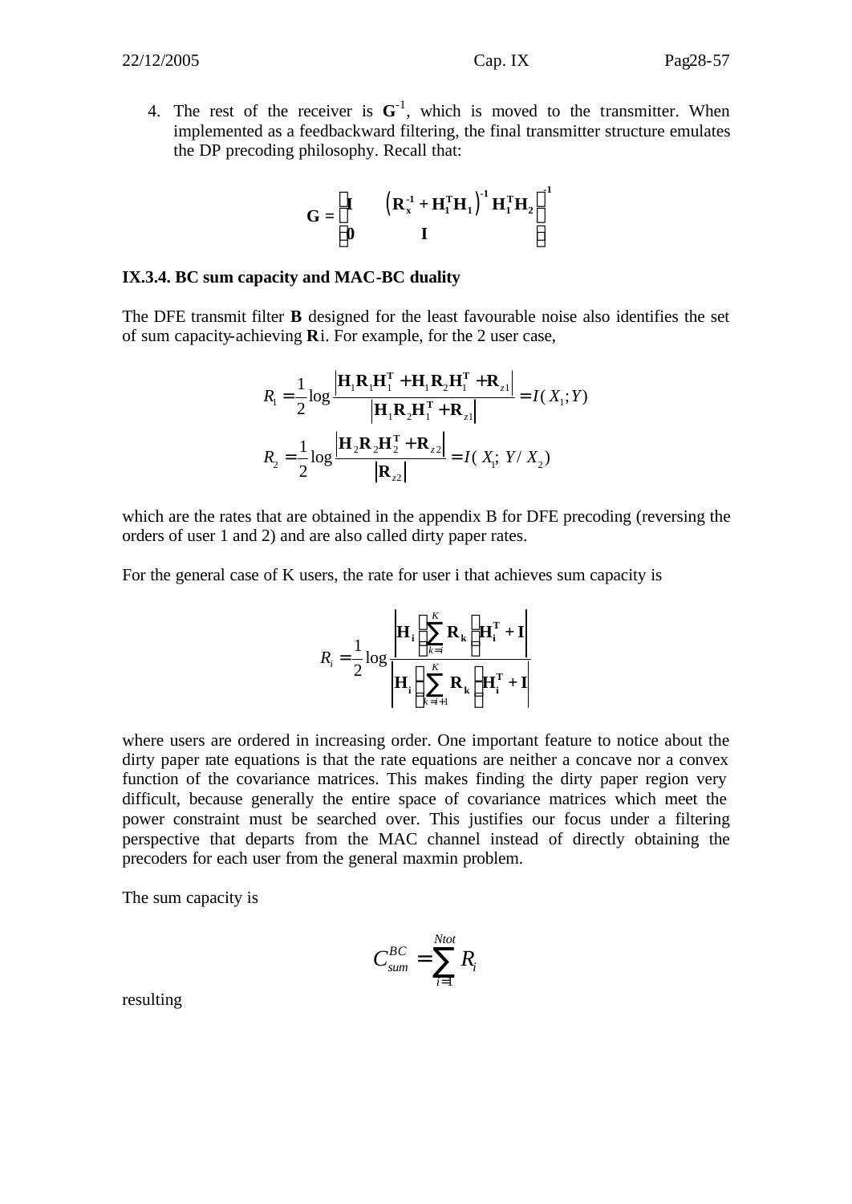4. The rest of the receiver is $\mathbf{G}^{-1}$, which is moved to the transmitter. When implemented as a feedbackward filtering, the final transmitter structure emulates the DP precoding philosophy. Recall that:

$$\mathbf{G} = \begin{bmatrix} \mathbf{I} & \left(\mathbf{R_x^{-1}} + \mathbf{H_1^T H_1}\right)^{-1} \mathbf{H_1^T H_2} \\ \mathbf{0} & \mathbf{I} \end{bmatrix}^{-1}$$

### IX.3.4. BC sum capacity and MAC-BC duality

The DFE transmit filter **B** designed for the least favourable noise also identifies the set of sum capacity-achieving $\mathbf{R}$i. For example, for the 2 user case,

$$R_1 = \frac{1}{2}\log\frac{\left|\mathbf{H}_1\mathbf{R}_1\mathbf{H}_1^{\mathbf{T}} + \mathbf{H}_1\mathbf{R}_2\mathbf{H}_1^{\mathbf{T}} + \mathbf{R}_{z1}\right|}{\left|\mathbf{H}_1\mathbf{R}_2\mathbf{H}_1^{\mathbf{T}} + \mathbf{R}_{z1}\right|} = I(X_1;Y)$$

$$R_2 = \frac{1}{2}\log\frac{\left|\mathbf{H}_2\mathbf{R}_2\mathbf{H}_2^{\mathbf{T}} + \mathbf{R}_{z2}\right|}{\left|\mathbf{R}_{z2}\right|} = I(X_1;\, Y/\,X_2)$$

which are the rates that are obtained in the appendix B for DFE precoding (reversing the orders of user 1 and 2) and are also called dirty paper rates.

For the general case of K users, the rate for user i that achieves sum capacity is

$$R_i = \frac{1}{2}\log\frac{\left|\mathbf{H_i}\left(\sum_{k=i}^{K}\mathbf{R_k}\right)\mathbf{H_i^T} + \mathbf{I}\right|}{\left|\mathbf{H_i}\left(\sum_{k=i+1}^{K}\mathbf{R_k}\right)\mathbf{H_i^T} + \mathbf{I}\right|}$$

where users are ordered in increasing order. One important feature to notice about the dirty paper rate equations is that the rate equations are neither a concave nor a convex function of the covariance matrices. This makes finding the dirty paper region very difficult, because generally the entire space of covariance matrices which meet the power constraint must be searched over. This justifies our focus under a filtering perspective that departs from the MAC channel instead of directly obtaining the precoders for each user from the general maxmin problem.

The sum capacity is

$$C_{sum}^{BC} = \sum_{i=1}^{Ntot} R_i$$

resulting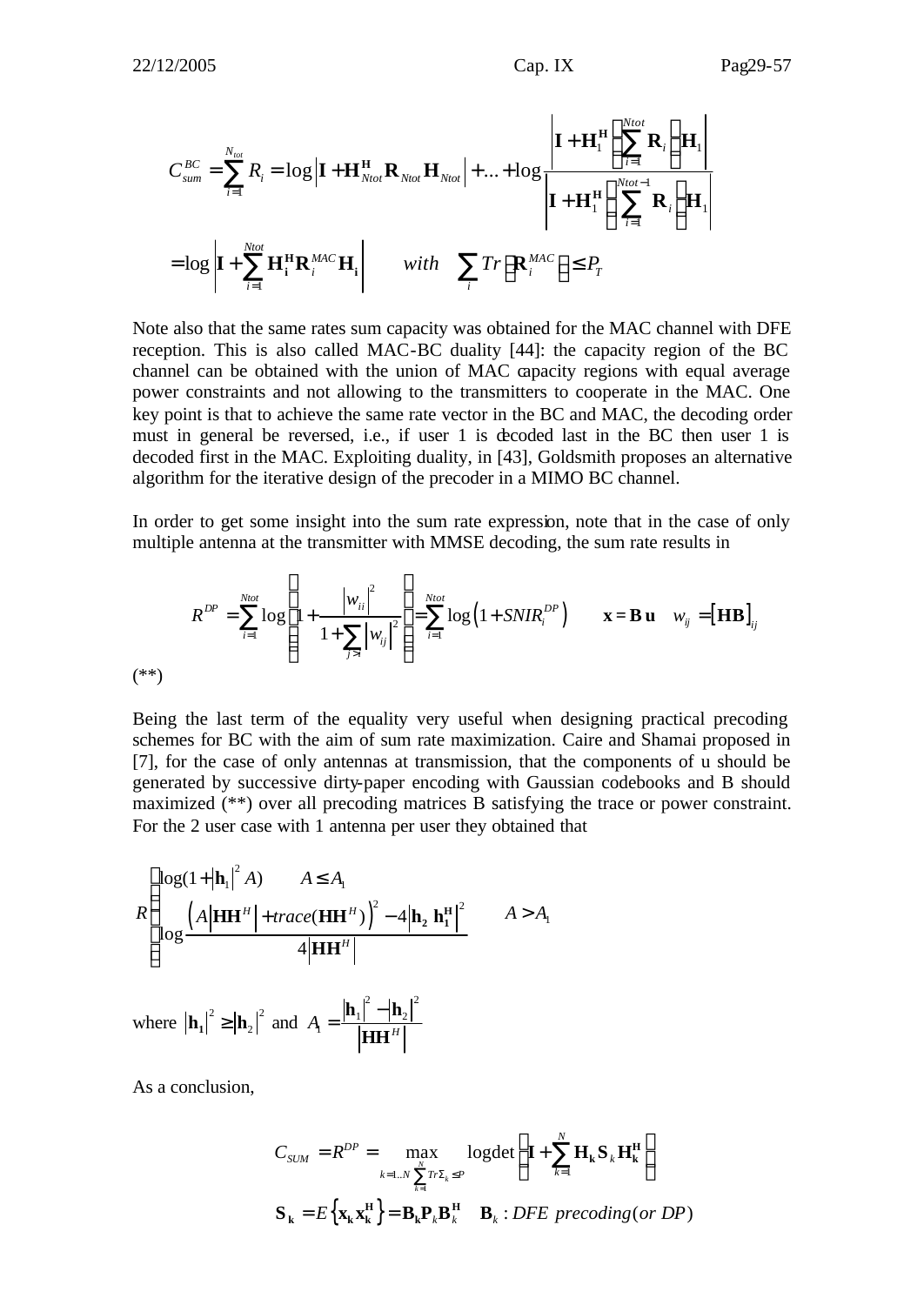$$C_{sum}^{BC} = \sum_{i=1}^{N_{tot}} R_i = \log\left|\mathbf{I} + \mathbf{H}_{Ntot}^{\mathbf{H}} \mathbf{R}_{Ntot} \mathbf{H}_{Ntot}\right| + \ldots + \log \frac{\left|\mathbf{I} + \mathbf{H}_1^{\mathbf{H}} \left(\sum_{i=1}^{Ntot} \mathbf{R}_i\right) \mathbf{H}_1\right|}{\left|\mathbf{I} + \mathbf{H}_1^{\mathbf{H}} \left(\sum_{i=1}^{Ntot-1} \mathbf{R}_i\right) \mathbf{H}_1\right|}$$

$$= \log\left|\mathbf{I} + \sum_{i=1}^{Ntot} \mathbf{H}_{\mathbf{i}}^{\mathbf{H}} \mathbf{R}_i^{MAC} \mathbf{H}_{\mathbf{i}}\right| \qquad with \quad \sum_i Tr\left(\mathbf{R}_i^{MAC}\right) \leq P_T$$

Note also that the same rates sum capacity was obtained for the MAC channel with DFE reception. This is also called MAC-BC duality [44]: the capacity region of the BC channel can be obtained with the union of MAC capacity regions with equal average power constraints and not allowing to the transmitters to cooperate in the MAC. One key point is that to achieve the same rate vector in the BC and MAC, the decoding order must in general be reversed, i.e., if user 1 is decoded last in the BC then user 1 is decoded first in the MAC. Exploiting duality, in [43], Goldsmith proposes an alternative algorithm for the iterative design of the precoder in a MIMO BC channel.

In order to get some insight into the sum rate expression, note that in the case of only multiple antenna at the transmitter with MMSE decoding, the sum rate results in

$$R^{DP} = \sum_{i=1}^{Ntot} \log\left(1 + \frac{|w_{ii}|^2}{1 + \sum_{j>i} |w_{ij}|^2}\right) = \sum_{i=1}^{Ntot} \log\left(1 + SNIR_i^{DP}\right) \qquad \mathbf{x} = \mathbf{B}\,\mathbf{u} \quad w_{ij} = [\mathbf{HB}]_{ij}$$

(**)

Being the last term of the equality very useful when designing practical precoding schemes for BC with the aim of sum rate maximization. Caire and Shamai proposed in [7], for the case of only antennas at transmission, that the components of u should be generated by successive dirty-paper encoding with Gaussian codebooks and B should maximized (**) over all precoding matrices B satisfying the trace or power constraint. For the 2 user case with 1 antenna per user they obtained that

$$R = \begin{cases} \log(1 + |\mathbf{h}_1|^2 A) & A \leq A_1 \\ \log \dfrac{\left(A\left|\mathbf{HH}^H\right| + trace(\mathbf{HH}^H)\right)^2 - 4\left|\mathbf{h_2}\,\mathbf{h_1^H}\right|^2}{4\left|\mathbf{HH}^H\right|} & A > A_1 \end{cases}$$

where $|\mathbf{h_1}|^2 \geq |\mathbf{h}_2|^2$ and $A_1 = \dfrac{|\mathbf{h}_1|^2 - |\mathbf{h}_2|^2}{\left|\mathbf{HH}^H\right|}$

As a conclusion,

$$C_{SUM} = R^{DP} = \max_{\substack{k=1..N \\ \sum_{k=1}^{N} Tr\Sigma_k \leq P}} \operatorname{logdet}\left(\mathbf{I} + \sum_{k=1}^{N} \mathbf{H_k} \mathbf{S}_k \mathbf{H_k^H}\right)$$

$$\mathbf{S_k} = E\left\{\mathbf{x_k}\mathbf{x_k^H}\right\} = \mathbf{B_k}\mathbf{P}_k\mathbf{B}_k^{\mathbf{H}} \quad \mathbf{B}_k : DFE\ precoding(or\ DP)$$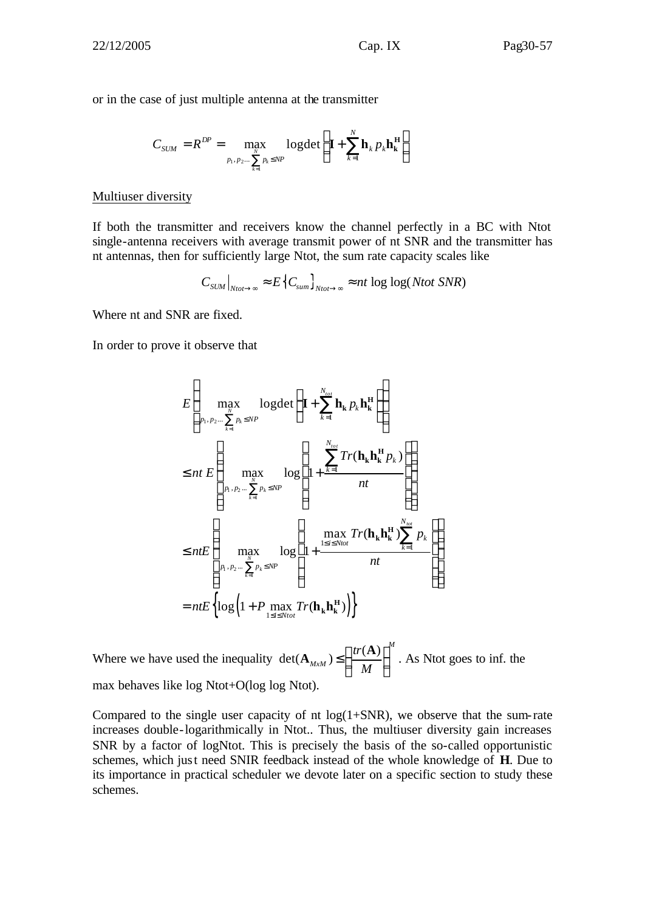or in the case of just multiple antenna at the transmitter

$$C_{SUM} = R^{DP} = \max_{p_1, p_2 \cdots \sum_{k=1}^{N} p_k \leq NP} \log\det\left(\mathbf{I} + \sum_{k=1}^{N} \mathbf{h}_k p_k \mathbf{h_k^H}\right)$$

Multiuser diversity

If both the transmitter and receivers know the channel perfectly in a BC with Ntot single-antenna receivers with average transmit power of nt SNR and the transmitter has nt antennas, then for sufficiently large Ntot, the sum rate capacity scales like

$$C_{SUM}\big|_{Ntot\to\infty} \approx E\left\{C_{sum}\right\}_{Ntot\to\infty} \approx nt \log\log(Ntot\ SNR)$$

Where nt and SNR are fixed.

In order to prove it observe that

$$\begin{aligned}
&E\left\{\max_{p_1, p_2 \cdots \sum_{k=1}^{N} p_k \leq NP} \log\det\left(\mathbf{I} + \sum_{k=1}^{N_{tot}} \mathbf{h_k} p_k \mathbf{h_k^H}\right)\right\} \\
&\leq nt\, E\left\{\max_{p_1, p_2 \cdots \sum_{k=1}^{N} p_k \leq NP} \log\left(1 + \frac{\sum_{k=1}^{N_{tot}} Tr(\mathbf{h_k h_k^H} p_k)}{nt}\right)\right\} \\
&\leq ntE\left\{\max_{p_1, p_2 \cdots \sum_{k=1}^{N} p_k \leq NP} \log\left(1 + \frac{\max_{1\leq i\leq Ntot} Tr(\mathbf{h_k h_k^H}) \sum_{k=1}^{N_{tot}} p_k}{nt}\right)\right\} \\
&= ntE\left\{\log\left(1 + P\max_{1\leq i\leq Ntot} Tr(\mathbf{h_k h_k^H})\right)\right\}
\end{aligned}$$

Where we have used the inequality $\det(\mathbf{A}_{MxM}) \leq \left(\frac{tr(\mathbf{A})}{M}\right)^M$. As Ntot goes to inf. the max behaves like log Ntot+O(log log Ntot).

Compared to the single user capacity of nt log(1+SNR), we observe that the sum-rate increases double-logarithmically in Ntot.. Thus, the multiuser diversity gain increases SNR by a factor of logNtot. This is precisely the basis of the so-called opportunistic schemes, which just need SNIR feedback instead of the whole knowledge of **H**. Due to its importance in practical scheduler we devote later on a specific section to study these schemes.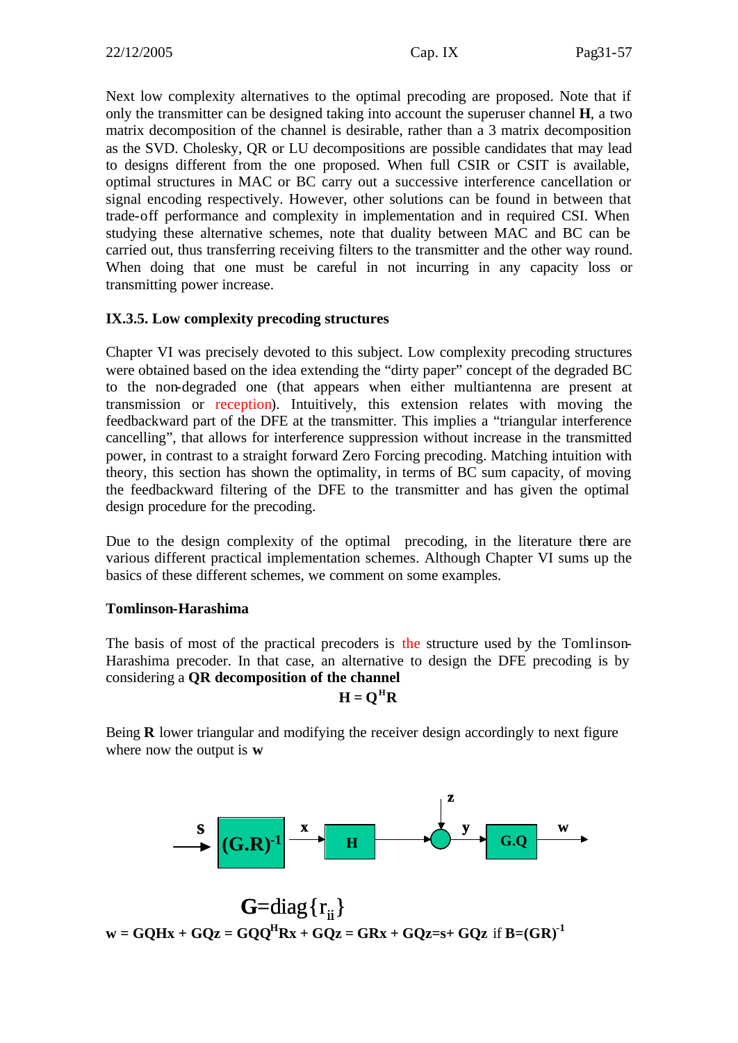Next low complexity alternatives to the optimal precoding are proposed. Note that if only the transmitter can be designed taking into account the superuser channel **H**, a two matrix decomposition of the channel is desirable, rather than a 3 matrix decomposition as the SVD. Cholesky, QR or LU decompositions are possible candidates that may lead to designs different from the one proposed. When full CSIR or CSIT is available, optimal structures in MAC or BC carry out a successive interference cancellation or signal encoding respectively. However, other solutions can be found in between that trade-off performance and complexity in implementation and in required CSI. When studying these alternative schemes, note that duality between MAC and BC can be carried out, thus transferring receiving filters to the transmitter and the other way round. When doing that one must be careful in not incurring in any capacity loss or transmitting power increase.

### IX.3.5. Low complexity precoding structures

Chapter VI was precisely devoted to this subject. Low complexity precoding structures were obtained based on the idea extending the "dirty paper" concept of the degraded BC to the non-degraded one (that appears when either multiantenna are present at transmission or reception). Intuitively, this extension relates with moving the feedbackward part of the DFE at the transmitter. This implies a "triangular interference cancelling", that allows for interference suppression without increase in the transmitted power, in contrast to a straight forward Zero Forcing precoding. Matching intuition with theory, this section has shown the optimality, in terms of BC sum capacity, of moving the feedbackward filtering of the DFE to the transmitter and has given the optimal design procedure for the precoding.

Due to the design complexity of the optimal precoding, in the literature there are various different practical implementation schemes. Although Chapter VI sums up the basics of these different schemes, we comment on some examples.

**Tomlinson-Harashima**

The basis of most of the practical precoders is the structure used by the Tomlinson-Harashima precoder. In that case, an alternative to design the DFE precoding is by considering a **QR decomposition of the channel**

$$\mathbf{H} = \mathbf{Q}^H\mathbf{R}$$

Being **R** lower triangular and modifying the receiver design accordingly to next figure where now the output is **w**

$$\mathbf{G} = \mathrm{diag}\{r_{ii}\}$$

$$\mathbf{w} = \mathbf{GQHx} + \mathbf{GQz} = \mathbf{GQQ}^H\mathbf{Rx} + \mathbf{GQz} = \mathbf{GRx} + \mathbf{GQz} = \mathbf{s} + \mathbf{GQz} \text{ if } \mathbf{B} = (\mathbf{GR})^{-1}$$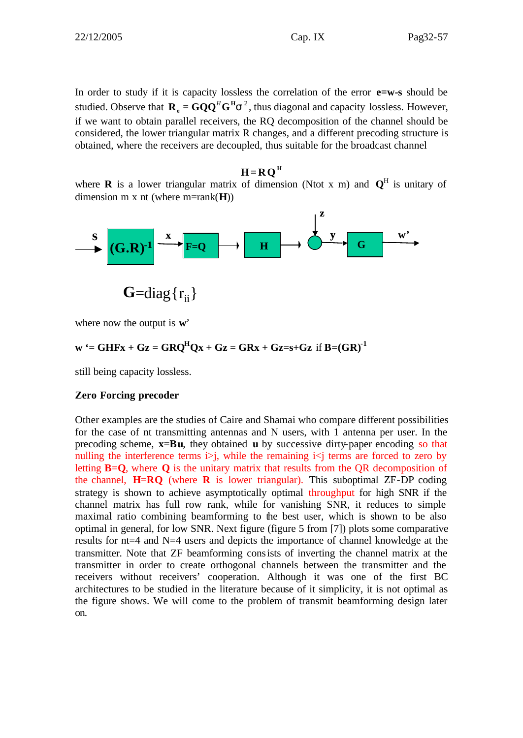In order to study if it is capacity lossless the correlation of the error **e=w-s** should be studied. Observe that $\mathbf{R_e} = \mathbf{GQQ}^H\mathbf{G}^H\sigma^2$, thus diagonal and capacity lossless. However, if we want to obtain parallel receivers, the RQ decomposition of the channel should be considered, the lower triangular matrix R changes, and a different precoding structure is obtained, where the receivers are decoupled, thus suitable for the broadcast channel

$$\mathbf{H} = \mathbf{R}\mathbf{Q}^H$$

where **R** is a lower triangular matrix of dimension (Ntot x m) and $\mathbf{Q}^H$ is unitary of dimension m x nt (where m=rank(**H**))

$$\mathbf{G} = \text{diag}\{r_{ii}\}$$

where now the output is **w'**

$$\mathbf{w}' = \mathbf{GHFx} + \mathbf{Gz} = \mathbf{GRQ}^H\mathbf{Qx} + \mathbf{Gz} = \mathbf{GRx} + \mathbf{Gz} = \mathbf{s} + \mathbf{Gz} \text{ if } \mathbf{B} = (\mathbf{GR})^{-1}$$

still being capacity lossless.

**Zero Forcing precoder**

Other examples are the studies of Caire and Shamai who compare different possibilities for the case of nt transmitting antennas and N users, with 1 antenna per user. In the precoding scheme, **x**=**Bu**, they obtained **u** by successive dirty-paper encoding so that nulling the interference terms i>j, while the remaining i<j terms are forced to zero by letting **B**=**Q**, where **Q** is the unitary matrix that results from the QR decomposition of the channel, **H**=**RQ** (where **R** is lower triangular). This suboptimal ZF-DP coding strategy is shown to achieve asymptotically optimal throughput for high SNR if the channel matrix has full row rank, while for vanishing SNR, it reduces to simple maximal ratio combining beamforming to the best user, which is shown to be also optimal in general, for low SNR. Next figure (figure 5 from [7]) plots some comparative results for nt=4 and N=4 users and depicts the importance of channel knowledge at the transmitter. Note that ZF beamforming consists of inverting the channel matrix at the transmitter in order to create orthogonal channels between the transmitter and the receivers without receivers' cooperation. Although it was one of the first BC architectures to be studied in the literature because of it simplicity, it is not optimal as the figure shows. We will come to the problem of transmit beamforming design later on.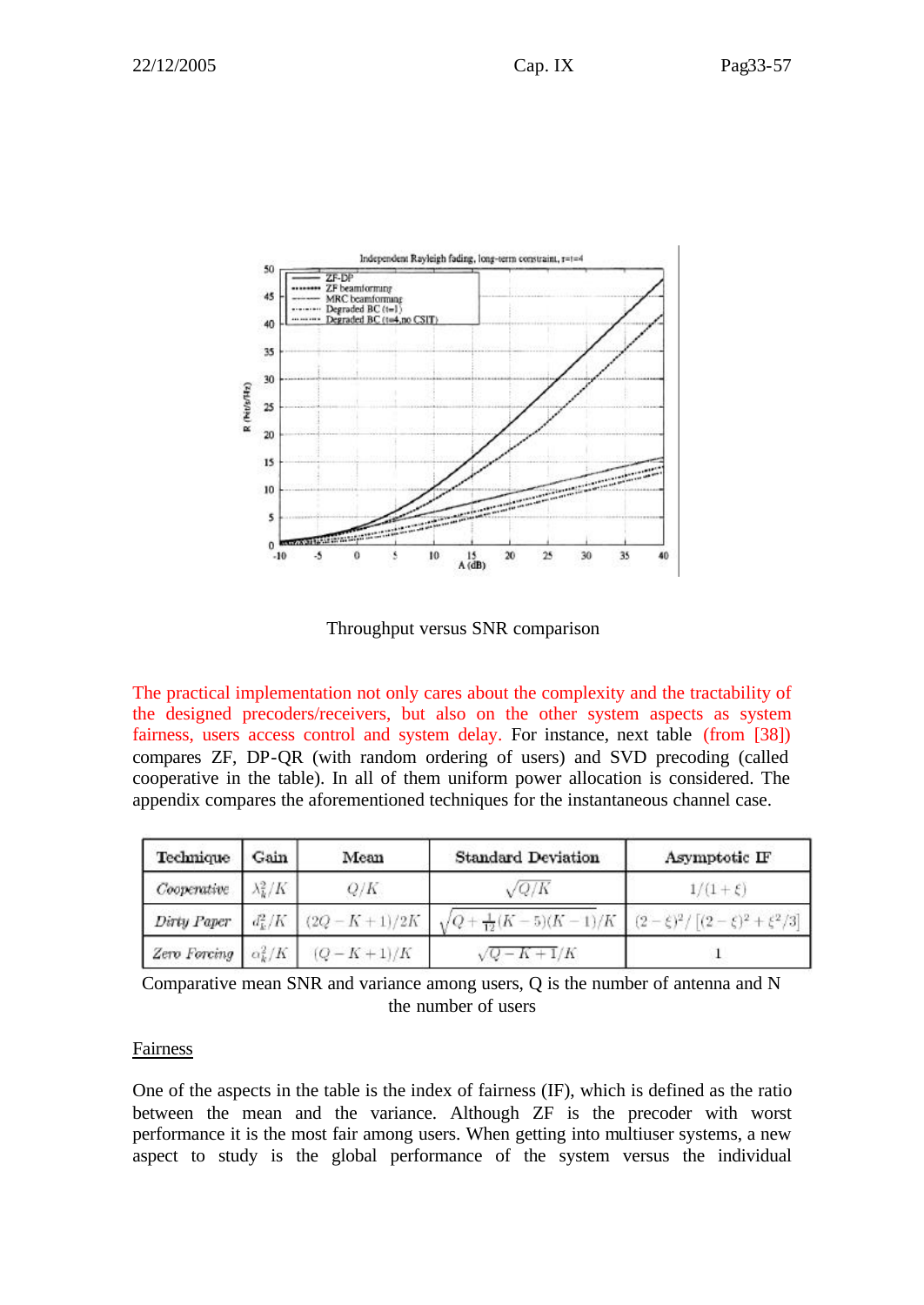Throughput versus SNR comparison

The practical implementation not only cares about the complexity and the tractability of the designed precoders/receivers, but also on the other system aspects as system fairness, users access control and system delay. For instance, next table (from [38]) compares ZF, DP-QR (with random ordering of users) and SVD precoding (called cooperative in the table). In all of them uniform power allocation is considered. The appendix compares the aforementioned techniques for the instantaneous channel case.

| Technique | Gain | Mean | Standard Deviation | Asymptotic IF |
|---|---|---|---|---|
| *Cooperative* | $\lambda_k^2/K$ | $Q/K$ | $\sqrt{Q/K}$ | $1/(1+\xi)$ |
| *Dirty Paper* | $d_k^2/K$ | $(2Q-K+1)/2K$ | $\sqrt{Q+\frac{1}{12}(K-5)(K-1)}/K$ | $(2-\xi)^2/\left[(2-\xi)^2+\xi^2/3\right]$ |
| *Zero Forcing* | $o_k^2/K$ | $(Q-K+1)/K$ | $\sqrt{Q-K+1}/K$ | $1$ |

Comparative mean SNR and variance among users, Q is the number of antenna and N the number of users

Fairness

One of the aspects in the table is the index of fairness (IF), which is defined as the ratio between the mean and the variance. Although ZF is the precoder with worst performance it is the most fair among users. When getting into multiuser systems, a new aspect to study is the global performance of the system versus the individual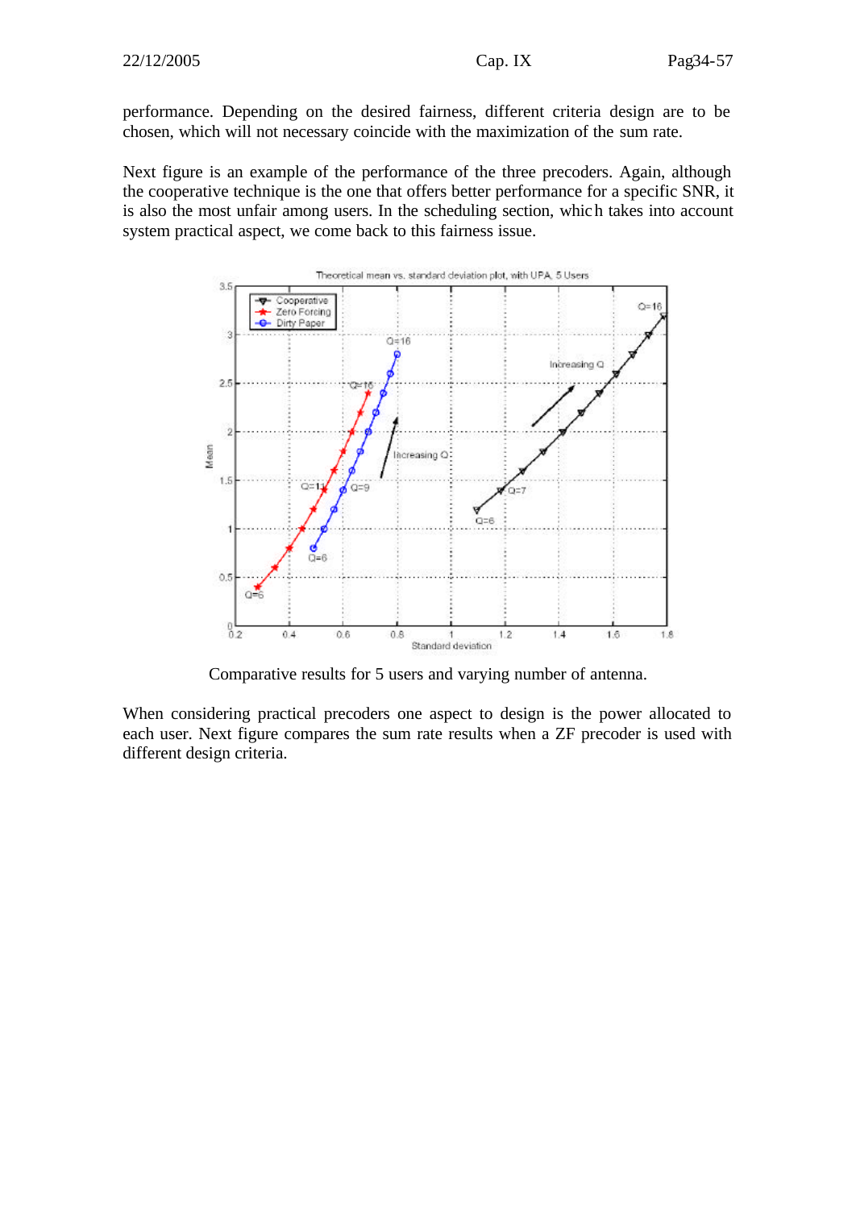performance. Depending on the desired fairness, different criteria design are to be chosen, which will not necessary coincide with the maximization of the sum rate.

Next figure is an example of the performance of the three precoders. Again, although the cooperative technique is the one that offers better performance for a specific SNR, it is also the most unfair among users. In the scheduling section, which takes into account system practical aspect, we come back to this fairness issue.

Comparative results for 5 users and varying number of antenna.

When considering practical precoders one aspect to design is the power allocated to each user. Next figure compares the sum rate results when a ZF precoder is used with different design criteria.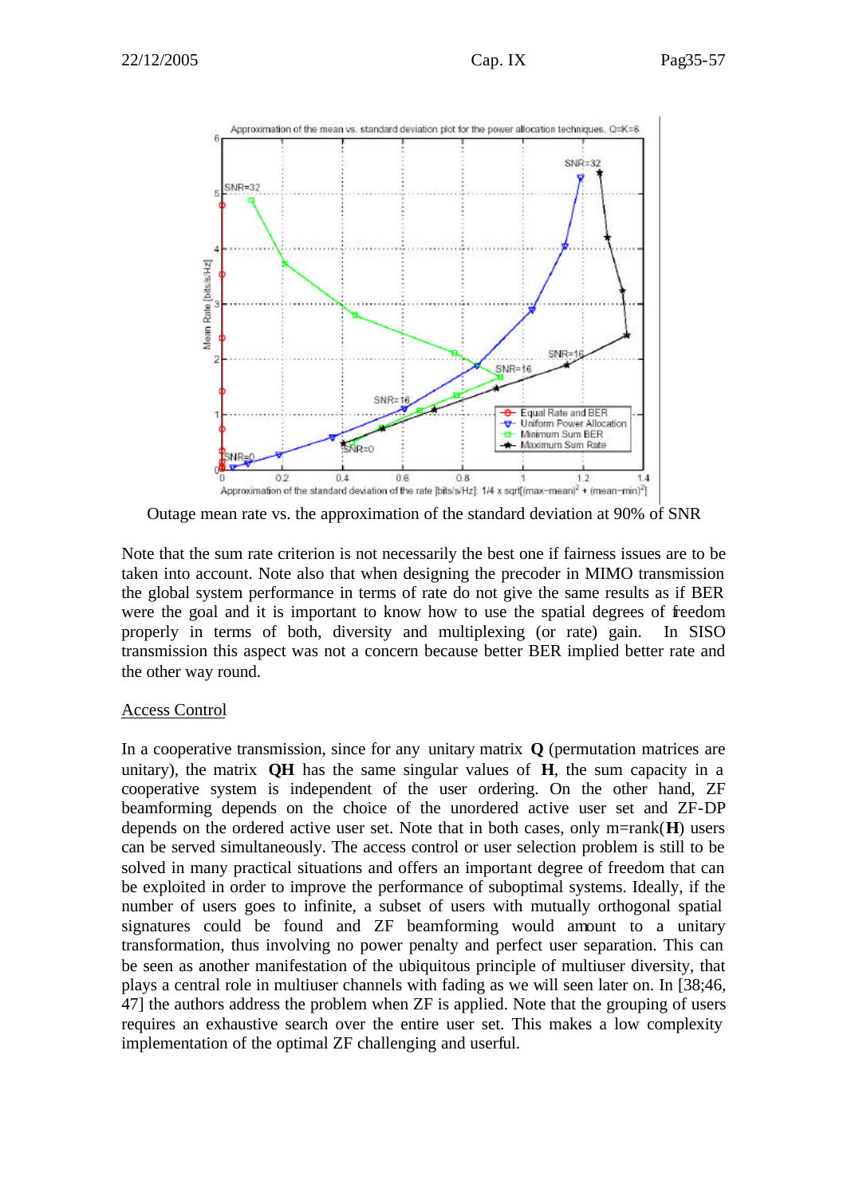Outage mean rate vs. the approximation of the standard deviation at 90% of SNR

Note that the sum rate criterion is not necessarily the best one if fairness issues are to be taken into account. Note also that when designing the precoder in MIMO transmission the global system performance in terms of rate do not give the same results as if BER were the goal and it is important to know how to use the spatial degrees of freedom properly in terms of both, diversity and multiplexing (or rate) gain. In SISO transmission this aspect was not a concern because better BER implied better rate and the other way round.

Access Control

In a cooperative transmission, since for any unitary matrix **Q** (permutation matrices are unitary), the matrix **QH** has the same singular values of **H**, the sum capacity in a cooperative system is independent of the user ordering. On the other hand, ZF beamforming depends on the choice of the unordered active user set and ZF-DP depends on the ordered active user set. Note that in both cases, only m=rank(**H**) users can be served simultaneously. The access control or user selection problem is still to be solved in many practical situations and offers an important degree of freedom that can be exploited in order to improve the performance of suboptimal systems. Ideally, if the number of users goes to infinite, a subset of users with mutually orthogonal spatial signatures could be found and ZF beamforming would amount to a unitary transformation, thus involving no power penalty and perfect user separation. This can be seen as another manifestation of the ubiquitous principle of multiuser diversity, that plays a central role in multiuser channels with fading as we will seen later on. In [38;46, 47] the authors address the problem when ZF is applied. Note that the grouping of users requires an exhaustive search over the entire user set. This makes a low complexity implementation of the optimal ZF challenging and userful.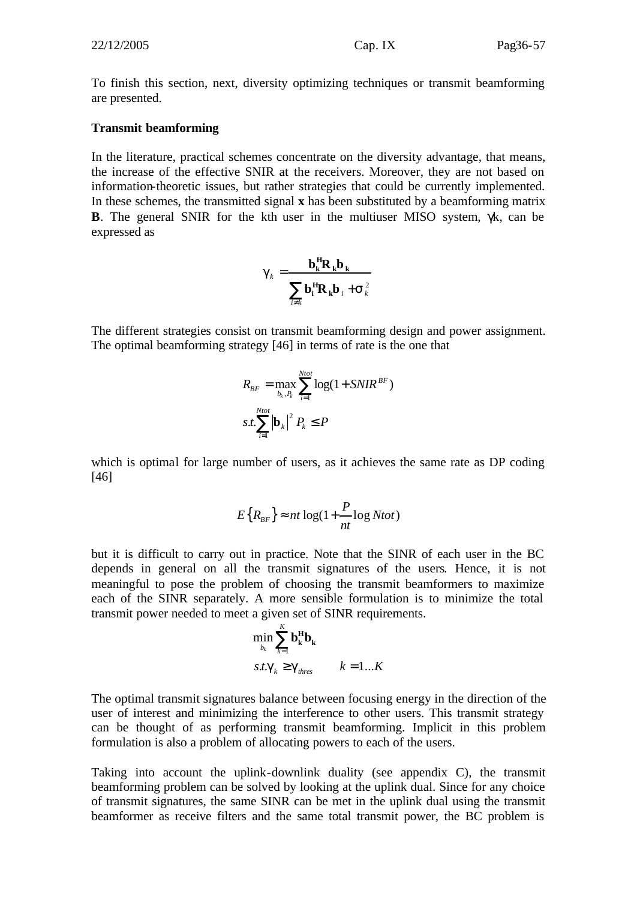To finish this section, next, diversity optimizing techniques or transmit beamforming are presented.

**Transmit beamforming**

In the literature, practical schemes concentrate on the diversity advantage, that means, the increase of the effective SNIR at the receivers. Moreover, they are not based on information-theoretic issues, but rather strategies that could be currently implemented. In these schemes, the transmitted signal **x** has been substituted by a beamforming matrix **B**. The general SNIR for the kth user in the multiuser MISO system, $\gamma_k$, can be expressed as

$$\gamma_k = \frac{\mathbf{b_k^H R_k b_k}}{\sum_{i \neq k} \mathbf{b_i^H R_k b}_i + \sigma_k^2}$$

The different strategies consist on transmit beamforming design and power assignment. The optimal beamforming strategy [46] in terms of rate is the one that

$$R_{BF} = \max_{b_k, P_k} \sum_{i=1}^{Ntot} \log(1 + SNIR^{BF})$$
$$s.t. \sum_{i=1}^{Ntot} |\mathbf{b}_k|^2 P_k \leq P$$

which is optimal for large number of users, as it achieves the same rate as DP coding [46]

$$E\{R_{BF}\} \approx nt \log(1 + \frac{P}{nt} \log Ntot)$$

but it is difficult to carry out in practice. Note that the SINR of each user in the BC depends in general on all the transmit signatures of the users. Hence, it is not meaningful to pose the problem of choosing the transmit beamformers to maximize each of the SINR separately. A more sensible formulation is to minimize the total transmit power needed to meet a given set of SINR requirements.

$$\min_{b_k} \sum_{k=1}^{K} \mathbf{b_k^H b_k}$$
$$s.t. \gamma_k \geq \gamma_{thres} \qquad k = 1...K$$

The optimal transmit signatures balance between focusing energy in the direction of the user of interest and minimizing the interference to other users. This transmit strategy can be thought of as performing transmit beamforming. Implicit in this problem formulation is also a problem of allocating powers to each of the users.

Taking into account the uplink-downlink duality (see appendix C), the transmit beamforming problem can be solved by looking at the uplink dual. Since for any choice of transmit signatures, the same SINR can be met in the uplink dual using the transmit beamformer as receive filters and the same total transmit power, the BC problem is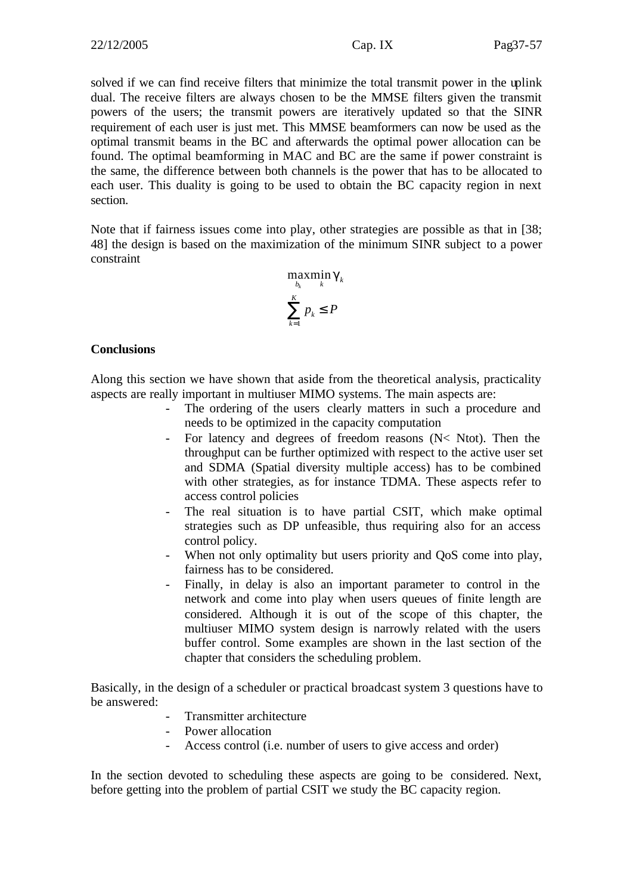solved if we can find receive filters that minimize the total transmit power in the uplink dual. The receive filters are always chosen to be the MMSE filters given the transmit powers of the users; the transmit powers are iteratively updated so that the SINR requirement of each user is just met. This MMSE beamformers can now be used as the optimal transmit beams in the BC and afterwards the optimal power allocation can be found. The optimal beamforming in MAC and BC are the same if power constraint is the same, the difference between both channels is the power that has to be allocated to each user. This duality is going to be used to obtain the BC capacity region in next section.

Note that if fairness issues come into play, other strategies are possible as that in [38; 48] the design is based on the maximization of the minimum SINR subject to a power constraint

$$\max_{b_k} \min_{k} \gamma_k$$
$$\sum_{k=1}^{K} p_k \leq P$$

**Conclusions**

Along this section we have shown that aside from the theoretical analysis, practicality aspects are really important in multiuser MIMO systems. The main aspects are:

- The ordering of the users clearly matters in such a procedure and needs to be optimized in the capacity computation
- For latency and degrees of freedom reasons (N< Ntot). Then the throughput can be further optimized with respect to the active user set and SDMA (Spatial diversity multiple access) has to be combined with other strategies, as for instance TDMA. These aspects refer to access control policies
- The real situation is to have partial CSIT, which make optimal strategies such as DP unfeasible, thus requiring also for an access control policy.
- When not only optimality but users priority and QoS come into play, fairness has to be considered.
- Finally, in delay is also an important parameter to control in the network and come into play when users queues of finite length are considered. Although it is out of the scope of this chapter, the multiuser MIMO system design is narrowly related with the users buffer control. Some examples are shown in the last section of the chapter that considers the scheduling problem.

Basically, in the design of a scheduler or practical broadcast system 3 questions have to be answered:

- Transmitter architecture
- Power allocation
- Access control (i.e. number of users to give access and order)

In the section devoted to scheduling these aspects are going to be considered. Next, before getting into the problem of partial CSIT we study the BC capacity region.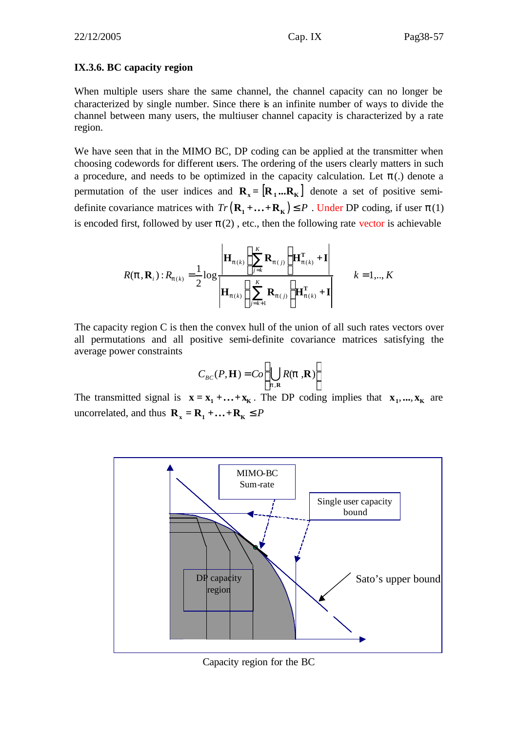### IX.3.6. BC capacity region

When multiple users share the same channel, the channel capacity can no longer be characterized by single number. Since there is an infinite number of ways to divide the channel between many users, the multiuser channel capacity is characterized by a rate region.

We have seen that in the MIMO BC, DP coding can be applied at the transmitter when choosing codewords for different users. The ordering of the users clearly matters in such a procedure, and needs to be optimized in the capacity calculation. Let $\pi(.)$ denote a permutation of the user indices and $\mathbf{R}_x = [\mathbf{R}_1 ... \mathbf{R}_K]$ denote a set of positive semi-definite covariance matrices with $Tr(\mathbf{R}_1 + ... + \mathbf{R}_K) \le P$. Under DP coding, if user $\pi(1)$ is encoded first, followed by user $\pi(2)$, etc., then the following rate vector is achievable

$$R(\pi, \mathbf{R}_i) : R_{\pi(k)} = \frac{1}{2} \log \frac{\left| \mathbf{H}_{\pi(k)} \left( \sum_{j=k}^{K} \mathbf{R}_{\pi(j)} \right) \mathbf{H}_{\pi(k)}^{\mathbf{T}} + \mathbf{I} \right|}{\left| \mathbf{H}_{\pi(k)} \left( \sum_{j=k+1}^{K} \mathbf{R}_{\pi(j)} \right) \mathbf{H}_{\pi(k)}^{\mathbf{T}} + \mathbf{I} \right|} \qquad k = 1,..,K$$

The capacity region C is then the convex hull of the union of all such rates vectors over all permutations and all positive semi-definite covariance matrices satisfying the average power constraints

$$C_{BC}(P, \mathbf{H}) = Co\left\{ \bigcup_{\pi, \mathbf{R}} R(\pi, \mathbf{R}) \right\}$$

The transmitted signal is $\mathbf{x} = \mathbf{x}_1 + ... + \mathbf{x}_K$. The DP coding implies that $\mathbf{x}_1, ..., \mathbf{x}_K$ are uncorrelated, and thus $\mathbf{R}_x = \mathbf{R}_1 + ... + \mathbf{R}_K \le P$

MIMO-BC Sum-rate

Single user capacity bound

DP capacity region

Sato's upper bound

Capacity region for the BC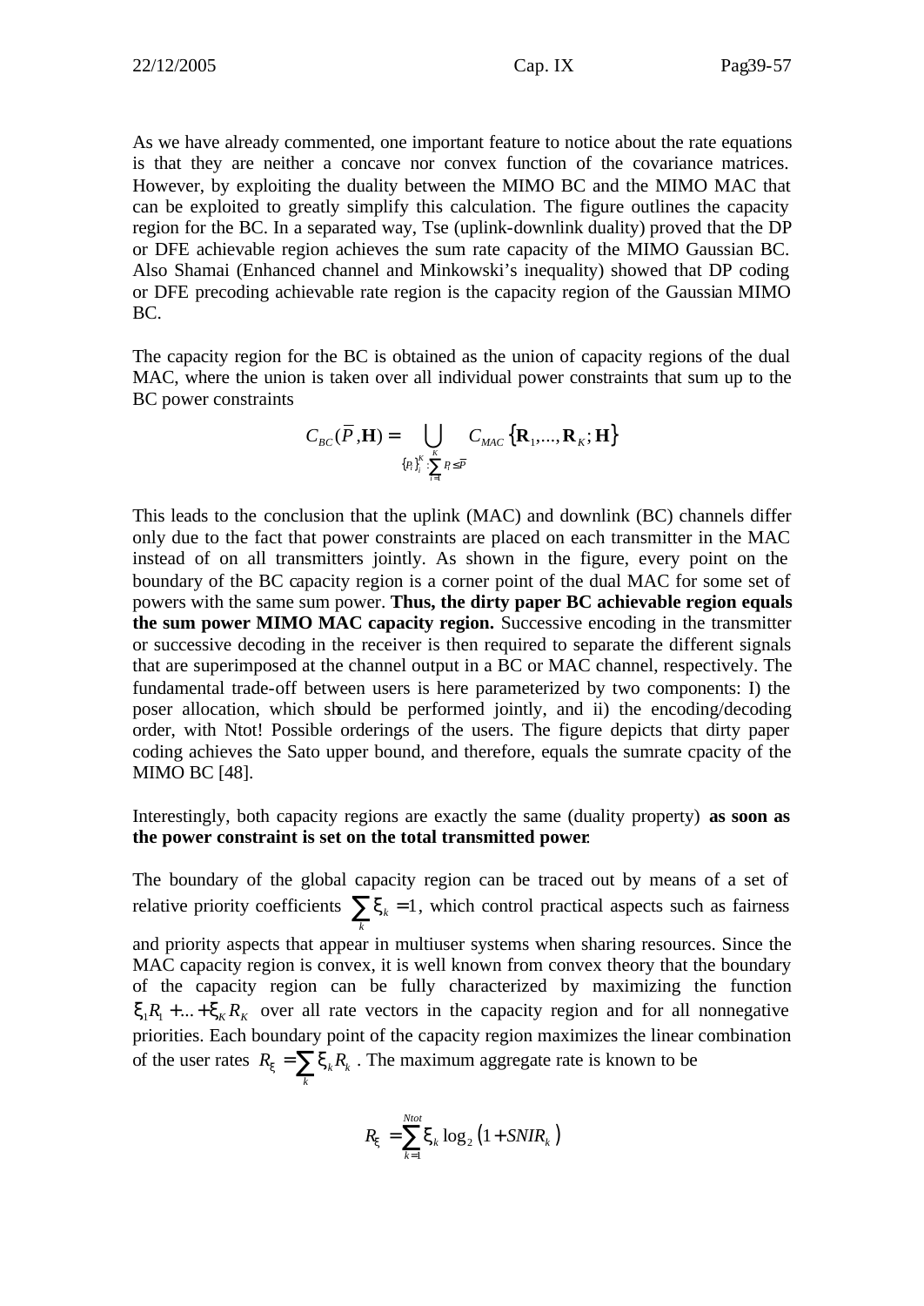As we have already commented, one important feature to notice about the rate equations is that they are neither a concave nor convex function of the covariance matrices. However, by exploiting the duality between the MIMO BC and the MIMO MAC that can be exploited to greatly simplify this calculation. The figure outlines the capacity region for the BC. In a separated way, Tse (uplink-downlink duality) proved that the DP or DFE achievable region achieves the sum rate capacity of the MIMO Gaussian BC. Also Shamai (Enhanced channel and Minkowski's inequality) showed that DP coding or DFE precoding achievable rate region is the capacity region of the Gaussian MIMO BC.

The capacity region for the BC is obtained as the union of capacity regions of the dual MAC, where the union is taken over all individual power constraints that sum up to the BC power constraints

$$C_{BC}(\overline{P},\mathbf{H}) = \bigcup_{\{P_i\}_i^K : \sum_{i=1}^{K} P_i \leq \overline{P}} C_{MAC}\{\mathbf{R}_1,...,\mathbf{R}_K;\mathbf{H}\}$$

This leads to the conclusion that the uplink (MAC) and downlink (BC) channels differ only due to the fact that power constraints are placed on each transmitter in the MAC instead of on all transmitters jointly. As shown in the figure, every point on the boundary of the BC capacity region is a corner point of the dual MAC for some set of powers with the same sum power. **Thus, the dirty paper BC achievable region equals the sum power MIMO MAC capacity region.** Successive encoding in the transmitter or successive decoding in the receiver is then required to separate the different signals that are superimposed at the channel output in a BC or MAC channel, respectively. The fundamental trade-off between users is here parameterized by two components: I) the poser allocation, which should be performed jointly, and ii) the encoding/decoding order, with Ntot! Possible orderings of the users. The figure depicts that dirty paper coding achieves the Sato upper bound, and therefore, equals the sumrate cpacity of the MIMO BC [48].

Interestingly, both capacity regions are exactly the same (duality property) **as soon as the power constraint is set on the total transmitted power**.

The boundary of the global capacity region can be traced out by means of a set of relative priority coefficients $\sum_k \xi_k = 1$, which control practical aspects such as fairness and priority aspects that appear in multiuser systems when sharing resources. Since the MAC capacity region is convex, it is well known from convex theory that the boundary of the capacity region can be fully characterized by maximizing the function $\xi_1 R_1 + ... + \xi_K R_K$ over all rate vectors in the capacity region and for all nonnegative priorities. Each boundary point of the capacity region maximizes the linear combination of the user rates $R_\xi = \sum_k \xi_k R_k$. The maximum aggregate rate is known to be

$$R_\xi = \sum_{k=1}^{Ntot} \xi_k \log_2\left(1 + SNIR_k\right)$$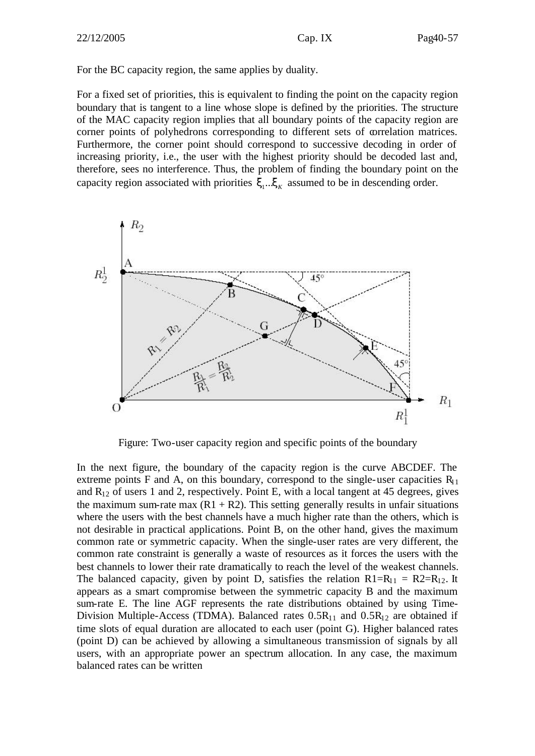For the BC capacity region, the same applies by duality.

For a fixed set of priorities, this is equivalent to finding the point on the capacity region boundary that is tangent to a line whose slope is defined by the priorities. The structure of the MAC capacity region implies that all boundary points of the capacity region are corner points of polyhedrons corresponding to different sets of correlation matrices. Furthermore, the corner point should correspond to successive decoding in order of increasing priority, i.e., the user with the highest priority should be decoded last and, therefore, sees no interference. Thus, the problem of finding the boundary point on the capacity region associated with priorities $\xi_1 ... \xi_K$ assumed to be in descending order.

Figure: Two-user capacity region and specific points of the boundary

In the next figure, the boundary of the capacity region is the curve ABCDEF. The extreme points F and A, on this boundary, correspond to the single-user capacities $R_{11}$ and $R_{12}$ of users 1 and 2, respectively. Point E, with a local tangent at 45 degrees, gives the maximum sum-rate max $(R1 + R2)$. This setting generally results in unfair situations where the users with the best channels have a much higher rate than the others, which is not desirable in practical applications. Point B, on the other hand, gives the maximum common rate or symmetric capacity. When the single-user rates are very different, the common rate constraint is generally a waste of resources as it forces the users with the best channels to lower their rate dramatically to reach the level of the weakest channels. The balanced capacity, given by point D, satisfies the relation $R1=R_{11} = R2=R_{12}$. It appears as a smart compromise between the symmetric capacity B and the maximum sum-rate E. The line AGF represents the rate distributions obtained by using Time-Division Multiple-Access (TDMA). Balanced rates $0.5R_{11}$ and $0.5R_{12}$ are obtained if time slots of equal duration are allocated to each user (point G). Higher balanced rates (point D) can be achieved by allowing a simultaneous transmission of signals by all users, with an appropriate power an spectrum allocation. In any case, the maximum balanced rates can be written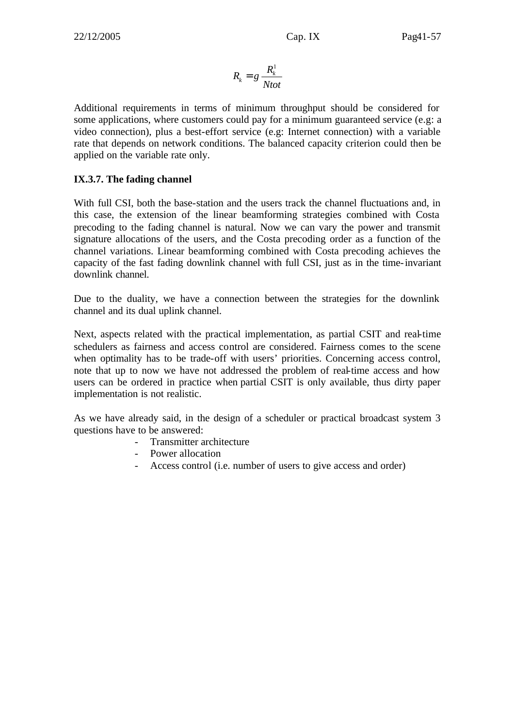$$R_k = g \frac{R_k^1}{Ntot}$$

Additional requirements in terms of minimum throughput should be considered for some applications, where customers could pay for a minimum guaranteed service (e.g: a video connection), plus a best-effort service (e.g: Internet connection) with a variable rate that depends on network conditions. The balanced capacity criterion could then be applied on the variable rate only.

### IX.3.7. The fading channel

With full CSI, both the base-station and the users track the channel fluctuations and, in this case, the extension of the linear beamforming strategies combined with Costa precoding to the fading channel is natural. Now we can vary the power and transmit signature allocations of the users, and the Costa precoding order as a function of the channel variations. Linear beamforming combined with Costa precoding achieves the capacity of the fast fading downlink channel with full CSI, just as in the time-invariant downlink channel.

Due to the duality, we have a connection between the strategies for the downlink channel and its dual uplink channel.

Next, aspects related with the practical implementation, as partial CSIT and real-time schedulers as fairness and access control are considered. Fairness comes to the scene when optimality has to be trade-off with users' priorities. Concerning access control, note that up to now we have not addressed the problem of real-time access and how users can be ordered in practice when partial CSIT is only available, thus dirty paper implementation is not realistic.

As we have already said, in the design of a scheduler or practical broadcast system 3 questions have to be answered:

- Transmitter architecture
- Power allocation
- Access control (i.e. number of users to give access and order)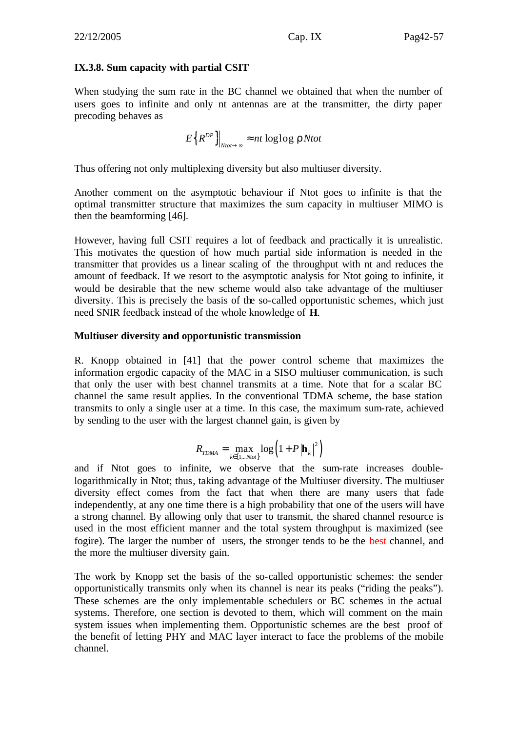### IX.3.8. Sum capacity with partial CSIT

When studying the sum rate in the BC channel we obtained that when the number of users goes to infinite and only nt antennas are at the transmitter, the dirty paper precoding behaves as

$$E\left\{R^{DP}\right\}\Big|_{Ntot\to\infty} \approx nt \log\log \rho\, Ntot$$

Thus offering not only multiplexing diversity but also multiuser diversity.

Another comment on the asymptotic behaviour if Ntot goes to infinite is that the optimal transmitter structure that maximizes the sum capacity in multiuser MIMO is then the beamforming [46].

However, having full CSIT requires a lot of feedback and practically it is unrealistic. This motivates the question of how much partial side information is needed in the transmitter that provides us a linear scaling of the throughput with nt and reduces the amount of feedback. If we resort to the asymptotic analysis for Ntot going to infinite, it would be desirable that the new scheme would also take advantage of the multiuser diversity. This is precisely the basis of the so-called opportunistic schemes, which just need SNIR feedback instead of the whole knowledge of $\mathbf{H}$.

**Multiuser diversity and opportunistic transmission**

R. Knopp obtained in [41] that the power control scheme that maximizes the information ergodic capacity of the MAC in a SISO multiuser communication, is such that only the user with best channel transmits at a time. Note that for a scalar BC channel the same result applies. In the conventional TDMA scheme, the base station transmits to only a single user at a time. In this case, the maximum sum-rate, achieved by sending to the user with the largest channel gain, is given by

$$R_{TDMA} = \max_{k\in\{1\ldots Ntot\}} \log\left(1 + P\left|\mathbf{h}_k\right|^2\right)$$

and if Ntot goes to infinite, we observe that the sum-rate increases double-logarithmically in Ntot; thus, taking advantage of the Multiuser diversity. The multiuser diversity effect comes from the fact that when there are many users that fade independently, at any one time there is a high probability that one of the users will have a strong channel. By allowing only that user to transmit, the shared channel resource is used in the most efficient manner and the total system throughput is maximized (see fogire). The larger the number of users, the stronger tends to be the best channel, and the more the multiuser diversity gain.

The work by Knopp set the basis of the so-called opportunistic schemes: the sender opportunistically transmits only when its channel is near its peaks ("riding the peaks"). These schemes are the only implementable schedulers or BC schemes in the actual systems. Therefore, one section is devoted to them, which will comment on the main system issues when implementing them. Opportunistic schemes are the best proof of the benefit of letting PHY and MAC layer interact to face the problems of the mobile channel.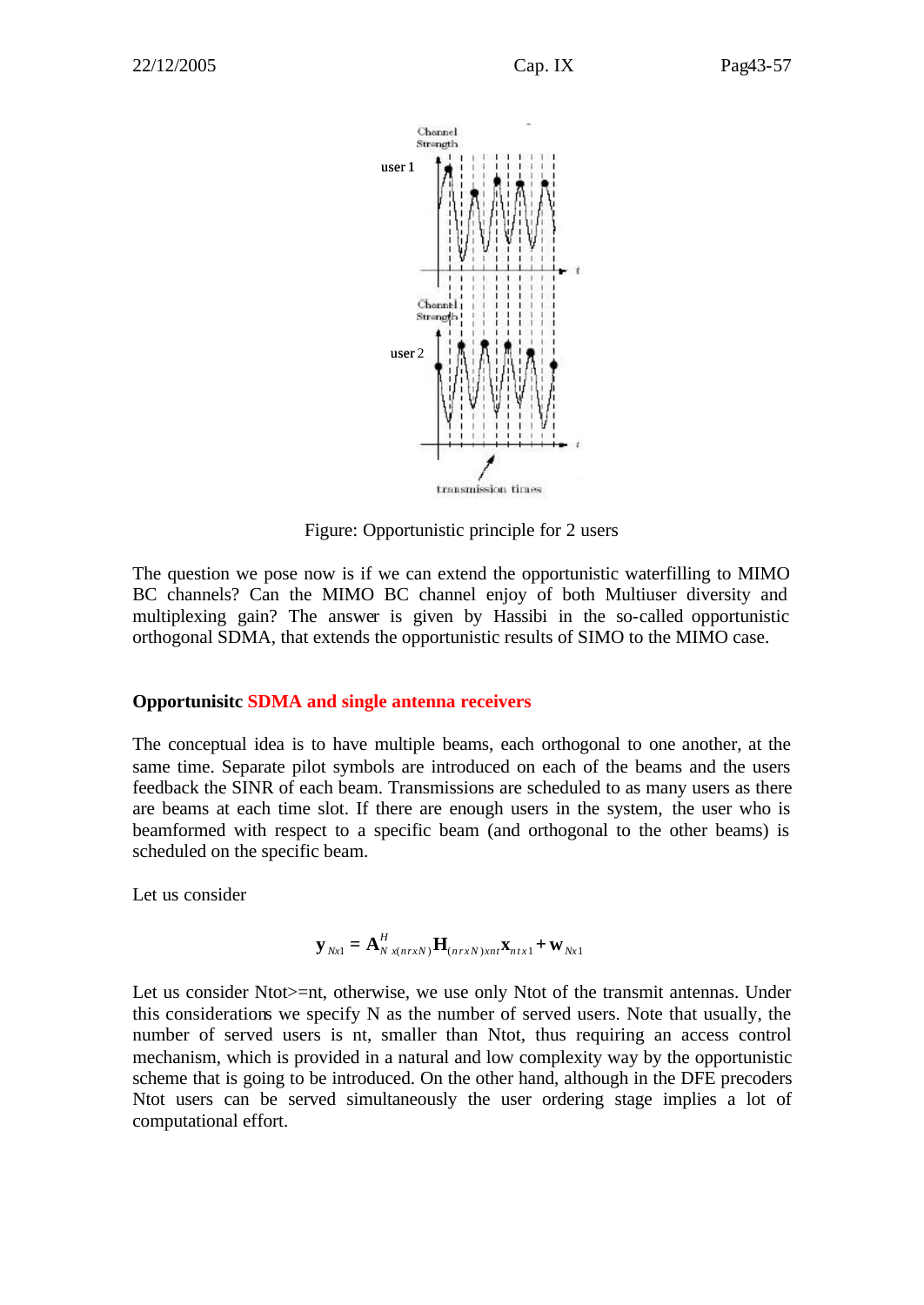Figure: Opportunistic principle for 2 users

The question we pose now is if we can extend the opportunistic waterfilling to MIMO BC channels? Can the MIMO BC channel enjoy of both Multiuser diversity and multiplexing gain? The answer is given by Hassibi in the so-called opportunistic orthogonal SDMA, that extends the opportunistic results of SIMO to the MIMO case.

**Opportunisitc SDMA and single antenna receivers**

The conceptual idea is to have multiple beams, each orthogonal to one another, at the same time. Separate pilot symbols are introduced on each of the beams and the users feedback the SINR of each beam. Transmissions are scheduled to as many users as there are beams at each time slot. If there are enough users in the system, the user who is beamformed with respect to a specific beam (and orthogonal to the other beams) is scheduled on the specific beam.

Let us consider

$$\mathbf{y}_{Nx1} = \mathbf{A}^{H}_{N\,x(nrxN)}\mathbf{H}_{(nrxN)xnt}\mathbf{x}_{ntx1} + \mathbf{w}_{Nx1}$$

Let us consider Ntot>=nt, otherwise, we use only Ntot of the transmit antennas. Under this considerations we specify N as the number of served users. Note that usually, the number of served users is nt, smaller than Ntot, thus requiring an access control mechanism, which is provided in a natural and low complexity way by the opportunistic scheme that is going to be introduced. On the other hand, although in the DFE precoders Ntot users can be served simultaneously the user ordering stage implies a lot of computational effort.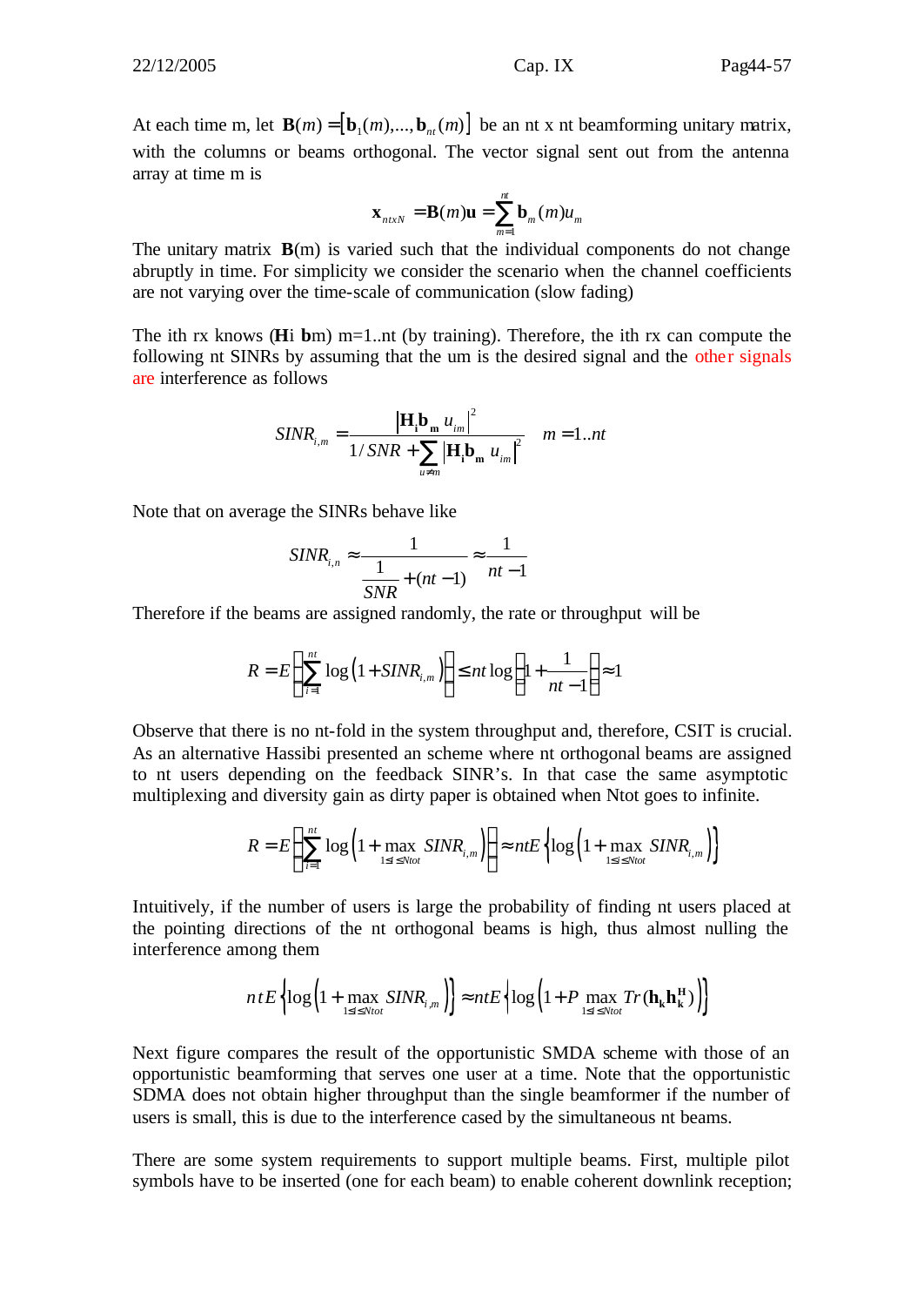At each time m, let $\mathbf{B}(m) = [\mathbf{b}_1(m),...,\mathbf{b}_{nt}(m)]$ be an nt x nt beamforming unitary matrix, with the columns or beams orthogonal. The vector signal sent out from the antenna array at time m is

$$\mathbf{x}_{ntxN} = \mathbf{B}(m)\mathbf{u} = \sum_{m=1}^{nt} \mathbf{b}_m(m)u_m$$

The unitary matrix $\mathbf{B}$(m) is varied such that the individual components do not change abruptly in time. For simplicity we consider the scenario when the channel coefficients are not varying over the time-scale of communication (slow fading)

The ith rx knows ($\mathbf{H}$i $\mathbf{b}$m) m=1..nt (by training). Therefore, the ith rx can compute the following nt SINRs by assuming that the um is the desired signal and the other signals are interference as follows

$$SINR_{i,m} = \frac{\left|\mathbf{H_i b_m}\, u_{im}\right|^2}{1/SNR + \sum_{u \neq m} \left|\mathbf{H_i b_m}\, u_{im}\right|^2} \quad m = 1..nt$$

Note that on average the SINRs behave like

$$SINR_{i,n} \approx \frac{1}{\dfrac{1}{SNR} + (nt-1)} \approx \frac{1}{nt-1}$$

Therefore if the beams are assigned randomly, the rate or throughput will be

$$R = E\left\{\sum_{i=1}^{nt} \log\left(1 + SINR_{i,m}\right)\right\} \leq nt \log\left(1 + \frac{1}{nt-1}\right) \approx 1$$

Observe that there is no nt-fold in the system throughput and, therefore, CSIT is crucial. As an alternative Hassibi presented an scheme where nt orthogonal beams are assigned to nt users depending on the feedback SINR's. In that case the same asymptotic multiplexing and diversity gain as dirty paper is obtained when Ntot goes to infinite.

$$R = E\left\{\sum_{i=1}^{nt} \log\left(1 + \max_{1 \leq i \leq Ntot} SINR_{i,m}\right)\right\} \approx ntE\left\{\log\left(1 + \max_{1 \leq i \leq Ntot} SINR_{i,m}\right)\right\}$$

Intuitively, if the number of users is large the probability of finding nt users placed at the pointing directions of the nt orthogonal beams is high, thus almost nulling the interference among them

$$ntE\left\{\log\left(1 + \max_{1 \leq i \leq Ntot} SINR_{i,m}\right)\right\} \approx ntE\left\{\log\left(1 + P \max_{1 \leq i \leq Ntot} Tr(\mathbf{h_k h_k^H})\right)\right\}$$

Next figure compares the result of the opportunistic SMDA scheme with those of an opportunistic beamforming that serves one user at a time. Note that the opportunistic SDMA does not obtain higher throughput than the single beamformer if the number of users is small, this is due to the interference cased by the simultaneous nt beams.

There are some system requirements to support multiple beams. First, multiple pilot symbols have to be inserted (one for each beam) to enable coherent downlink reception;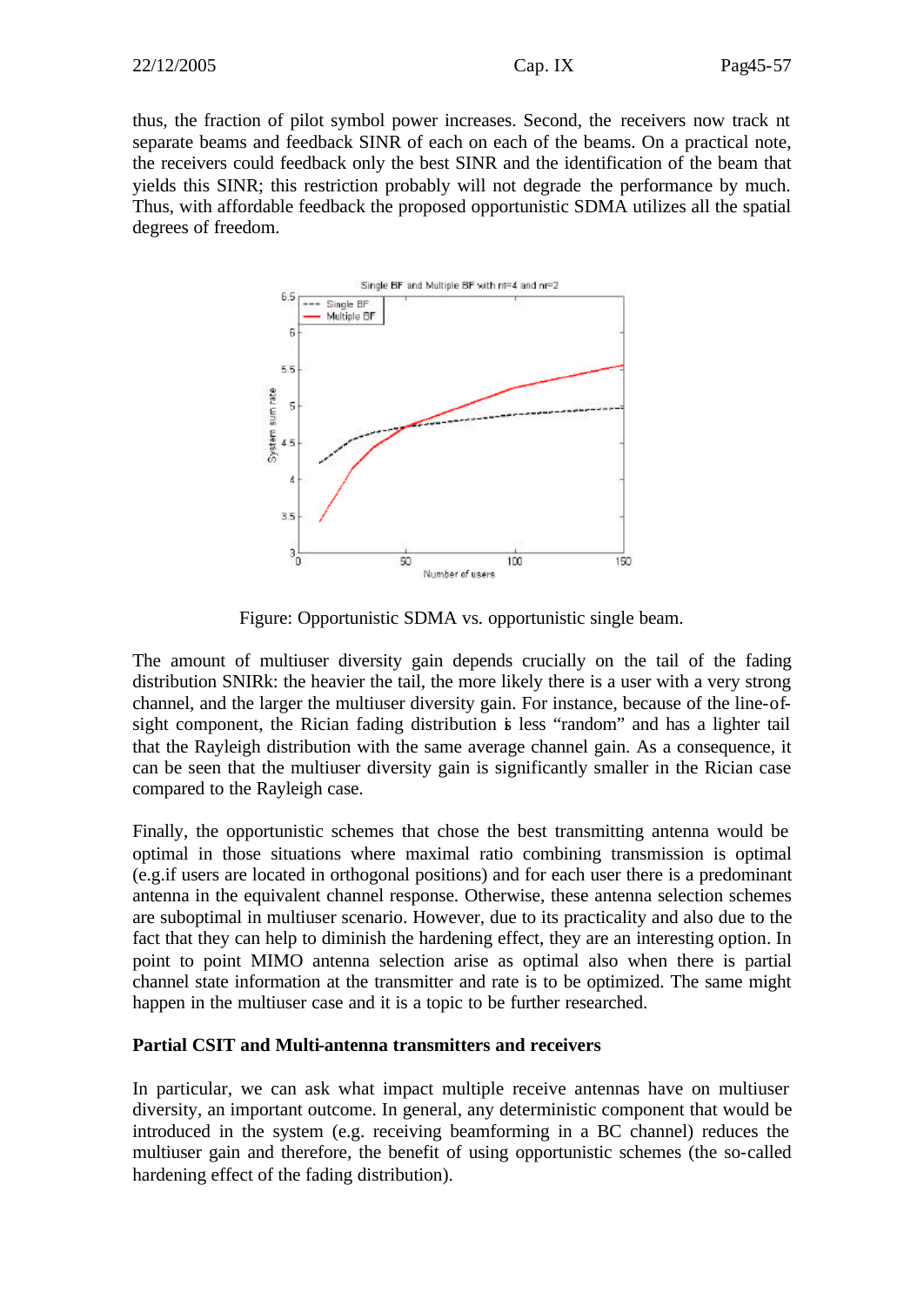thus, the fraction of pilot symbol power increases. Second, the receivers now track nt separate beams and feedback SINR of each on each of the beams. On a practical note, the receivers could feedback only the best SINR and the identification of the beam that yields this SINR; this restriction probably will not degrade the performance by much. Thus, with affordable feedback the proposed opportunistic SDMA utilizes all the spatial degrees of freedom.

Figure: Opportunistic SDMA vs. opportunistic single beam.

The amount of multiuser diversity gain depends crucially on the tail of the fading distribution SNIRk: the heavier the tail, the more likely there is a user with a very strong channel, and the larger the multiuser diversity gain. For instance, because of the line-of-sight component, the Rician fading distribution is less "random" and has a lighter tail that the Rayleigh distribution with the same average channel gain. As a consequence, it can be seen that the multiuser diversity gain is significantly smaller in the Rician case compared to the Rayleigh case.

Finally, the opportunistic schemes that chose the best transmitting antenna would be optimal in those situations where maximal ratio combining transmission is optimal (e.g.if users are located in orthogonal positions) and for each user there is a predominant antenna in the equivalent channel response. Otherwise, these antenna selection schemes are suboptimal in multiuser scenario. However, due to its practicality and also due to the fact that they can help to diminish the hardening effect, they are an interesting option. In point to point MIMO antenna selection arise as optimal also when there is partial channel state information at the transmitter and rate is to be optimized. The same might happen in the multiuser case and it is a topic to be further researched.

**Partial CSIT and Multi-antenna transmitters and receivers**

In particular, we can ask what impact multiple receive antennas have on multiuser diversity, an important outcome. In general, any deterministic component that would be introduced in the system (e.g. receiving beamforming in a BC channel) reduces the multiuser gain and therefore, the benefit of using opportunistic schemes (the so-called hardening effect of the fading distribution).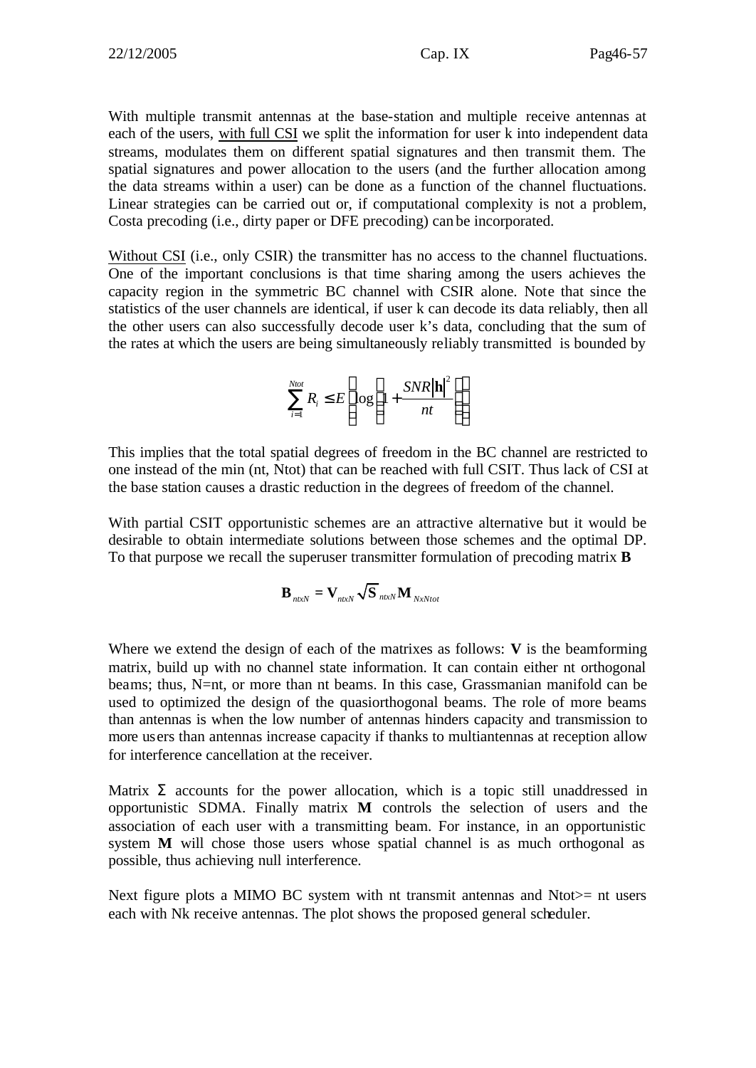With multiple transmit antennas at the base-station and multiple receive antennas at each of the users, with full CSI we split the information for user k into independent data streams, modulates them on different spatial signatures and then transmit them. The spatial signatures and power allocation to the users (and the further allocation among the data streams within a user) can be done as a function of the channel fluctuations. Linear strategies can be carried out or, if computational complexity is not a problem, Costa precoding (i.e., dirty paper or DFE precoding) can be incorporated.

Without CSI (i.e., only CSIR) the transmitter has no access to the channel fluctuations. One of the important conclusions is that time sharing among the users achieves the capacity region in the symmetric BC channel with CSIR alone. Note that since the statistics of the user channels are identical, if user k can decode its data reliably, then all the other users can also successfully decode user k's data, concluding that the sum of the rates at which the users are being simultaneously reliably transmitted is bounded by

$$\sum_{i=1}^{Ntot} R_i \leq E\left[\log\left(1+\frac{SNR|\mathbf{h}|^2}{nt}\right)\right]$$

This implies that the total spatial degrees of freedom in the BC channel are restricted to one instead of the min (nt, Ntot) that can be reached with full CSIT. Thus lack of CSI at the base station causes a drastic reduction in the degrees of freedom of the channel.

With partial CSIT opportunistic schemes are an attractive alternative but it would be desirable to obtain intermediate solutions between those schemes and the optimal DP. To that purpose we recall the superuser transmitter formulation of precoding matrix **B**

$$\mathbf{B}_{ntxN} = \mathbf{V}_{ntxN}\sqrt{\mathbf{S}}_{ntxN}\mathbf{M}_{NxNtot}$$

Where we extend the design of each of the matrixes as follows: **V** is the beamforming matrix, build up with no channel state information. It can contain either nt orthogonal beams; thus, N=nt, or more than nt beams. In this case, Grassmanian manifold can be used to optimized the design of the quasiorthogonal beams. The role of more beams than antennas is when the low number of antennas hinders capacity and transmission to more users than antennas increase capacity if thanks to multiantennas at reception allow for interference cancellation at the receiver.

Matrix $\Sigma$ accounts for the power allocation, which is a topic still unaddressed in opportunistic SDMA. Finally matrix **M** controls the selection of users and the association of each user with a transmitting beam. For instance, in an opportunistic system **M** will chose those users whose spatial channel is as much orthogonal as possible, thus achieving null interference.

Next figure plots a MIMO BC system with nt transmit antennas and Ntot>= nt users each with Nk receive antennas. The plot shows the proposed general scheduler.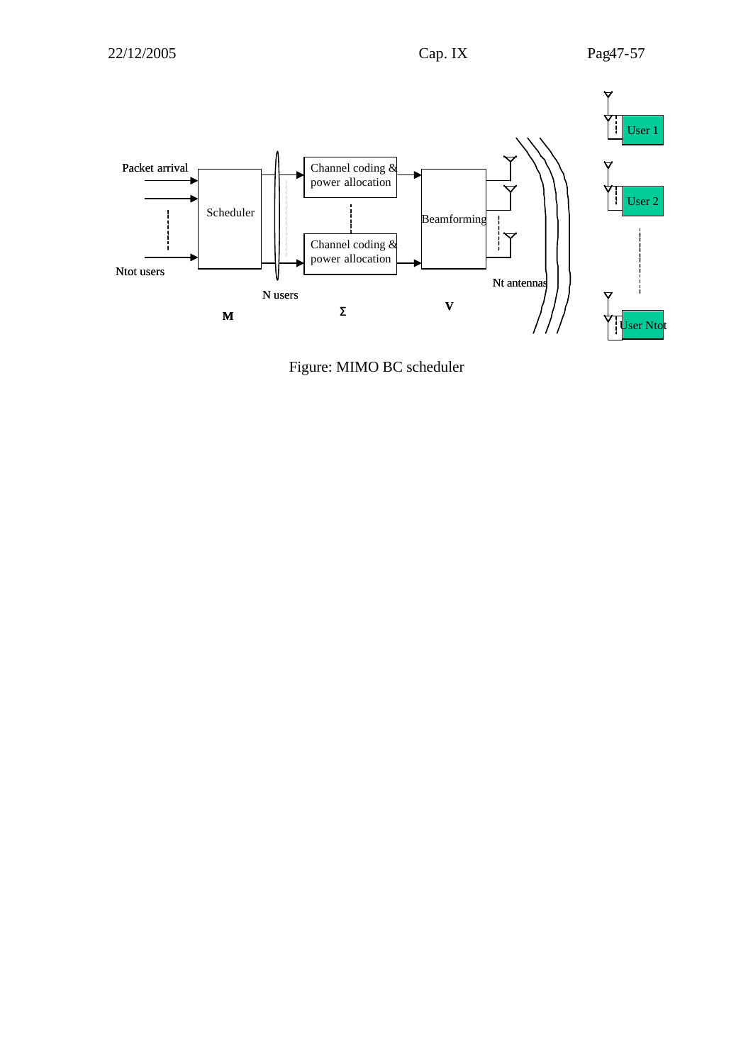Figure: MIMO BC scheduler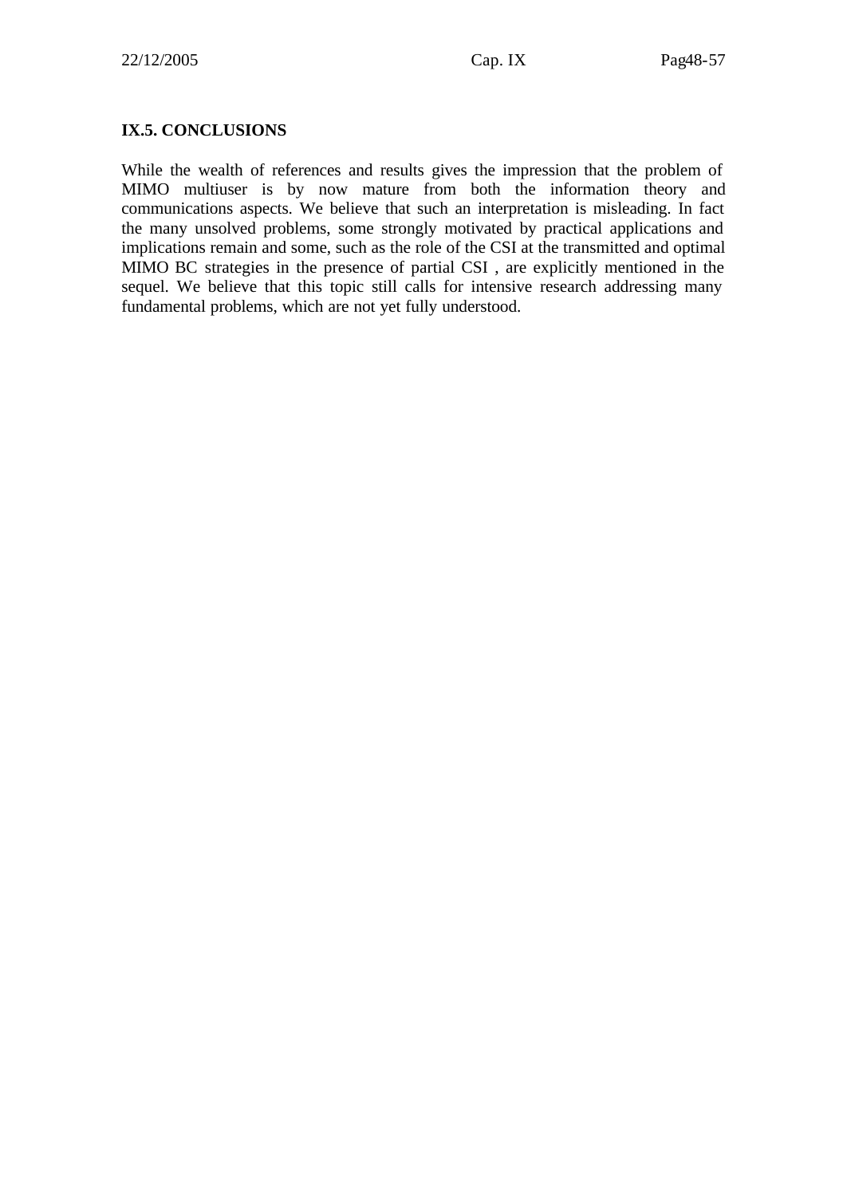## IX.5. CONCLUSIONS

While the wealth of references and results gives the impression that the problem of MIMO multiuser is by now mature from both the information theory and communications aspects. We believe that such an interpretation is misleading. In fact the many unsolved problems, some strongly motivated by practical applications and implications remain and some, such as the role of the CSI at the transmitted and optimal MIMO BC strategies in the presence of partial CSI , are explicitly mentioned in the sequel. We believe that this topic still calls for intensive research addressing many fundamental problems, which are not yet fully understood.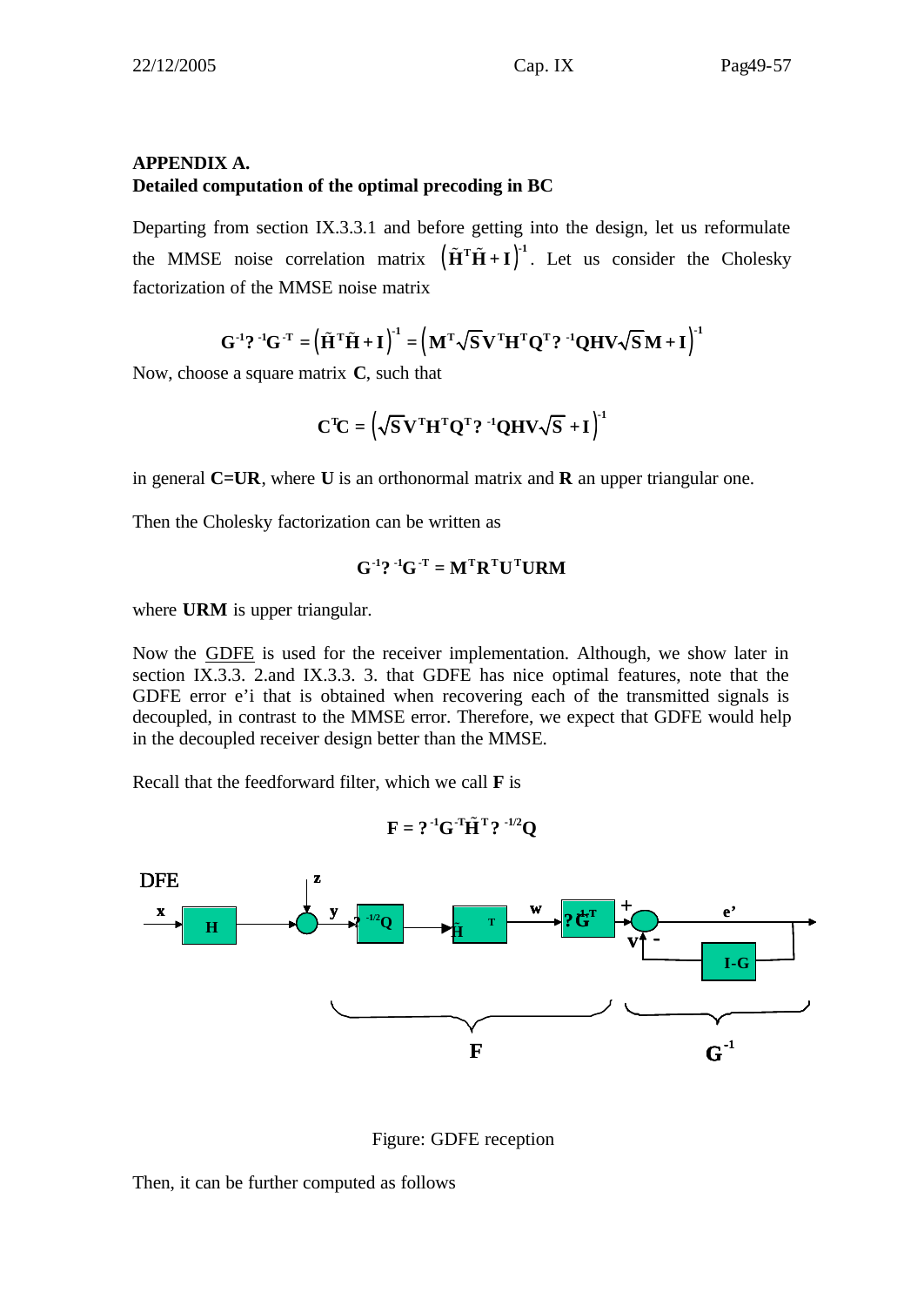## APPENDIX A.

### Detailed computation of the optimal precoding in BC

Departing from section IX.3.3.1 and before getting into the design, let us reformulate the MMSE noise correlation matrix $\left(\tilde{\mathbf{H}}^{\mathbf{T}}\tilde{\mathbf{H}}+\mathbf{I}\right)^{-1}$. Let us consider the Cholesky factorization of the MMSE noise matrix

$$\mathbf{G}^{-1}?^{-1}\mathbf{G}^{-T} = \left(\tilde{\mathbf{H}}^{\mathbf{T}}\tilde{\mathbf{H}}+\mathbf{I}\right)^{-1} = \left(\mathbf{M}^{\mathbf{T}}\sqrt{\mathbf{S}}\mathbf{V}^{\mathbf{T}}\mathbf{H}^{\mathbf{T}}\mathbf{Q}^{\mathbf{T}}?^{-1}\mathbf{Q}\mathbf{H}\mathbf{V}\sqrt{\mathbf{S}}\mathbf{M}+\mathbf{I}\right)^{-1}$$

Now, choose a square matrix **C**, such that

$$\mathbf{C}^{\mathbf{T}}\mathbf{C} = \left(\sqrt{\mathbf{S}}\mathbf{V}^{\mathbf{T}}\mathbf{H}^{\mathbf{T}}\mathbf{Q}^{\mathbf{T}}?^{-1}\mathbf{Q}\mathbf{H}\mathbf{V}\sqrt{\mathbf{S}}+\mathbf{I}\right)^{-1}$$

in general **C=UR**, where **U** is an orthonormal matrix and **R** an upper triangular one.

Then the Cholesky factorization can be written as

$$\mathbf{G}^{-1}?^{-1}\mathbf{G}^{-T} = \mathbf{M}^{\mathbf{T}}\mathbf{R}^{\mathbf{T}}\mathbf{U}^{\mathbf{T}}\mathbf{U}\mathbf{R}\mathbf{M}$$

where **URM** is upper triangular.

Now the GDFE is used for the receiver implementation. Although, we show later in section IX.3.3. 2.and IX.3.3. 3. that GDFE has nice optimal features, note that the GDFE error e'i that is obtained when recovering each of the transmitted signals is decoupled, in contrast to the MMSE error. Therefore, we expect that GDFE would help in the decoupled receiver design better than the MMSE.

Recall that the feedforward filter, which we call **F** is

$$\mathbf{F} = ?^{-1}\mathbf{G}^{-T}\tilde{\mathbf{H}}^{\mathbf{T}}?^{-1/2}\mathbf{Q}$$

DFE

Figure: GDFE reception

Then, it can be further computed as follows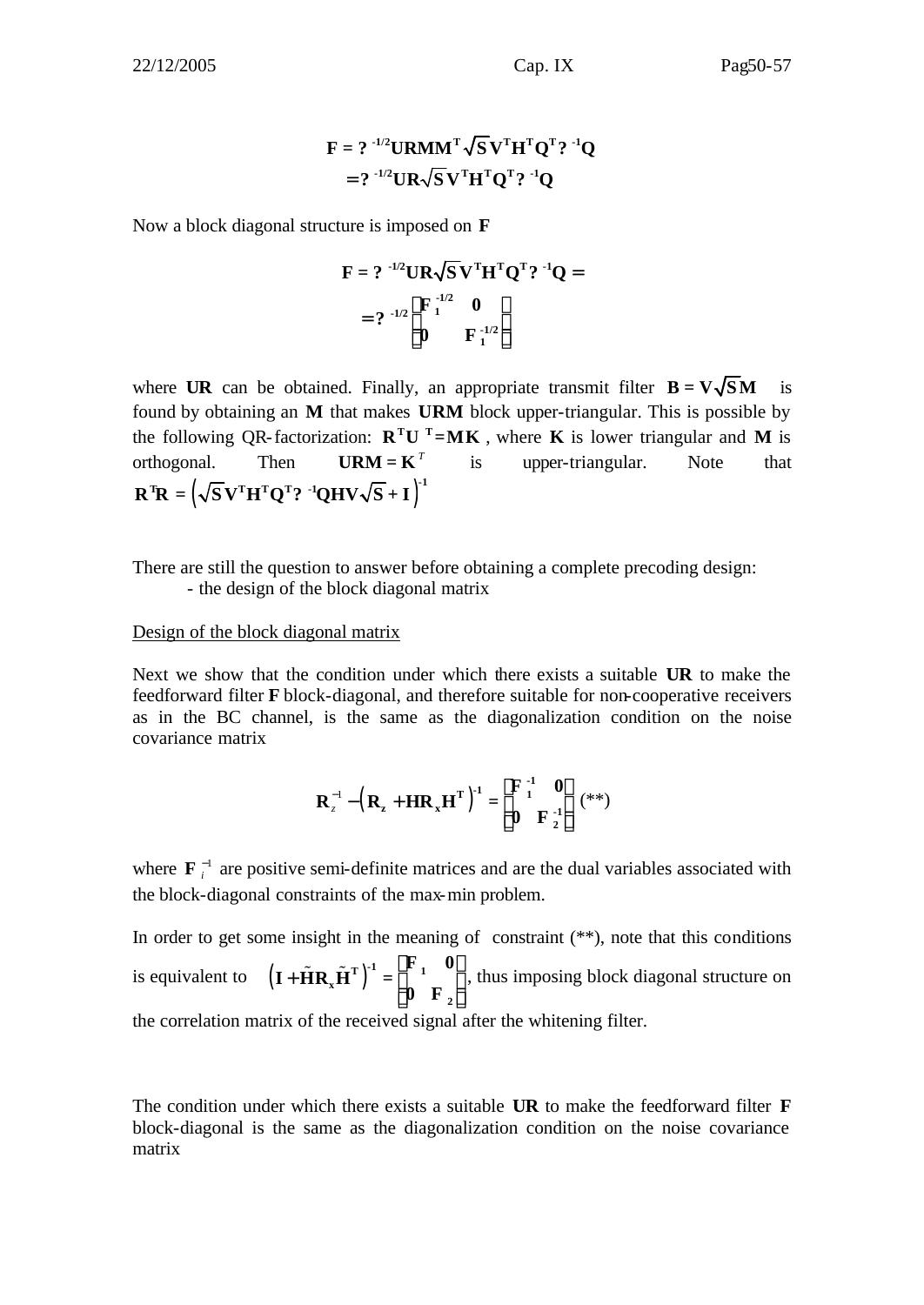$$\mathbf{F} = ?^{-1/2}\mathbf{URMM}^{\mathbf{T}}\sqrt{\mathbf{S}}\mathbf{V}^{\mathbf{T}}\mathbf{H}^{\mathbf{T}}\mathbf{Q}^{\mathbf{T}}?^{-1}\mathbf{Q}$$
$$= ?^{-1/2}\mathbf{UR}\sqrt{\mathbf{S}}\mathbf{V}^{\mathbf{T}}\mathbf{H}^{\mathbf{T}}\mathbf{Q}^{\mathbf{T}}?^{-1}\mathbf{Q}$$

Now a block diagonal structure is imposed on $\mathbf{F}$

$$\mathbf{F} = ?^{-1/2}\mathbf{UR}\sqrt{\mathbf{S}}\mathbf{V}^{\mathbf{T}}\mathbf{H}^{\mathbf{T}}\mathbf{Q}^{\mathbf{T}}?^{-1}\mathbf{Q} =$$
$$= ?^{-1/2}\begin{pmatrix}\mathbf{F}_1^{-1/2} & \mathbf{0} \\ \mathbf{0} & \mathbf{F}_1^{-1/2}\end{pmatrix}$$

where $\mathbf{UR}$ can be obtained. Finally, an appropriate transmit filter $\mathbf{B} = \mathbf{V}\sqrt{\mathbf{S}}\mathbf{M}$ is found by obtaining an $\mathbf{M}$ that makes $\mathbf{URM}$ block upper-triangular. This is possible by the following QR-factorization: $\mathbf{R}^{\mathbf{T}}\mathbf{U}^{\mathbf{T}} = \mathbf{MK}$, where $\mathbf{K}$ is lower triangular and $\mathbf{M}$ is orthogonal. Then $\mathbf{URM} = \mathbf{K}^{T}$ is upper-triangular. Note that $\mathbf{R}^{\mathbf{T}}\mathbf{R} = \left(\sqrt{\mathbf{S}}\mathbf{V}^{\mathbf{T}}\mathbf{H}^{\mathbf{T}}\mathbf{Q}^{\mathbf{T}}?^{-1}\mathbf{QHV}\sqrt{\mathbf{S}} + \mathbf{I}\right)^{-1}$

There are still the question to answer before obtaining a complete precoding design:

- the design of the block diagonal matrix

Design of the block diagonal matrix

Next we show that the condition under which there exists a suitable $\mathbf{UR}$ to make the feedforward filter $\mathbf{F}$ block-diagonal, and therefore suitable for non-cooperative receivers as in the BC channel, is the same as the diagonalization condition on the noise covariance matrix

$$\mathbf{R}_z^{-1} - \left(\mathbf{R}_z + \mathbf{HR}_x\mathbf{H}^{\mathbf{T}}\right)^{-1} = \begin{pmatrix}\mathbf{F}_1^{-1} & \mathbf{0} \\ \mathbf{0} & \mathbf{F}_2^{-1}\end{pmatrix} \quad (**)$$

where $\mathbf{F}_i^{-1}$ are positive semi-definite matrices and are the dual variables associated with the block-diagonal constraints of the max-min problem.

In order to get some insight in the meaning of constraint (**), note that this conditions is equivalent to $\left(\mathbf{I} + \tilde{\mathbf{H}}\mathbf{R}_x\tilde{\mathbf{H}}^{\mathbf{T}}\right)^{-1} = \begin{pmatrix}\mathbf{F}_1 & \mathbf{0} \\ \mathbf{0} & \mathbf{F}_2\end{pmatrix}$, thus imposing block diagonal structure on the correlation matrix of the received signal after the whitening filter.

The condition under which there exists a suitable $\mathbf{UR}$ to make the feedforward filter $\mathbf{F}$ block-diagonal is the same as the diagonalization condition on the noise covariance matrix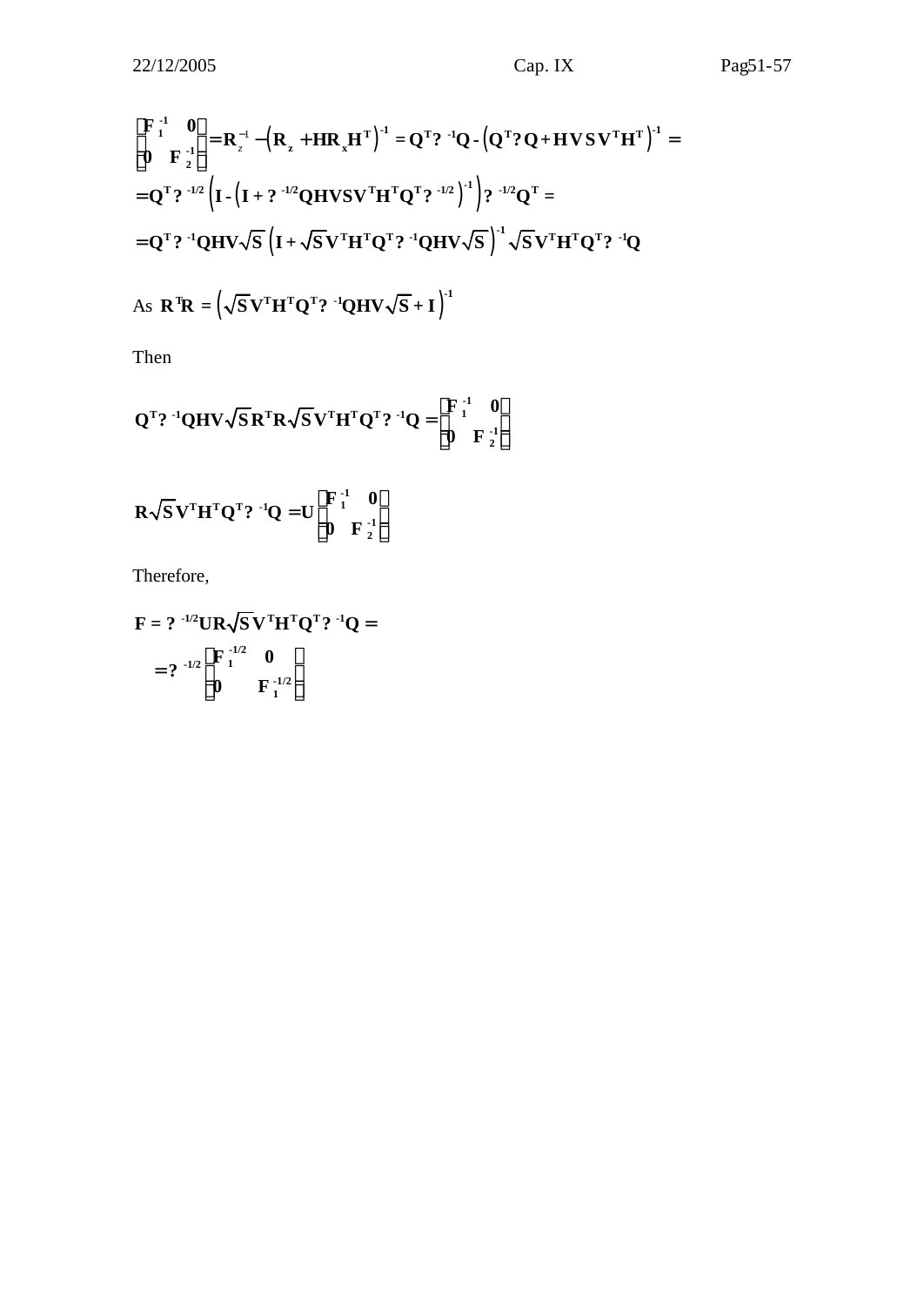$$\begin{bmatrix} \mathbf{F}_1^{-1} & \mathbf{0} \\ \mathbf{0} & \mathbf{F}_2^{-1} \end{bmatrix} = \mathbf{R}_z^{-1} - \left(\mathbf{R}_z + \mathbf{H}\mathbf{R}_x\mathbf{H}^T\right)^{-1} = \mathbf{Q}^T ?^{-1}\mathbf{Q} - \left(\mathbf{Q}^T ? \mathbf{Q} + \mathbf{H}\mathbf{V}\mathbf{S}\mathbf{V}^T\mathbf{H}^T\right)^{-1} =$$

$$= \mathbf{Q}^T ?^{-1/2}\left(\mathbf{I} - \left(\mathbf{I} + ?^{-1/2}\mathbf{Q}\mathbf{H}\mathbf{V}\mathbf{S}\mathbf{V}^T\mathbf{H}^T\mathbf{Q}^T ?^{-1/2}\right)^{-1}\right) ?^{-1/2}\mathbf{Q}^T =$$

$$= \mathbf{Q}^T ?^{-1}\mathbf{Q}\mathbf{H}\mathbf{V}\sqrt{\mathbf{S}}\left(\mathbf{I} + \sqrt{\mathbf{S}}\mathbf{V}^T\mathbf{H}^T\mathbf{Q}^T ?^{-1}\mathbf{Q}\mathbf{H}\mathbf{V}\sqrt{\mathbf{S}}\right)^{-1}\sqrt{\mathbf{S}}\mathbf{V}^T\mathbf{H}^T\mathbf{Q}^T ?^{-1}\mathbf{Q}$$

As $\mathbf{R}^T\mathbf{R} = \left(\sqrt{\mathbf{S}}\mathbf{V}^T\mathbf{H}^T\mathbf{Q}^T ?^{-1}\mathbf{Q}\mathbf{H}\mathbf{V}\sqrt{\mathbf{S}} + \mathbf{I}\right)^{-1}$

Then

$$\mathbf{Q}^T ?^{-1}\mathbf{Q}\mathbf{H}\mathbf{V}\sqrt{\mathbf{S}}\mathbf{R}^T\mathbf{R}\sqrt{\mathbf{S}}\mathbf{V}^T\mathbf{H}^T\mathbf{Q}^T ?^{-1}\mathbf{Q} = \begin{bmatrix} \mathbf{F}_1^{-1} & \mathbf{0} \\ \mathbf{0} & \mathbf{F}_2^{-1} \end{bmatrix}$$

$$\mathbf{R}\sqrt{\mathbf{S}}\mathbf{V}^T\mathbf{H}^T\mathbf{Q}^T ?^{-1}\mathbf{Q} = \mathbf{U}\begin{bmatrix} \mathbf{F}_1^{-1} & \mathbf{0} \\ \mathbf{0} & \mathbf{F}_2^{-1} \end{bmatrix}$$

Therefore,

$$\mathbf{F} = ?^{-1/2}\mathbf{U}\mathbf{R}\sqrt{\mathbf{S}}\mathbf{V}^T\mathbf{H}^T\mathbf{Q}^T ?^{-1}\mathbf{Q} =$$

$$= ?^{-1/2}\begin{bmatrix} \mathbf{F}_1^{-1/2} & \mathbf{0} \\ \mathbf{0} & \mathbf{F}_1^{-1/2} \end{bmatrix}$$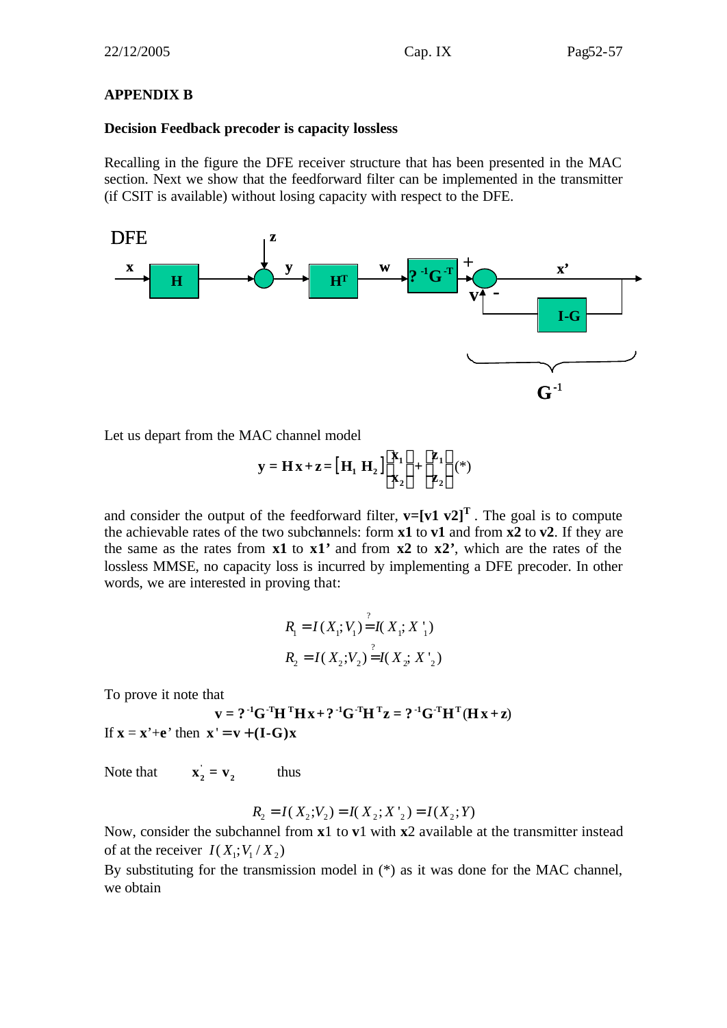## APPENDIX B

### Decision Feedback precoder is capacity lossless

Recalling in the figure the DFE receiver structure that has been presented in the MAC section. Next we show that the feedforward filter can be implemented in the transmitter (if CSIT is available) without losing capacity with respect to the DFE.

DFE

Let us depart from the MAC channel model

$$\mathbf{y} = \mathbf{H}\,\mathbf{x} + \mathbf{z} = \left[\mathbf{H}_1\ \mathbf{H}_2\right]\begin{bmatrix}\mathbf{x}_1\\ \mathbf{x}_2\end{bmatrix} + \begin{bmatrix}\mathbf{z}_1\\ \mathbf{z}_2\end{bmatrix} \quad (*)$$

and consider the output of the feedforward filter, $\mathbf{v}=[\mathbf{v1}\ \mathbf{v2}]^{\mathbf{T}}$. The goal is to compute the achievable rates of the two subchannels: form **x1** to **v1** and from **x2** to **v2**. If they are the same as the rates from **x1** to **x1'** and from **x2** to **x2'**, which are the rates of the lossless MMSE, no capacity loss is incurred by implementing a DFE precoder. In other words, we are interested in proving that:

$$R_1 = I(X_1;V_1) \overset{?}{=} I(X_1;X'_1)$$

$$R_2 = I(X_2;V_2) \overset{?}{=} I(X_2;X'_2)$$

To prove it note that

$$\mathbf{v} = ?^{-1}\mathbf{G}^{-T}\mathbf{H}^{T}\mathbf{H}\,\mathbf{x} + ?^{-1}\mathbf{G}^{-T}\mathbf{H}^{T}\mathbf{z} = ?^{-1}\mathbf{G}^{-T}\mathbf{H}^{T}(\mathbf{H}\,\mathbf{x} + \mathbf{z})$$

If $\mathbf{x} = \mathbf{x}' + \mathbf{e}'$ then $\mathbf{x}' = \mathbf{v} + (\mathbf{I}-\mathbf{G})\mathbf{x}$

Note that $\quad \mathbf{x}_2' = \mathbf{v}_2 \quad$ thus

$$R_2 = I(X_2;V_2) = I(X_2;X'_2) = I(X_2;Y)$$

Now, consider the subchannel from **x**1 to **v**1 with **x**2 available at the transmitter instead of at the receiver $I(X_1;V_1/X_2)$

By substituting for the transmission model in (*) as it was done for the MAC channel, we obtain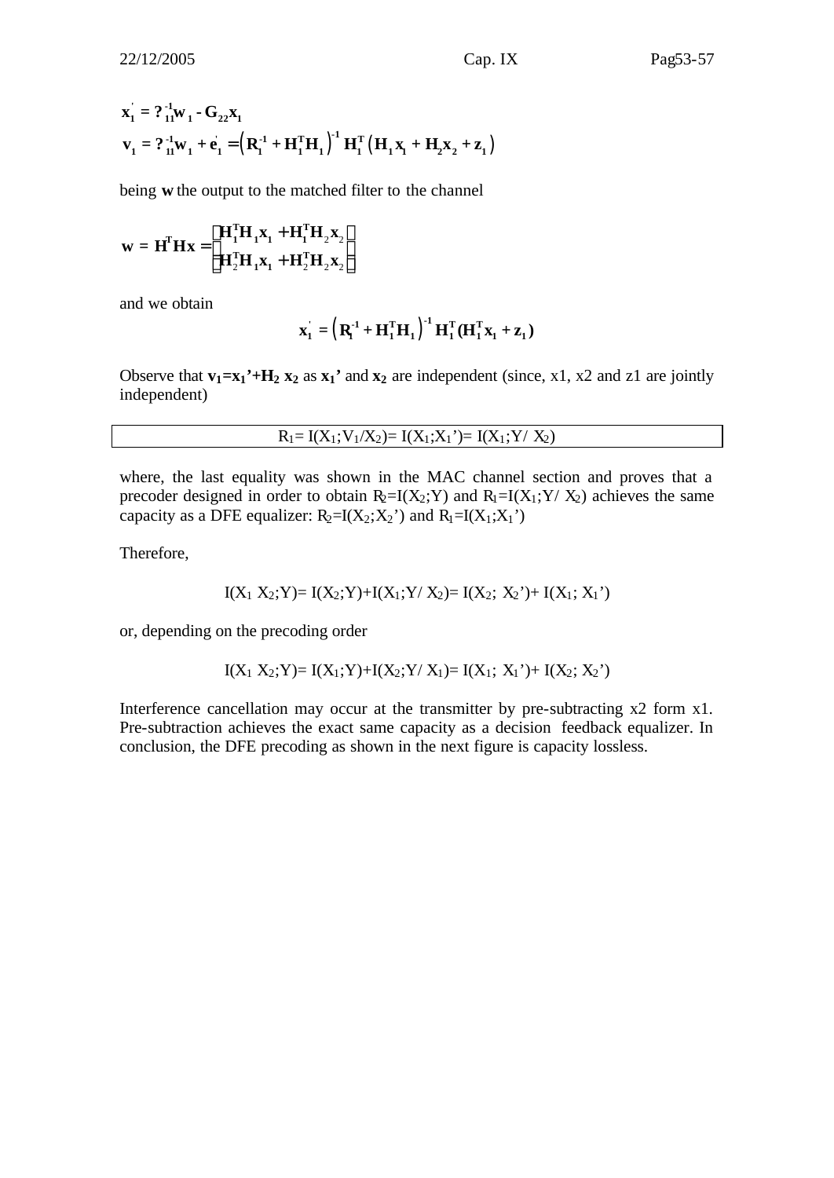$$\mathbf{x}_1^{'} = ?_{11}^{-1}\mathbf{w}_1 - \mathbf{G}_{22}\mathbf{x}_1$$

$$\mathbf{v}_1 = ?_{11}^{-1}\mathbf{w}_1 + \mathbf{e}_1^{'} = \left(\mathbf{R}_1^{-1} + \mathbf{H}_1^{\mathbf{T}}\mathbf{H}_1\right)^{-1}\mathbf{H}_1^{\mathbf{T}}\left(\mathbf{H}_1\mathbf{x}_1 + \mathbf{H}_2\mathbf{x}_2 + \mathbf{z}_1\right)$$

being $\mathbf{w}$ the output to the matched filter to the channel

$$\mathbf{w} = \mathbf{H}^{\mathbf{T}}\mathbf{H}\mathbf{x} = \begin{bmatrix} \mathbf{H}_1^{\mathbf{T}}\mathbf{H}_1\mathbf{x}_1 + \mathbf{H}_1^{\mathbf{T}}\mathbf{H}_2\mathbf{x}_2 \\ \mathbf{H}_2^{\mathbf{T}}\mathbf{H}_1\mathbf{x}_1 + \mathbf{H}_2^{\mathbf{T}}\mathbf{H}_2\mathbf{x}_2 \end{bmatrix}$$

and we obtain

$$\mathbf{x}_1^{'} = \left(\mathbf{R}_1^{-1} + \mathbf{H}_1^{\mathbf{T}}\mathbf{H}_1\right)^{-1}\mathbf{H}_1^{\mathbf{T}}(\mathbf{H}_1^{\mathbf{T}}\mathbf{x}_1 + \mathbf{z}_1)$$

Observe that $\mathbf{v_1=x_1'+H_2\,x_2}$ as $\mathbf{x_1'}$ and $\mathbf{x_2}$ are independent (since, x1, x2 and z1 are jointly independent)

| $R_1= I(X_1;V_1/X_2)= I(X_1;X_1')= I(X_1;Y/ X_2)$ |
|---|

where, the last equality was shown in the MAC channel section and proves that a precoder designed in order to obtain $R_2=I(X_2;Y)$ and $R_1=I(X_1;Y/ X_2)$ achieves the same capacity as a DFE equalizer: $R_2=I(X_2;X_2')$ and $R_1=I(X_1;X_1')$

Therefore,

$$I(X_1\ X_2;Y)= I(X_2;Y)+I(X_1;Y/ X_2)= I(X_2;\ X_2')+ I(X_1;\ X_1')$$

or, depending on the precoding order

$$I(X_1\ X_2;Y)= I(X_1;Y)+I(X_2;Y/ X_1)= I(X_1;\ X_1')+ I(X_2;\ X_2')$$

Interference cancellation may occur at the transmitter by pre-subtracting x2 form x1. Pre-subtraction achieves the exact same capacity as a decision feedback equalizer. In conclusion, the DFE precoding as shown in the next figure is capacity lossless.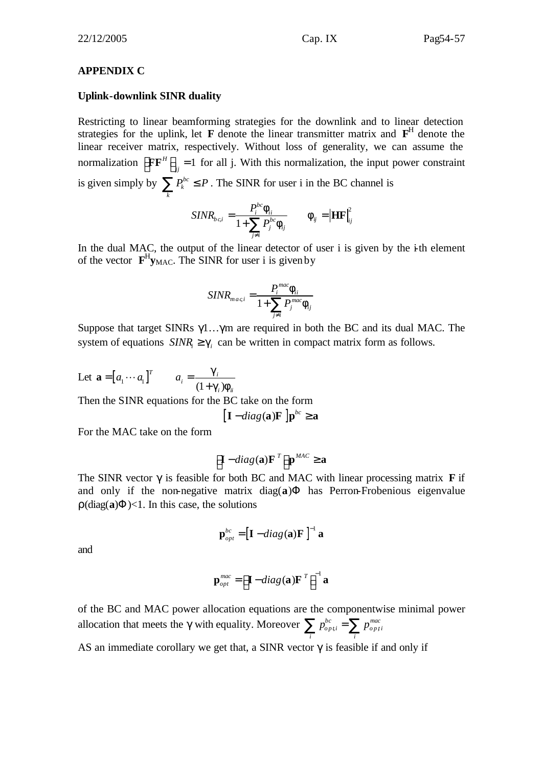## APPENDIX C

### Uplink-downlink SINR duality

Restricting to linear beamforming strategies for the downlink and to linear detection strategies for the uplink, let $\mathbf{F}$ denote the linear transmitter matrix and $\mathbf{F}^H$ denote the linear receiver matrix, respectively. Without loss of generality, we can assume the normalization $\left(\mathbf{F}\mathbf{F}^H\right)_{jj} = 1$ for all j. With this normalization, the input power constraint is given simply by $\sum_k P_k^{bc} \le P$. The SINR for user i in the BC channel is

$$SINR_{bc,i} = \frac{P_i^{bc}\phi_{ii}}{1+\sum_{j\neq i} P_j^{bc}\phi_{ij}} \qquad \phi_{ij} = \left|\mathbf{HF}\right|_{ij}^2$$

In the dual MAC, the output of the linear detector of user i is given by the i-th element of the vector $\mathbf{F}^H\mathbf{y}_{MAC}$. The SINR for user i is given by

$$SINR_{mac,i} = \frac{P_i^{mac}\phi_{ii}}{1+\sum_{j\neq i} P_j^{mac}\phi_{ij}}$$

Suppose that target SINRs $\gamma 1 \ldots \gamma m$ are required in both the BC and its dual MAC. The system of equations $SINR_i \ge \gamma_i$ can be written in compact matrix form as follows.

Let $\mathbf{a} = \left[a_1 \cdots a_1\right]^T \qquad a_i = \dfrac{\gamma_i}{(1+\gamma_i)\phi_{ii}}$

Then the SINR equations for the BC take on the form

$$\left[\mathbf{I} - diag(\mathbf{a})\mathbf{F}\right]\mathbf{p}^{bc} \ge \mathbf{a}$$

For the MAC take on the form

$$\left[\mathbf{I} - diag(\mathbf{a})\mathbf{F}^T\right]\mathbf{p}^{MAC} \ge \mathbf{a}$$

The SINR vector $\gamma$ is feasible for both BC and MAC with linear processing matrix $\mathbf{F}$ if and only if the non-negative matrix diag($\mathbf{a}$)$\Phi$ has Perron-Frobenious eigenvalue $\rho(\text{diag}(\mathbf{a})\Phi) < 1$. In this case, the solutions

$$\mathbf{p}_{opt}^{bc} = \left[\mathbf{I} - diag(\mathbf{a})\mathbf{F}\right]^{-1}\mathbf{a}$$

and

$$\mathbf{p}_{opt}^{mac} = \left[\mathbf{I} - diag(\mathbf{a})\mathbf{F}^T\right]^{-1}\mathbf{a}$$

of the BC and MAC power allocation equations are the componentwise minimal power allocation that meets the $\gamma$ with equality. Moreover $\sum_i p_{opt,i}^{bc} = \sum_i p_{opt\,i}^{mac}$

AS an immediate corollary we get that, a SINR vector $\gamma$ is feasible if and only if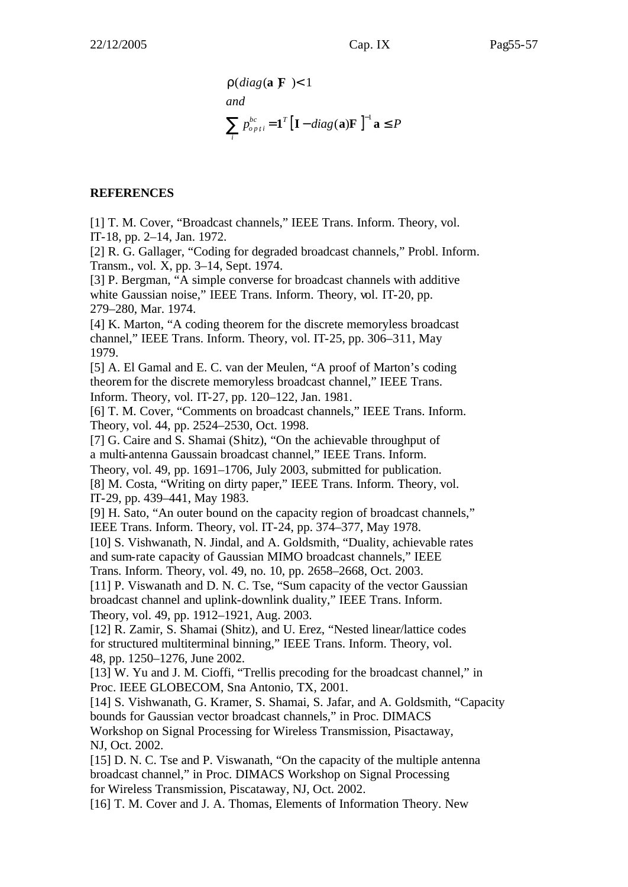$$\rho(diag(\mathbf{a})\mathbf{F}) < 1$$

*and*

$$\sum_i p_{opt\,i}^{bc} = \mathbf{1}^T \left[\mathbf{I} - diag(\mathbf{a})\mathbf{F}\right]^{-1} \mathbf{a} \le P$$

**REFERENCES**

[1] T. M. Cover, "Broadcast channels," IEEE Trans. Inform. Theory, vol. IT-18, pp. 2–14, Jan. 1972.
[2] R. G. Gallager, "Coding for degraded broadcast channels," Probl. Inform. Transm., vol. X, pp. 3–14, Sept. 1974.
[3] P. Bergman, "A simple converse for broadcast channels with additive white Gaussian noise," IEEE Trans. Inform. Theory, vol. IT-20, pp. 279–280, Mar. 1974.
[4] K. Marton, "A coding theorem for the discrete memoryless broadcast channel," IEEE Trans. Inform. Theory, vol. IT-25, pp. 306–311, May 1979.
[5] A. El Gamal and E. C. van der Meulen, "A proof of Marton's coding theorem for the discrete memoryless broadcast channel," IEEE Trans. Inform. Theory, vol. IT-27, pp. 120–122, Jan. 1981.
[6] T. M. Cover, "Comments on broadcast channels," IEEE Trans. Inform. Theory, vol. 44, pp. 2524–2530, Oct. 1998.
[7] G. Caire and S. Shamai (Shitz), "On the achievable throughput of a multi-antenna Gaussain broadcast channel," IEEE Trans. Inform. Theory, vol. 49, pp. 1691–1706, July 2003, submitted for publication.
[8] M. Costa, "Writing on dirty paper," IEEE Trans. Inform. Theory, vol. IT-29, pp. 439–441, May 1983.
[9] H. Sato, "An outer bound on the capacity region of broadcast channels," IEEE Trans. Inform. Theory, vol. IT-24, pp. 374–377, May 1978.
[10] S. Vishwanath, N. Jindal, and A. Goldsmith, "Duality, achievable rates and sum-rate capacity of Gaussian MIMO broadcast channels," IEEE Trans. Inform. Theory, vol. 49, no. 10, pp. 2658–2668, Oct. 2003.
[11] P. Viswanath and D. N. C. Tse, "Sum capacity of the vector Gaussian broadcast channel and uplink-downlink duality," IEEE Trans. Inform. Theory, vol. 49, pp. 1912–1921, Aug. 2003.
[12] R. Zamir, S. Shamai (Shitz), and U. Erez, "Nested linear/lattice codes for structured multiterminal binning," IEEE Trans. Inform. Theory, vol. 48, pp. 1250–1276, June 2002.
[13] W. Yu and J. M. Cioffi, "Trellis precoding for the broadcast channel," in Proc. IEEE GLOBECOM, Sna Antonio, TX, 2001.
[14] S. Vishwanath, G. Kramer, S. Shamai, S. Jafar, and A. Goldsmith, "Capacity bounds for Gaussian vector broadcast channels," in Proc. DIMACS Workshop on Signal Processing for Wireless Transmission, Pisactaway, NJ, Oct. 2002.
[15] D. N. C. Tse and P. Viswanath, "On the capacity of the multiple antenna broadcast channel," in Proc. DIMACS Workshop on Signal Processing for Wireless Transmission, Piscataway, NJ, Oct. 2002.
[16] T. M. Cover and J. A. Thomas, Elements of Information Theory. New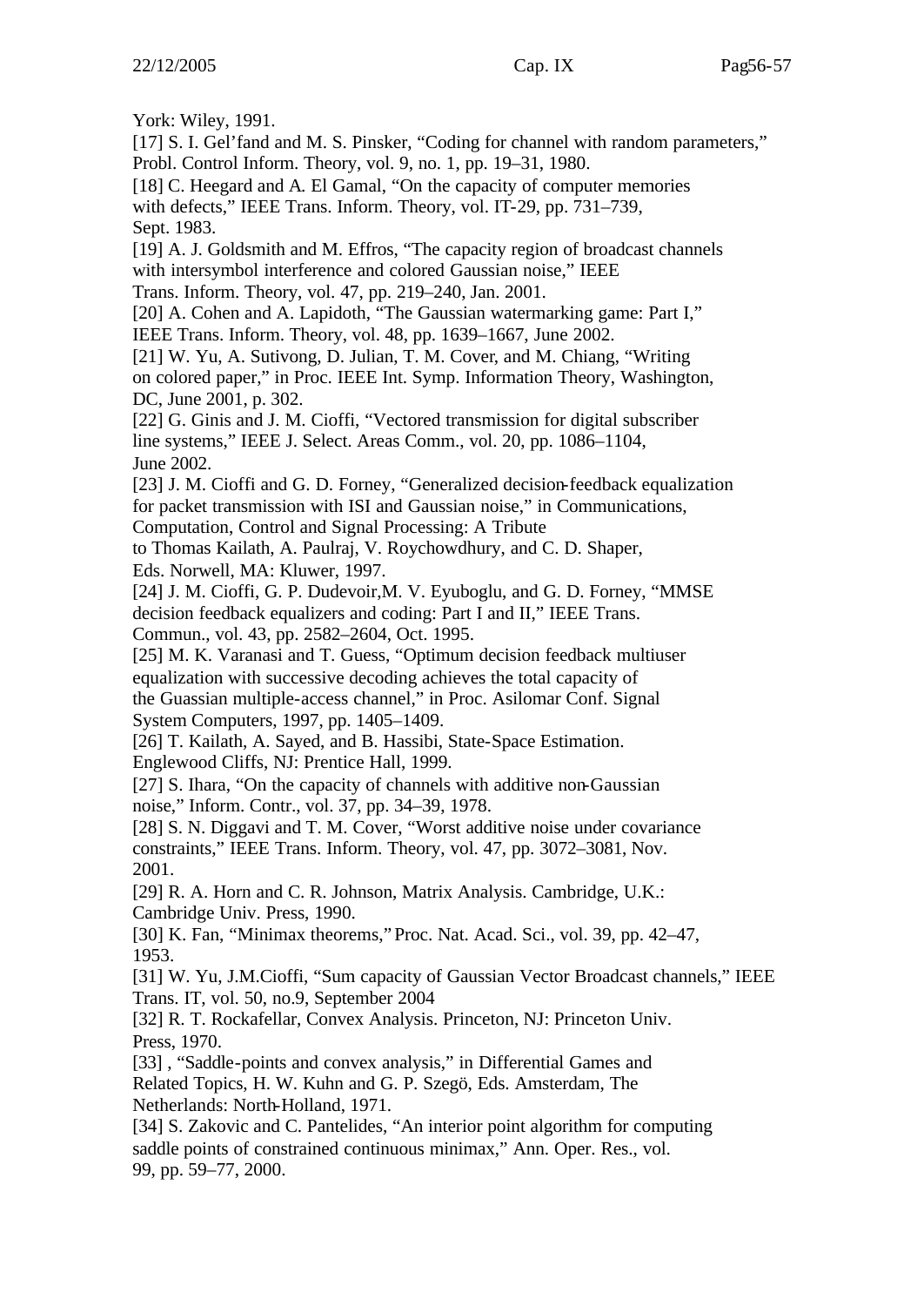York: Wiley, 1991.

[17] S. I. Gel'fand and M. S. Pinsker, "Coding for channel with random parameters," Probl. Control Inform. Theory, vol. 9, no. 1, pp. 19–31, 1980.

[18] C. Heegard and A. El Gamal, "On the capacity of computer memories with defects," IEEE Trans. Inform. Theory, vol. IT-29, pp. 731–739, Sept. 1983.

[19] A. J. Goldsmith and M. Effros, "The capacity region of broadcast channels with intersymbol interference and colored Gaussian noise," IEEE Trans. Inform. Theory, vol. 47, pp. 219–240, Jan. 2001.

[20] A. Cohen and A. Lapidoth, "The Gaussian watermarking game: Part I," IEEE Trans. Inform. Theory, vol. 48, pp. 1639–1667, June 2002.

[21] W. Yu, A. Sutivong, D. Julian, T. M. Cover, and M. Chiang, "Writing on colored paper," in Proc. IEEE Int. Symp. Information Theory, Washington, DC, June 2001, p. 302.

[22] G. Ginis and J. M. Cioffi, "Vectored transmission for digital subscriber line systems," IEEE J. Select. Areas Comm., vol. 20, pp. 1086–1104, June 2002.

[23] J. M. Cioffi and G. D. Forney, "Generalized decision-feedback equalization for packet transmission with ISI and Gaussian noise," in Communications, Computation, Control and Signal Processing: A Tribute to Thomas Kailath, A. Paulraj, V. Roychowdhury, and C. D. Shaper, Eds. Norwell, MA: Kluwer, 1997.

[24] J. M. Cioffi, G. P. Dudevoir,M. V. Eyuboglu, and G. D. Forney, "MMSE decision feedback equalizers and coding: Part I and II," IEEE Trans. Commun., vol. 43, pp. 2582–2604, Oct. 1995.

[25] M. K. Varanasi and T. Guess, "Optimum decision feedback multiuser equalization with successive decoding achieves the total capacity of the Guassian multiple-access channel," in Proc. Asilomar Conf. Signal System Computers, 1997, pp. 1405–1409.

[26] T. Kailath, A. Sayed, and B. Hassibi, State-Space Estimation. Englewood Cliffs, NJ: Prentice Hall, 1999.

[27] S. Ihara, "On the capacity of channels with additive non-Gaussian noise," Inform. Contr., vol. 37, pp. 34–39, 1978.

[28] S. N. Diggavi and T. M. Cover, "Worst additive noise under covariance constraints," IEEE Trans. Inform. Theory, vol. 47, pp. 3072–3081, Nov. 2001.

[29] R. A. Horn and C. R. Johnson, Matrix Analysis. Cambridge, U.K.: Cambridge Univ. Press, 1990.

[30] K. Fan, "Minimax theorems," Proc. Nat. Acad. Sci., vol. 39, pp. 42–47, 1953.

[31] W. Yu, J.M.Cioffi, "Sum capacity of Gaussian Vector Broadcast channels," IEEE Trans. IT, vol. 50, no.9, September 2004

[32] R. T. Rockafellar, Convex Analysis. Princeton, NJ: Princeton Univ. Press, 1970.

[33] , "Saddle-points and convex analysis," in Differential Games and Related Topics, H. W. Kuhn and G. P. Szegö, Eds. Amsterdam, The Netherlands: North-Holland, 1971.

[34] S. Zakovic and C. Pantelides, "An interior point algorithm for computing saddle points of constrained continuous minimax," Ann. Oper. Res., vol. 99, pp. 59–77, 2000.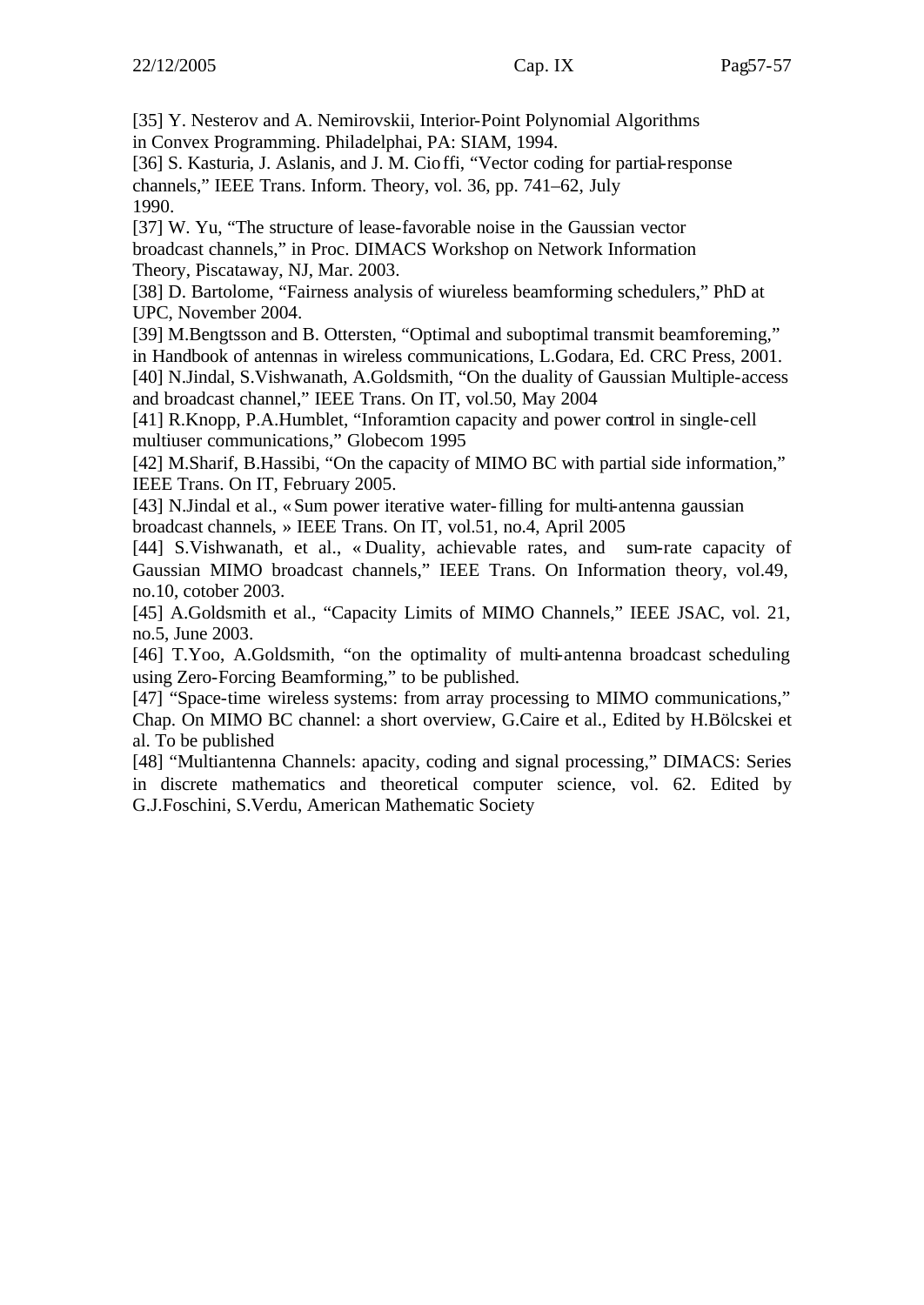[35] Y. Nesterov and A. Nemirovskii, Interior-Point Polynomial Algorithms in Convex Programming. Philadelphai, PA: SIAM, 1994.

[36] S. Kasturia, J. Aslanis, and J. M. Cioffi, "Vector coding for partial-response channels," IEEE Trans. Inform. Theory, vol. 36, pp. 741–62, July 1990.

[37] W. Yu, "The structure of lease-favorable noise in the Gaussian vector broadcast channels," in Proc. DIMACS Workshop on Network Information Theory, Piscataway, NJ, Mar. 2003.

[38] D. Bartolome, "Fairness analysis of wiureless beamforming schedulers," PhD at UPC, November 2004.

[39] M.Bengtsson and B. Ottersten, "Optimal and suboptimal transmit beamforeming," in Handbook of antennas in wireless communications, L.Godara, Ed. CRC Press, 2001.

[40] N.Jindal, S.Vishwanath, A.Goldsmith, "On the duality of Gaussian Multiple-access and broadcast channel," IEEE Trans. On IT, vol.50, May 2004

[41] R.Knopp, P.A.Humblet, "Inforamtion capacity and power control in single-cell multiuser communications," Globecom 1995

[42] M.Sharif, B.Hassibi, "On the capacity of MIMO BC with partial side information," IEEE Trans. On IT, February 2005.

[43] N.Jindal et al., « Sum power iterative water-filling for multi-antenna gaussian broadcast channels, » IEEE Trans. On IT, vol.51, no.4, April 2005

[44] S.Vishwanath, et al., « Duality, achievable rates, and sum-rate capacity of Gaussian MIMO broadcast channels," IEEE Trans. On Information theory, vol.49, no.10, cotober 2003.

[45] A.Goldsmith et al., "Capacity Limits of MIMO Channels," IEEE JSAC, vol. 21, no.5, June 2003.

[46] T.Yoo, A.Goldsmith, "on the optimality of multi-antenna broadcast scheduling using Zero-Forcing Beamforming," to be published.

[47] "Space-time wireless systems: from array processing to MIMO communications," Chap. On MIMO BC channel: a short overview, G.Caire et al., Edited by H.Bölcskei et al. To be published

[48] "Multiantenna Channels: apacity, coding and signal processing," DIMACS: Series in discrete mathematics and theoretical computer science, vol. 62. Edited by G.J.Foschini, S.Verdu, American Mathematic Society